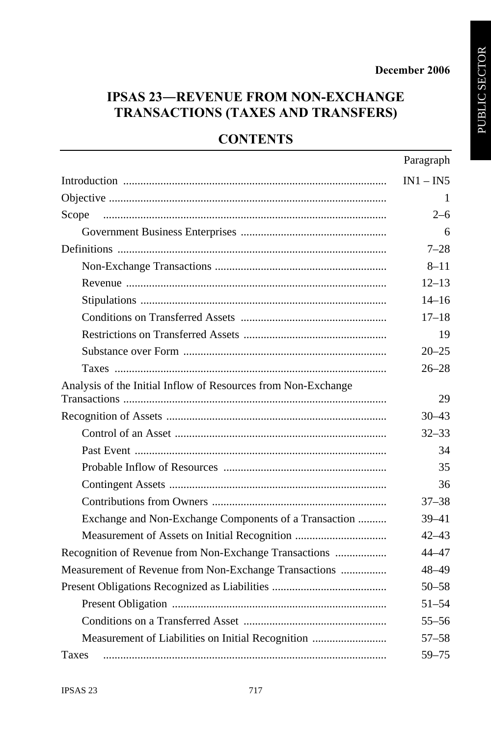December 2006

# IPSAS 23—REVENUE FROM NON-EXCHANGE TRANSACTIONS (TAXES AND TRANSFERS)

## CONTENTS

| | Paragraph |
|---|---|
| Introduction | IN1 – IN5 |
| Objective | 1 |
| Scope | 2–6 |
| Government Business Enterprises | 6 |
| Definitions | 7–28 |
| Non-Exchange Transactions | 8–11 |
| Revenue | 12–13 |
| Stipulations | 14–16 |
| Conditions on Transferred Assets | 17–18 |
| Restrictions on Transferred Assets | 19 |
| Substance over Form | 20–25 |
| Taxes | 26–28 |
| Analysis of the Initial Inflow of Resources from Non-Exchange Transactions | 29 |
| Recognition of Assets | 30–43 |
| Control of an Asset | 32–33 |
| Past Event | 34 |
| Probable Inflow of Resources | 35 |
| Contingent Assets | 36 |
| Contributions from Owners | 37–38 |
| Exchange and Non-Exchange Components of a Transaction | 39–41 |
| Measurement of Assets on Initial Recognition | 42–43 |
| Recognition of Revenue from Non-Exchange Transactions | 44–47 |
| Measurement of Revenue from Non-Exchange Transactions | 48–49 |
| Present Obligations Recognized as Liabilities | 50–58 |
| Present Obligation | 51–54 |
| Conditions on a Transferred Asset | 55–56 |
| Measurement of Liabilities on Initial Recognition | 57–58 |
| Taxes | 59–75 |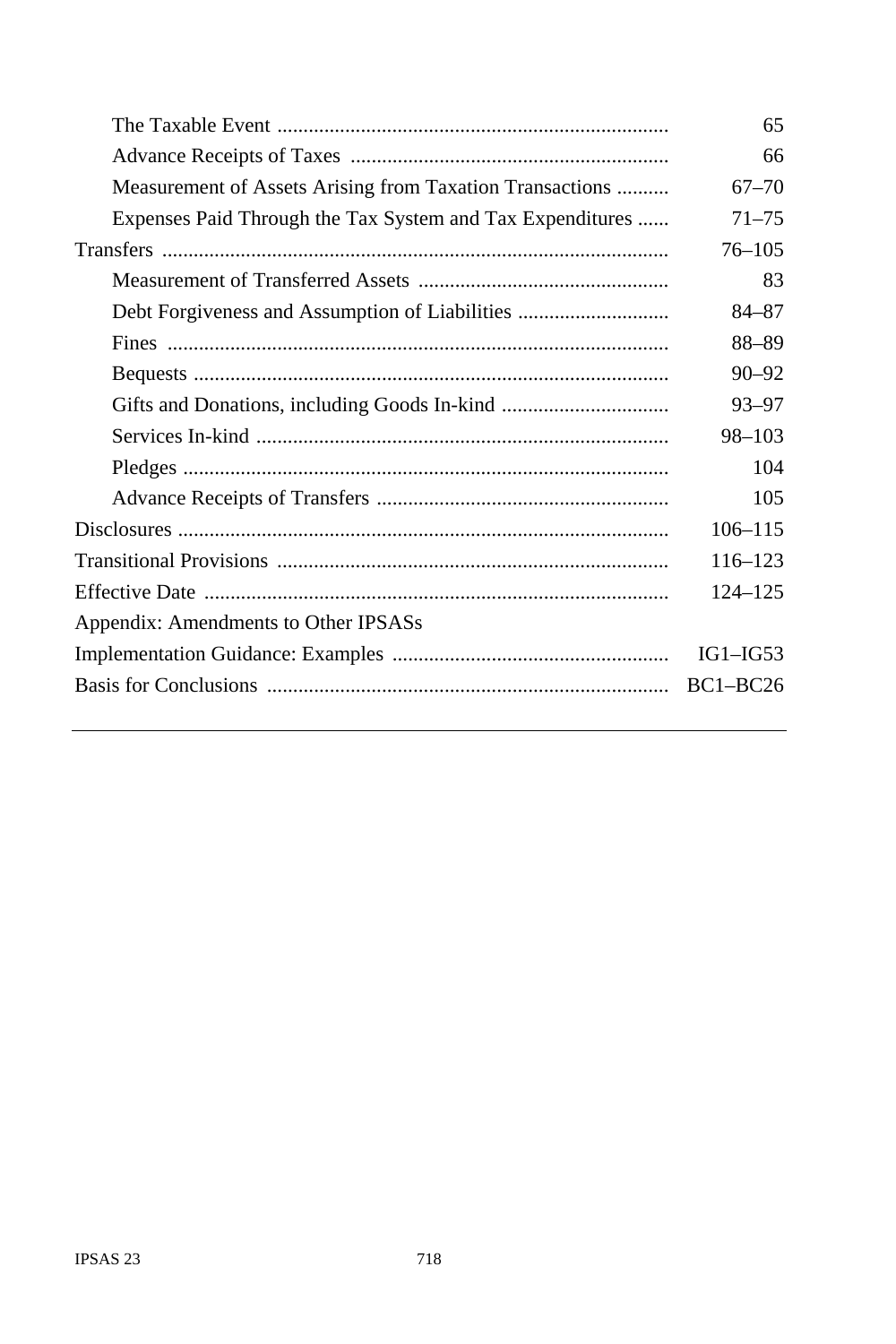| | |
|---|---|
| The Taxable Event | 65 |
| Advance Receipts of Taxes | 66 |
| Measurement of Assets Arising from Taxation Transactions | 67–70 |
| Expenses Paid Through the Tax System and Tax Expenditures | 71–75 |
| Transfers | 76–105 |
| Measurement of Transferred Assets | 83 |
| Debt Forgiveness and Assumption of Liabilities | 84–87 |
| Fines | 88–89 |
| Bequests | 90–92 |
| Gifts and Donations, including Goods In-kind | 93–97 |
| Services In-kind | 98–103 |
| Pledges | 104 |
| Advance Receipts of Transfers | 105 |
| Disclosures | 106–115 |
| Transitional Provisions | 116–123 |
| Effective Date | 124–125 |
| Appendix: Amendments to Other IPSASs | |
| Implementation Guidance: Examples | IG1–IG53 |
| Basis for Conclusions | BC1–BC26 |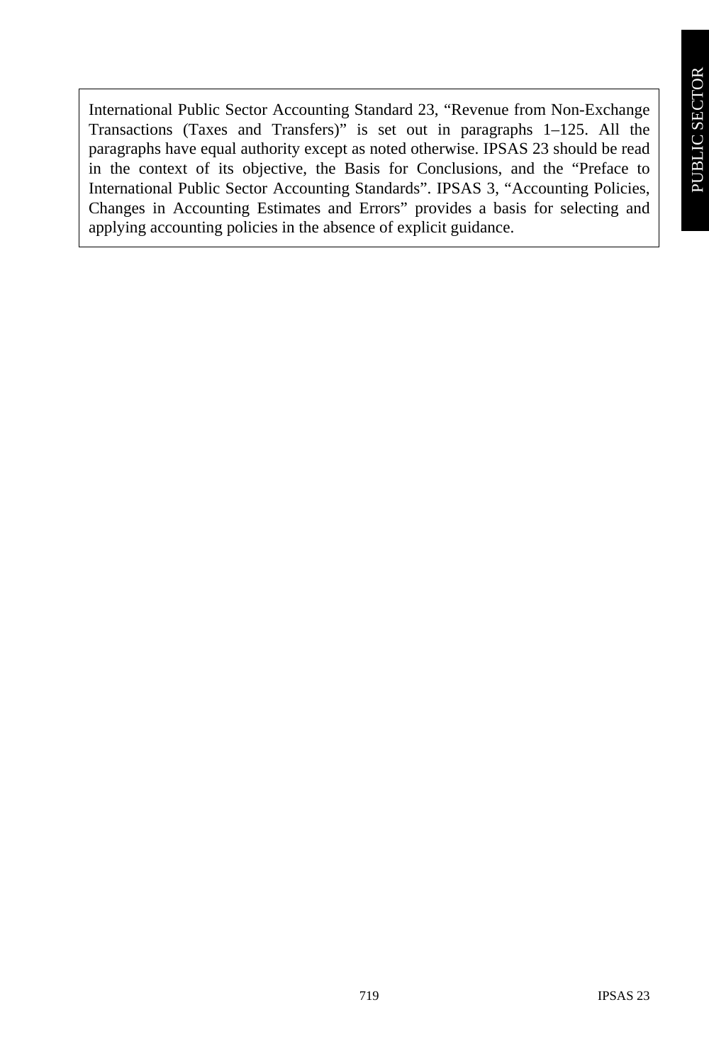International Public Sector Accounting Standard 23, “Revenue from Non-Exchange Transactions (Taxes and Transfers)” is set out in paragraphs 1–125. All the paragraphs have equal authority except as noted otherwise. IPSAS 23 should be read in the context of its objective, the Basis for Conclusions, and the “Preface to International Public Sector Accounting Standards”. IPSAS 3, “Accounting Policies, Changes in Accounting Estimates and Errors” provides a basis for selecting and applying accounting policies in the absence of explicit guidance.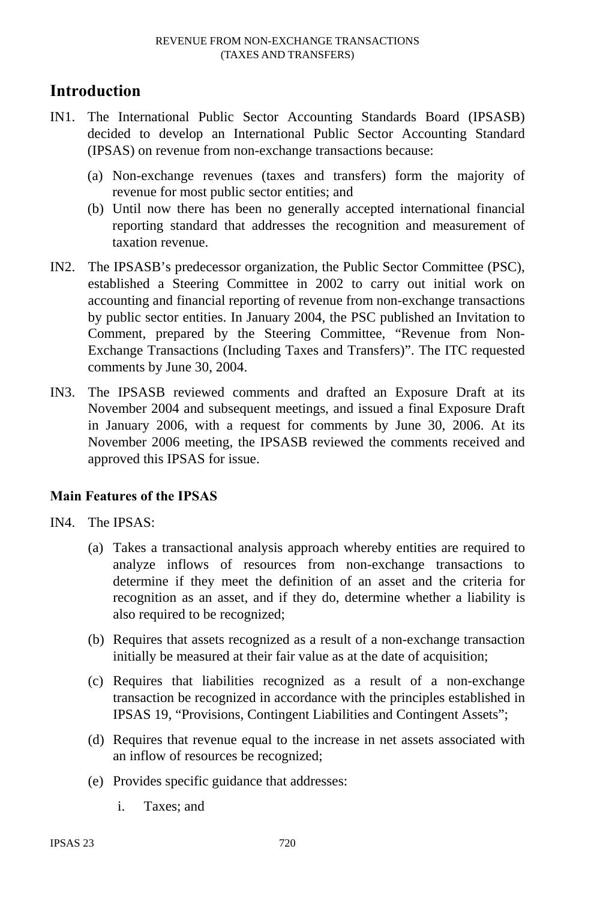## Introduction

IN1. The International Public Sector Accounting Standards Board (IPSASB) decided to develop an International Public Sector Accounting Standard (IPSAS) on revenue from non-exchange transactions because:

(a) Non-exchange revenues (taxes and transfers) form the majority of revenue for most public sector entities; and

(b) Until now there has been no generally accepted international financial reporting standard that addresses the recognition and measurement of taxation revenue.

IN2. The IPSASB's predecessor organization, the Public Sector Committee (PSC), established a Steering Committee in 2002 to carry out initial work on accounting and financial reporting of revenue from non-exchange transactions by public sector entities. In January 2004, the PSC published an Invitation to Comment, prepared by the Steering Committee, "Revenue from Non-Exchange Transactions (Including Taxes and Transfers)". The ITC requested comments by June 30, 2004.

IN3. The IPSASB reviewed comments and drafted an Exposure Draft at its November 2004 and subsequent meetings, and issued a final Exposure Draft in January 2006, with a request for comments by June 30, 2006. At its November 2006 meeting, the IPSASB reviewed the comments received and approved this IPSAS for issue.

### Main Features of the IPSAS

IN4. The IPSAS:

(a) Takes a transactional analysis approach whereby entities are required to analyze inflows of resources from non-exchange transactions to determine if they meet the definition of an asset and the criteria for recognition as an asset, and if they do, determine whether a liability is also required to be recognized;

(b) Requires that assets recognized as a result of a non-exchange transaction initially be measured at their fair value as at the date of acquisition;

(c) Requires that liabilities recognized as a result of a non-exchange transaction be recognized in accordance with the principles established in IPSAS 19, "Provisions, Contingent Liabilities and Contingent Assets";

(d) Requires that revenue equal to the increase in net assets associated with an inflow of resources be recognized;

(e) Provides specific guidance that addresses:

i. Taxes; and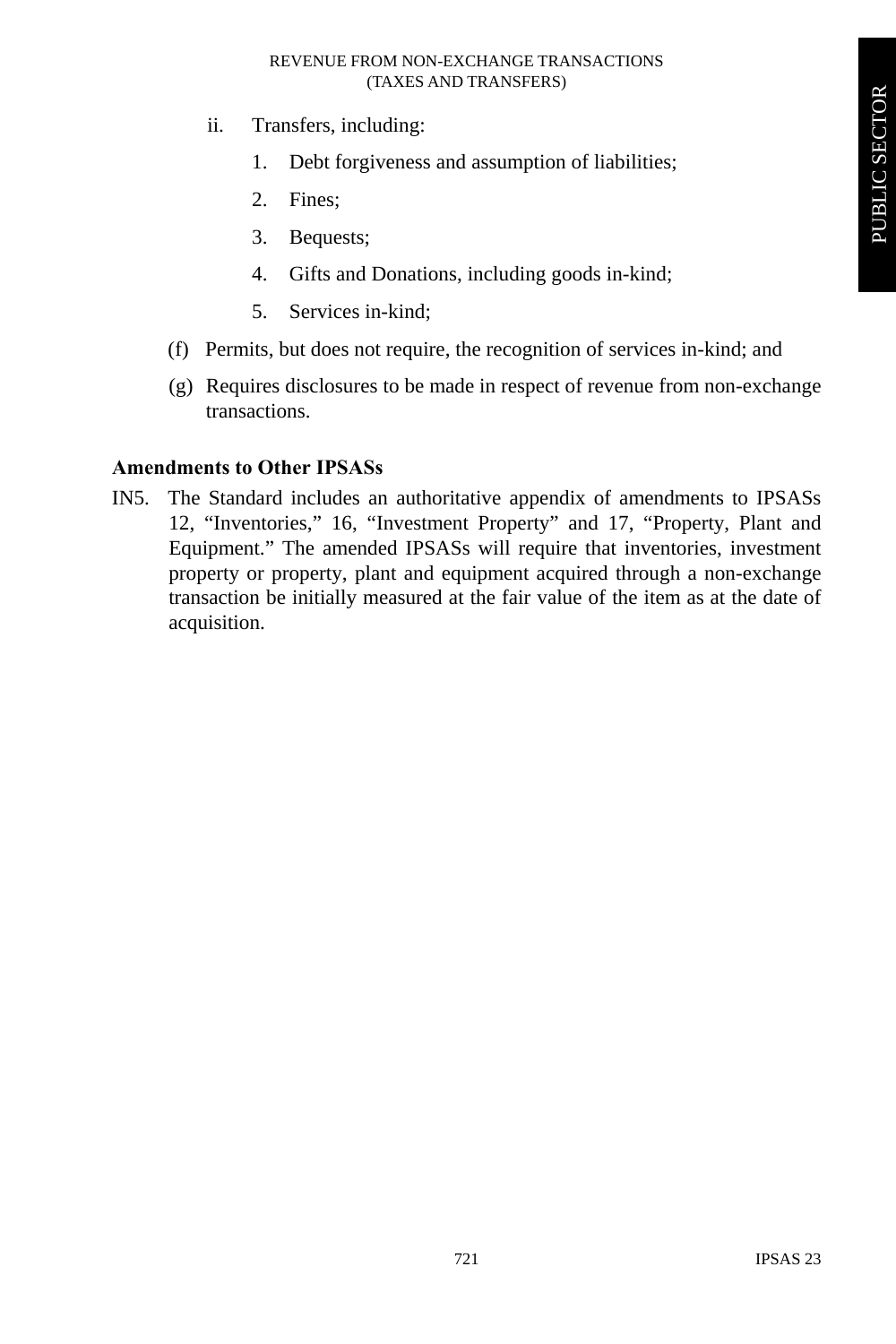ii. Transfers, including:

   1. Debt forgiveness and assumption of liabilities;
   2. Fines;
   3. Bequests;
   4. Gifts and Donations, including goods in-kind;
   5. Services in-kind;

(f) Permits, but does not require, the recognition of services in-kind; and

(g) Requires disclosures to be made in respect of revenue from non-exchange transactions.

**Amendments to Other IPSASs**

IN5. The Standard includes an authoritative appendix of amendments to IPSASs 12, “Inventories,” 16, “Investment Property” and 17, “Property, Plant and Equipment.” The amended IPSASs will require that inventories, investment property or property, plant and equipment acquired through a non-exchange transaction be initially measured at the fair value of the item as at the date of acquisition.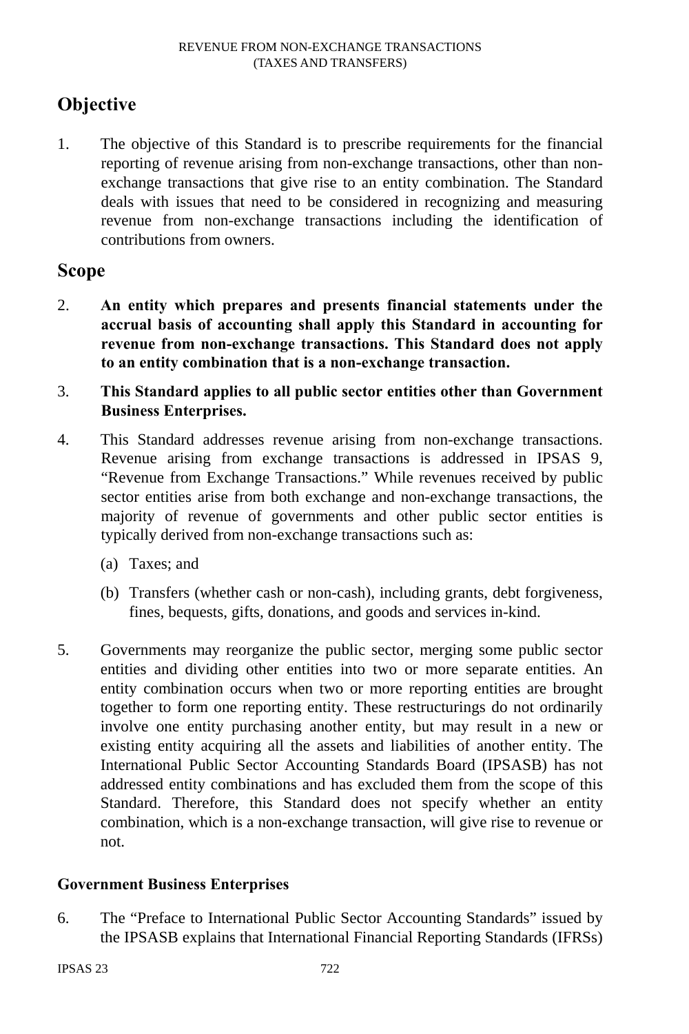## Objective

1. The objective of this Standard is to prescribe requirements for the financial reporting of revenue arising from non-exchange transactions, other than non-exchange transactions that give rise to an entity combination. The Standard deals with issues that need to be considered in recognizing and measuring revenue from non-exchange transactions including the identification of contributions from owners.

## Scope

2. **An entity which prepares and presents financial statements under the accrual basis of accounting shall apply this Standard in accounting for revenue from non-exchange transactions. This Standard does not apply to an entity combination that is a non-exchange transaction.**

3. **This Standard applies to all public sector entities other than Government Business Enterprises.**

4. This Standard addresses revenue arising from non-exchange transactions. Revenue arising from exchange transactions is addressed in IPSAS 9, "Revenue from Exchange Transactions." While revenues received by public sector entities arise from both exchange and non-exchange transactions, the majority of revenue of governments and other public sector entities is typically derived from non-exchange transactions such as:

   (a) Taxes; and

   (b) Transfers (whether cash or non-cash), including grants, debt forgiveness, fines, bequests, gifts, donations, and goods and services in-kind.

5. Governments may reorganize the public sector, merging some public sector entities and dividing other entities into two or more separate entities. An entity combination occurs when two or more reporting entities are brought together to form one reporting entity. These restructurings do not ordinarily involve one entity purchasing another entity, but may result in a new or existing entity acquiring all the assets and liabilities of another entity. The International Public Sector Accounting Standards Board (IPSASB) has not addressed entity combinations and has excluded them from the scope of this Standard. Therefore, this Standard does not specify whether an entity combination, which is a non-exchange transaction, will give rise to revenue or not.

### Government Business Enterprises

6. The "Preface to International Public Sector Accounting Standards" issued by the IPSASB explains that International Financial Reporting Standards (IFRSs)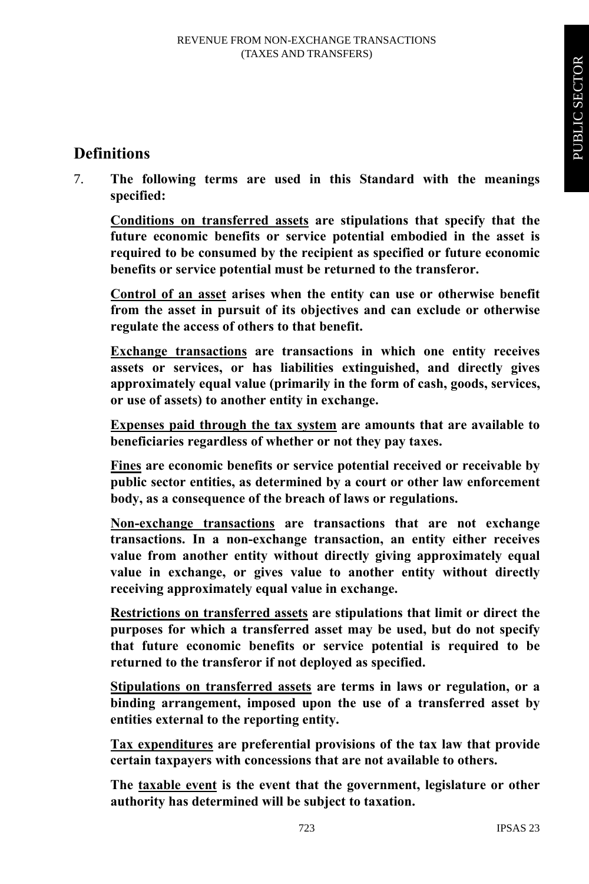## Definitions

7. **The following terms are used in this Standard with the meanings specified:**

   **<u>Conditions on transferred assets</u> are stipulations that specify that the future economic benefits or service potential embodied in the asset is required to be consumed by the recipient as specified or future economic benefits or service potential must be returned to the transferor.**

   **<u>Control of an asset</u> arises when the entity can use or otherwise benefit from the asset in pursuit of its objectives and can exclude or otherwise regulate the access of others to that benefit.**

   **<u>Exchange transactions</u> are transactions in which one entity receives assets or services, or has liabilities extinguished, and directly gives approximately equal value (primarily in the form of cash, goods, services, or use of assets) to another entity in exchange.**

   **<u>Expenses paid through the tax system</u> are amounts that are available to beneficiaries regardless of whether or not they pay taxes.**

   **<u>Fines</u> are economic benefits or service potential received or receivable by public sector entities, as determined by a court or other law enforcement body, as a consequence of the breach of laws or regulations.**

   **<u>Non-exchange transactions</u> are transactions that are not exchange transactions. In a non-exchange transaction, an entity either receives value from another entity without directly giving approximately equal value in exchange, or gives value to another entity without directly receiving approximately equal value in exchange.**

   **<u>Restrictions on transferred assets</u> are stipulations that limit or direct the purposes for which a transferred asset may be used, but do not specify that future economic benefits or service potential is required to be returned to the transferor if not deployed as specified.**

   **<u>Stipulations on transferred assets</u> are terms in laws or regulation, or a binding arrangement, imposed upon the use of a transferred asset by entities external to the reporting entity.**

   **<u>Tax expenditures</u> are preferential provisions of the tax law that provide certain taxpayers with concessions that are not available to others.**

   **The <u>taxable event</u> is the event that the government, legislature or other authority has determined will be subject to taxation.**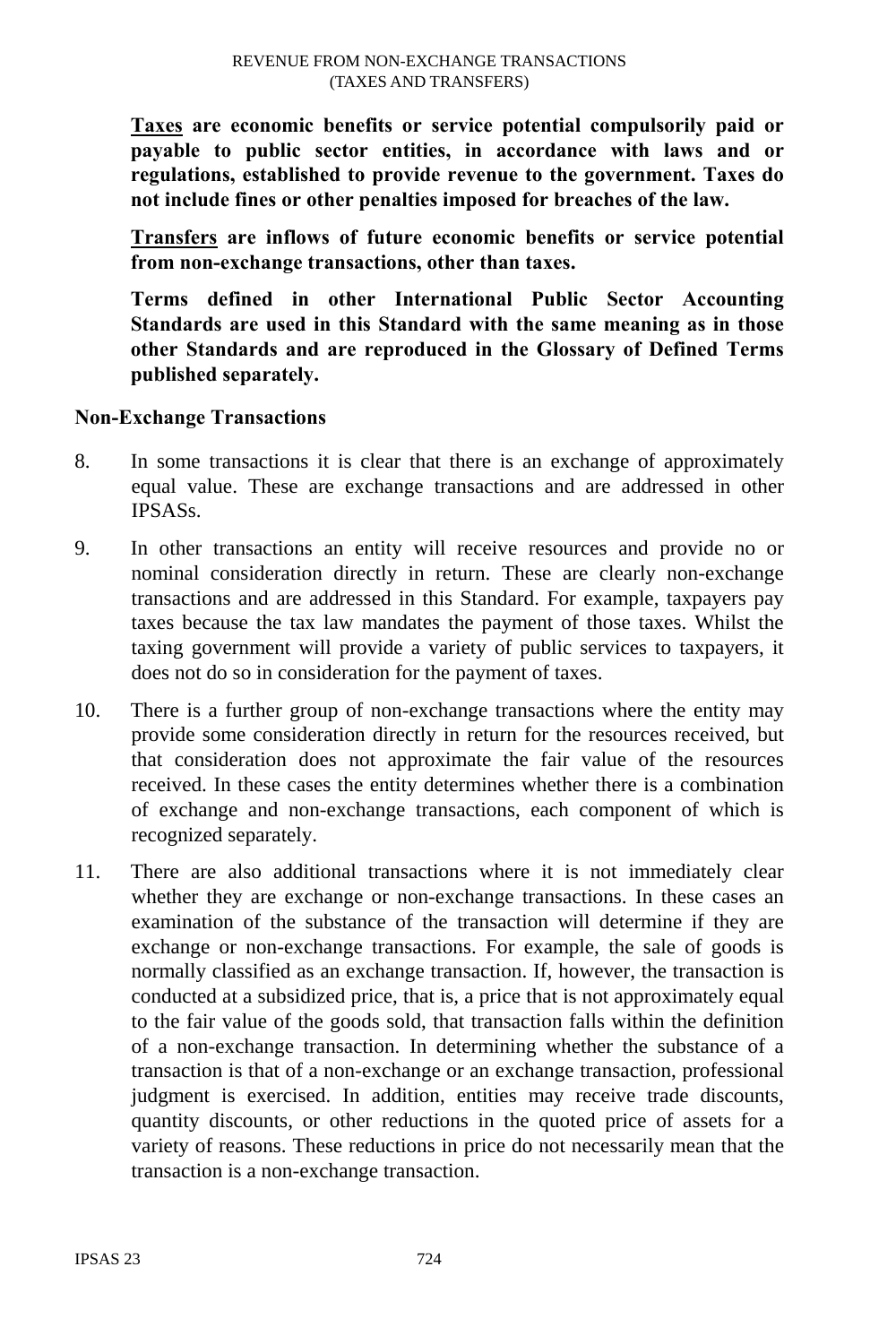**<u>Taxes</u> are economic benefits or service potential compulsorily paid or payable to public sector entities, in accordance with laws and or regulations, established to provide revenue to the government. Taxes do not include fines or other penalties imposed for breaches of the law.**

**<u>Transfers</u> are inflows of future economic benefits or service potential from non-exchange transactions, other than taxes.**

**Terms defined in other International Public Sector Accounting Standards are used in this Standard with the same meaning as in those other Standards and are reproduced in the Glossary of Defined Terms published separately.**

### Non-Exchange Transactions

8. In some transactions it is clear that there is an exchange of approximately equal value. These are exchange transactions and are addressed in other IPSASs.

9. In other transactions an entity will receive resources and provide no or nominal consideration directly in return. These are clearly non-exchange transactions and are addressed in this Standard. For example, taxpayers pay taxes because the tax law mandates the payment of those taxes. Whilst the taxing government will provide a variety of public services to taxpayers, it does not do so in consideration for the payment of taxes.

10. There is a further group of non-exchange transactions where the entity may provide some consideration directly in return for the resources received, but that consideration does not approximate the fair value of the resources received. In these cases the entity determines whether there is a combination of exchange and non-exchange transactions, each component of which is recognized separately.

11. There are also additional transactions where it is not immediately clear whether they are exchange or non-exchange transactions. In these cases an examination of the substance of the transaction will determine if they are exchange or non-exchange transactions. For example, the sale of goods is normally classified as an exchange transaction. If, however, the transaction is conducted at a subsidized price, that is, a price that is not approximately equal to the fair value of the goods sold, that transaction falls within the definition of a non-exchange transaction. In determining whether the substance of a transaction is that of a non-exchange or an exchange transaction, professional judgment is exercised. In addition, entities may receive trade discounts, quantity discounts, or other reductions in the quoted price of assets for a variety of reasons. These reductions in price do not necessarily mean that the transaction is a non-exchange transaction.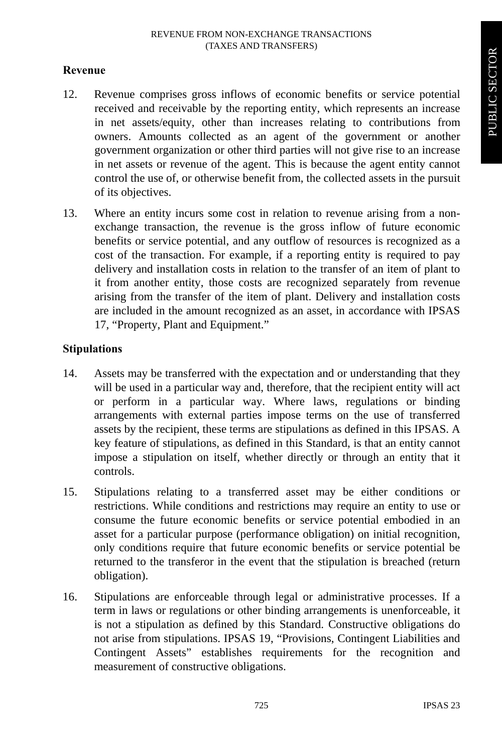## Revenue

12. Revenue comprises gross inflows of economic benefits or service potential received and receivable by the reporting entity, which represents an increase in net assets/equity, other than increases relating to contributions from owners. Amounts collected as an agent of the government or another government organization or other third parties will not give rise to an increase in net assets or revenue of the agent. This is because the agent entity cannot control the use of, or otherwise benefit from, the collected assets in the pursuit of its objectives.

13. Where an entity incurs some cost in relation to revenue arising from a non-exchange transaction, the revenue is the gross inflow of future economic benefits or service potential, and any outflow of resources is recognized as a cost of the transaction. For example, if a reporting entity is required to pay delivery and installation costs in relation to the transfer of an item of plant to it from another entity, those costs are recognized separately from revenue arising from the transfer of the item of plant. Delivery and installation costs are included in the amount recognized as an asset, in accordance with IPSAS 17, "Property, Plant and Equipment."

## Stipulations

14. Assets may be transferred with the expectation and or understanding that they will be used in a particular way and, therefore, that the recipient entity will act or perform in a particular way. Where laws, regulations or binding arrangements with external parties impose terms on the use of transferred assets by the recipient, these terms are stipulations as defined in this IPSAS. A key feature of stipulations, as defined in this Standard, is that an entity cannot impose a stipulation on itself, whether directly or through an entity that it controls.

15. Stipulations relating to a transferred asset may be either conditions or restrictions. While conditions and restrictions may require an entity to use or consume the future economic benefits or service potential embodied in an asset for a particular purpose (performance obligation) on initial recognition, only conditions require that future economic benefits or service potential be returned to the transferor in the event that the stipulation is breached (return obligation).

16. Stipulations are enforceable through legal or administrative processes. If a term in laws or regulations or other binding arrangements is unenforceable, it is not a stipulation as defined by this Standard. Constructive obligations do not arise from stipulations. IPSAS 19, "Provisions, Contingent Liabilities and Contingent Assets" establishes requirements for the recognition and measurement of constructive obligations.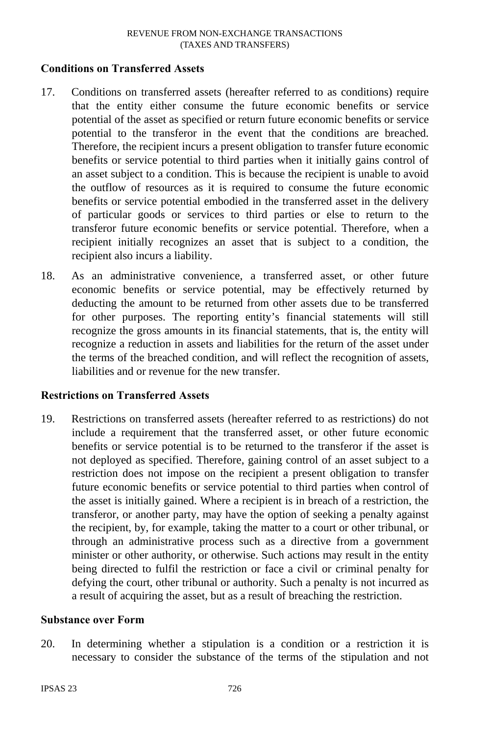### Conditions on Transferred Assets

17. Conditions on transferred assets (hereafter referred to as conditions) require that the entity either consume the future economic benefits or service potential of the asset as specified or return future economic benefits or service potential to the transferor in the event that the conditions are breached. Therefore, the recipient incurs a present obligation to transfer future economic benefits or service potential to third parties when it initially gains control of an asset subject to a condition. This is because the recipient is unable to avoid the outflow of resources as it is required to consume the future economic benefits or service potential embodied in the transferred asset in the delivery of particular goods or services to third parties or else to return to the transferor future economic benefits or service potential. Therefore, when a recipient initially recognizes an asset that is subject to a condition, the recipient also incurs a liability.

18. As an administrative convenience, a transferred asset, or other future economic benefits or service potential, may be effectively returned by deducting the amount to be returned from other assets due to be transferred for other purposes. The reporting entity's financial statements will still recognize the gross amounts in its financial statements, that is, the entity will recognize a reduction in assets and liabilities for the return of the asset under the terms of the breached condition, and will reflect the recognition of assets, liabilities and or revenue for the new transfer.

### Restrictions on Transferred Assets

19. Restrictions on transferred assets (hereafter referred to as restrictions) do not include a requirement that the transferred asset, or other future economic benefits or service potential is to be returned to the transferor if the asset is not deployed as specified. Therefore, gaining control of an asset subject to a restriction does not impose on the recipient a present obligation to transfer future economic benefits or service potential to third parties when control of the asset is initially gained. Where a recipient is in breach of a restriction, the transferor, or another party, may have the option of seeking a penalty against the recipient, by, for example, taking the matter to a court or other tribunal, or through an administrative process such as a directive from a government minister or other authority, or otherwise. Such actions may result in the entity being directed to fulfil the restriction or face a civil or criminal penalty for defying the court, other tribunal or authority. Such a penalty is not incurred as a result of acquiring the asset, but as a result of breaching the restriction.

### Substance over Form

20. In determining whether a stipulation is a condition or a restriction it is necessary to consider the substance of the terms of the stipulation and not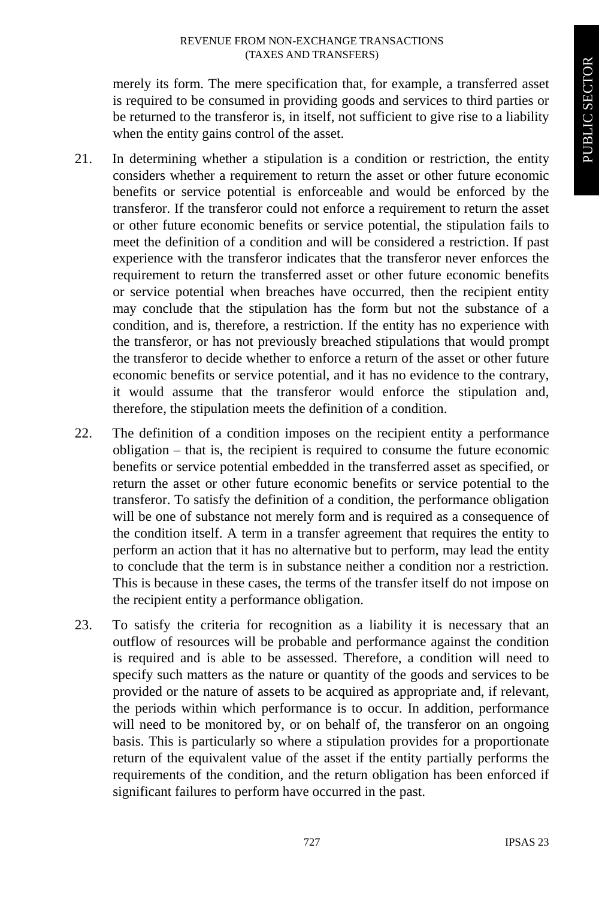merely its form. The mere specification that, for example, a transferred asset is required to be consumed in providing goods and services to third parties or be returned to the transferor is, in itself, not sufficient to give rise to a liability when the entity gains control of the asset.

21. In determining whether a stipulation is a condition or restriction, the entity considers whether a requirement to return the asset or other future economic benefits or service potential is enforceable and would be enforced by the transferor. If the transferor could not enforce a requirement to return the asset or other future economic benefits or service potential, the stipulation fails to meet the definition of a condition and will be considered a restriction. If past experience with the transferor indicates that the transferor never enforces the requirement to return the transferred asset or other future economic benefits or service potential when breaches have occurred, then the recipient entity may conclude that the stipulation has the form but not the substance of a condition, and is, therefore, a restriction. If the entity has no experience with the transferor, or has not previously breached stipulations that would prompt the transferor to decide whether to enforce a return of the asset or other future economic benefits or service potential, and it has no evidence to the contrary, it would assume that the transferor would enforce the stipulation and, therefore, the stipulation meets the definition of a condition.

22. The definition of a condition imposes on the recipient entity a performance obligation – that is, the recipient is required to consume the future economic benefits or service potential embedded in the transferred asset as specified, or return the asset or other future economic benefits or service potential to the transferor. To satisfy the definition of a condition, the performance obligation will be one of substance not merely form and is required as a consequence of the condition itself. A term in a transfer agreement that requires the entity to perform an action that it has no alternative but to perform, may lead the entity to conclude that the term is in substance neither a condition nor a restriction. This is because in these cases, the terms of the transfer itself do not impose on the recipient entity a performance obligation.

23. To satisfy the criteria for recognition as a liability it is necessary that an outflow of resources will be probable and performance against the condition is required and is able to be assessed. Therefore, a condition will need to specify such matters as the nature or quantity of the goods and services to be provided or the nature of assets to be acquired as appropriate and, if relevant, the periods within which performance is to occur. In addition, performance will need to be monitored by, or on behalf of, the transferor on an ongoing basis. This is particularly so where a stipulation provides for a proportionate return of the equivalent value of the asset if the entity partially performs the requirements of the condition, and the return obligation has been enforced if significant failures to perform have occurred in the past.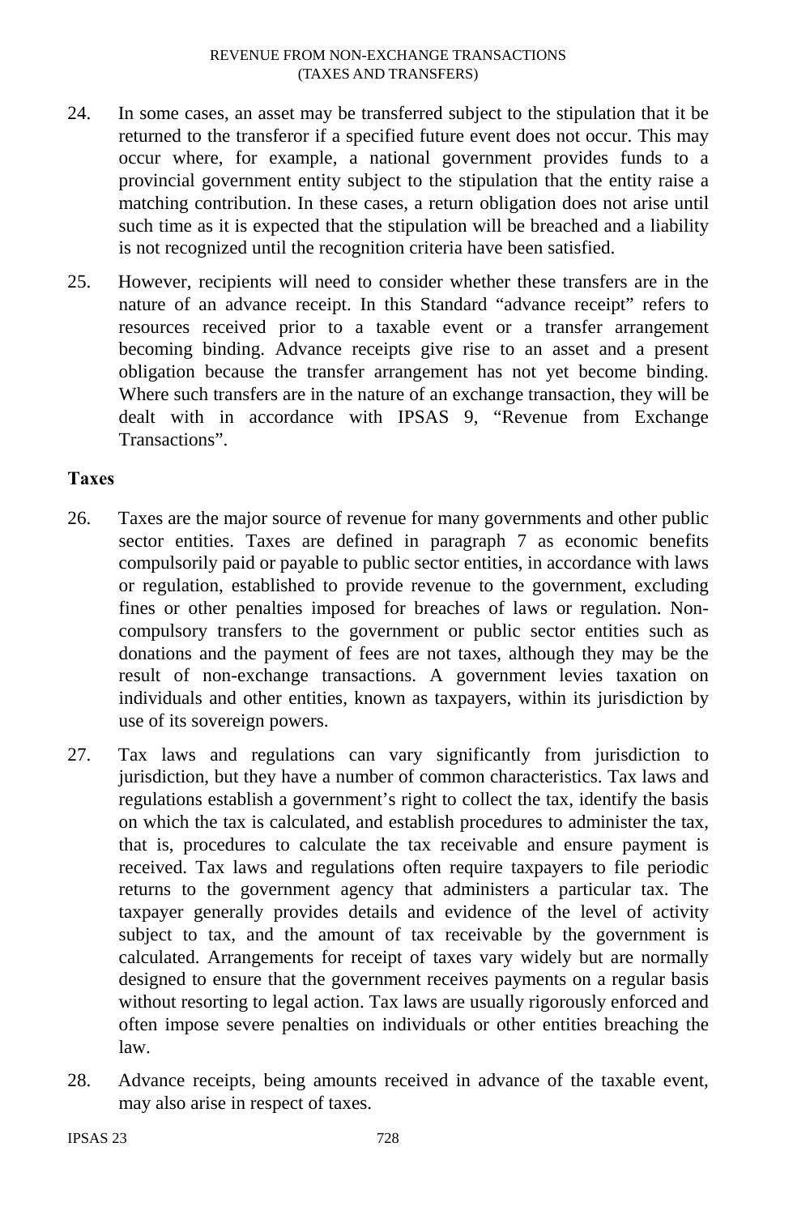24. In some cases, an asset may be transferred subject to the stipulation that it be returned to the transferor if a specified future event does not occur. This may occur where, for example, a national government provides funds to a provincial government entity subject to the stipulation that the entity raise a matching contribution. In these cases, a return obligation does not arise until such time as it is expected that the stipulation will be breached and a liability is not recognized until the recognition criteria have been satisfied.

25. However, recipients will need to consider whether these transfers are in the nature of an advance receipt. In this Standard "advance receipt" refers to resources received prior to a taxable event or a transfer arrangement becoming binding. Advance receipts give rise to an asset and a present obligation because the transfer arrangement has not yet become binding. Where such transfers are in the nature of an exchange transaction, they will be dealt with in accordance with IPSAS 9, "Revenue from Exchange Transactions".

### Taxes

26. Taxes are the major source of revenue for many governments and other public sector entities. Taxes are defined in paragraph 7 as economic benefits compulsorily paid or payable to public sector entities, in accordance with laws or regulation, established to provide revenue to the government, excluding fines or other penalties imposed for breaches of laws or regulation. Non-compulsory transfers to the government or public sector entities such as donations and the payment of fees are not taxes, although they may be the result of non-exchange transactions. A government levies taxation on individuals and other entities, known as taxpayers, within its jurisdiction by use of its sovereign powers.

27. Tax laws and regulations can vary significantly from jurisdiction to jurisdiction, but they have a number of common characteristics. Tax laws and regulations establish a government's right to collect the tax, identify the basis on which the tax is calculated, and establish procedures to administer the tax, that is, procedures to calculate the tax receivable and ensure payment is received. Tax laws and regulations often require taxpayers to file periodic returns to the government agency that administers a particular tax. The taxpayer generally provides details and evidence of the level of activity subject to tax, and the amount of tax receivable by the government is calculated. Arrangements for receipt of taxes vary widely but are normally designed to ensure that the government receives payments on a regular basis without resorting to legal action. Tax laws are usually rigorously enforced and often impose severe penalties on individuals or other entities breaching the law.

28. Advance receipts, being amounts received in advance of the taxable event, may also arise in respect of taxes.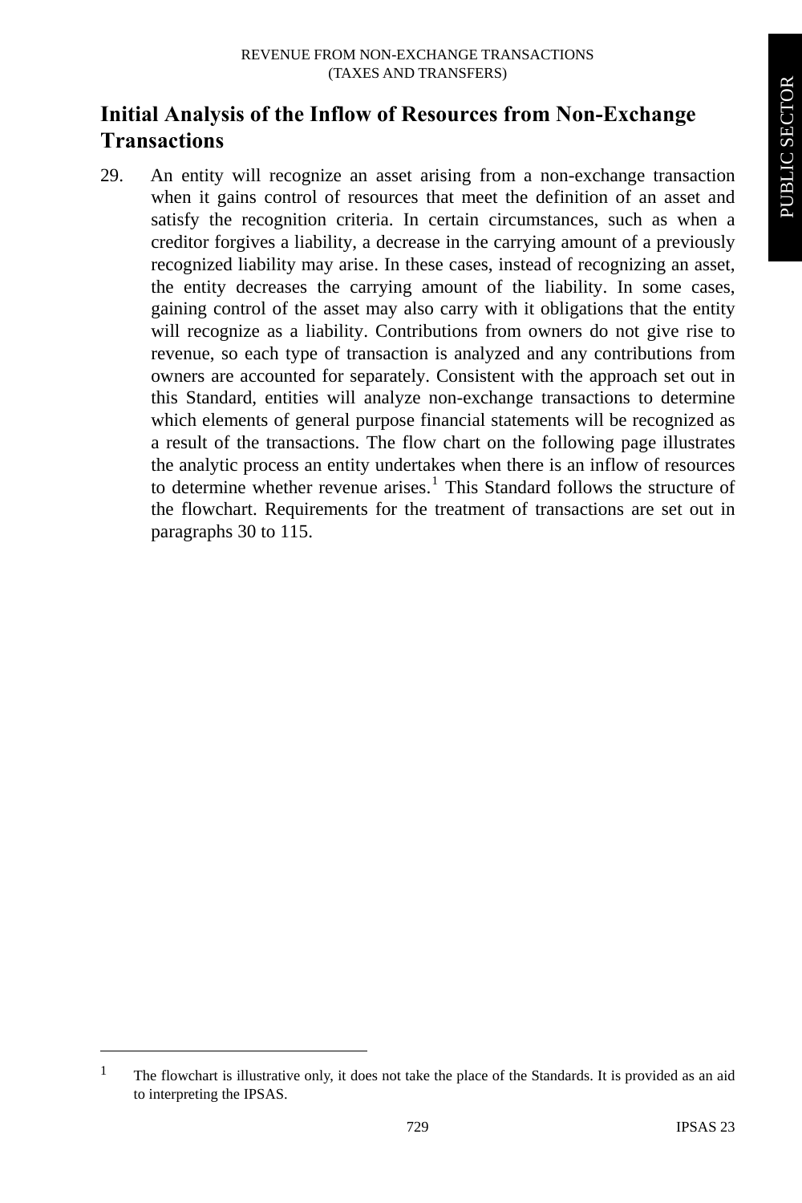## Initial Analysis of the Inflow of Resources from Non-Exchange Transactions

29. An entity will recognize an asset arising from a non-exchange transaction when it gains control of resources that meet the definition of an asset and satisfy the recognition criteria. In certain circumstances, such as when a creditor forgives a liability, a decrease in the carrying amount of a previously recognized liability may arise. In these cases, instead of recognizing an asset, the entity decreases the carrying amount of the liability. In some cases, gaining control of the asset may also carry with it obligations that the entity will recognize as a liability. Contributions from owners do not give rise to revenue, so each type of transaction is analyzed and any contributions from owners are accounted for separately. Consistent with the approach set out in this Standard, entities will analyze non-exchange transactions to determine which elements of general purpose financial statements will be recognized as a result of the transactions. The flow chart on the following page illustrates the analytic process an entity undertakes when there is an inflow of resources to determine whether revenue arises.[1] This Standard follows the structure of the flowchart. Requirements for the treatment of transactions are set out in paragraphs 30 to 115.

---

[1] The flowchart is illustrative only, it does not take the place of the Standards. It is provided as an aid to interpreting the IPSAS.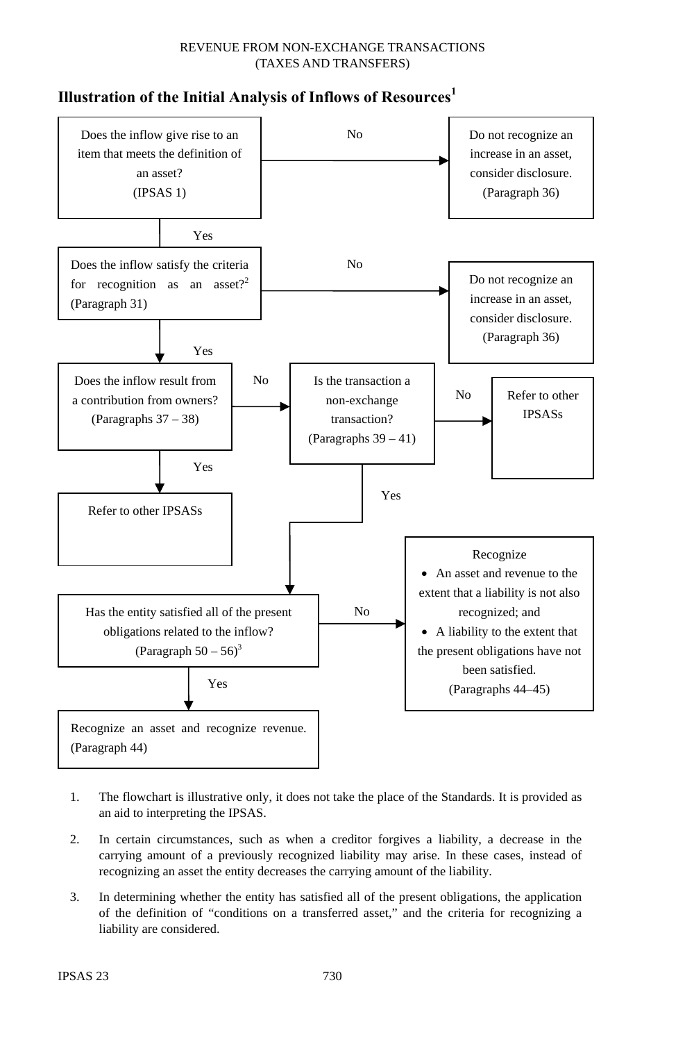## Illustration of the Initial Analysis of Inflows of Resources[1]

Does the inflow give rise to an item that meets the definition of an asset? (IPSAS 1)

- No → Do not recognize an increase in an asset, consider disclosure. (Paragraph 36)
- Yes ↓

Does the inflow satisfy the criteria for recognition as an asset?[2] (Paragraph 31)

- No → Do not recognize an increase in an asset, consider disclosure. (Paragraph 36)
- Yes ↓

Does the inflow result from a contribution from owners? (Paragraphs 37 – 38)

- Yes → Refer to other IPSASs
- No → Is the transaction a non-exchange transaction? (Paragraphs 39 – 41)
  - No → Refer to other IPSASs
  - Yes ↓

Has the entity satisfied all of the present obligations related to the inflow? (Paragraph 50 – 56)[3]

- No → Recognize
  - An asset and revenue to the extent that a liability is not also recognized; and
  - A liability to the extent that the present obligations have not been satisfied.

  (Paragraphs 44–45)
- Yes → Recognize an asset and recognize revenue. (Paragraph 44)

1. The flowchart is illustrative only, it does not take the place of the Standards. It is provided as an aid to interpreting the IPSAS.
2. In certain circumstances, such as when a creditor forgives a liability, a decrease in the carrying amount of a previously recognized liability may arise. In these cases, instead of recognizing an asset the entity decreases the carrying amount of the liability.
3. In determining whether the entity has satisfied all of the present obligations, the application of the definition of "conditions on a transferred asset," and the criteria for recognizing a liability are considered.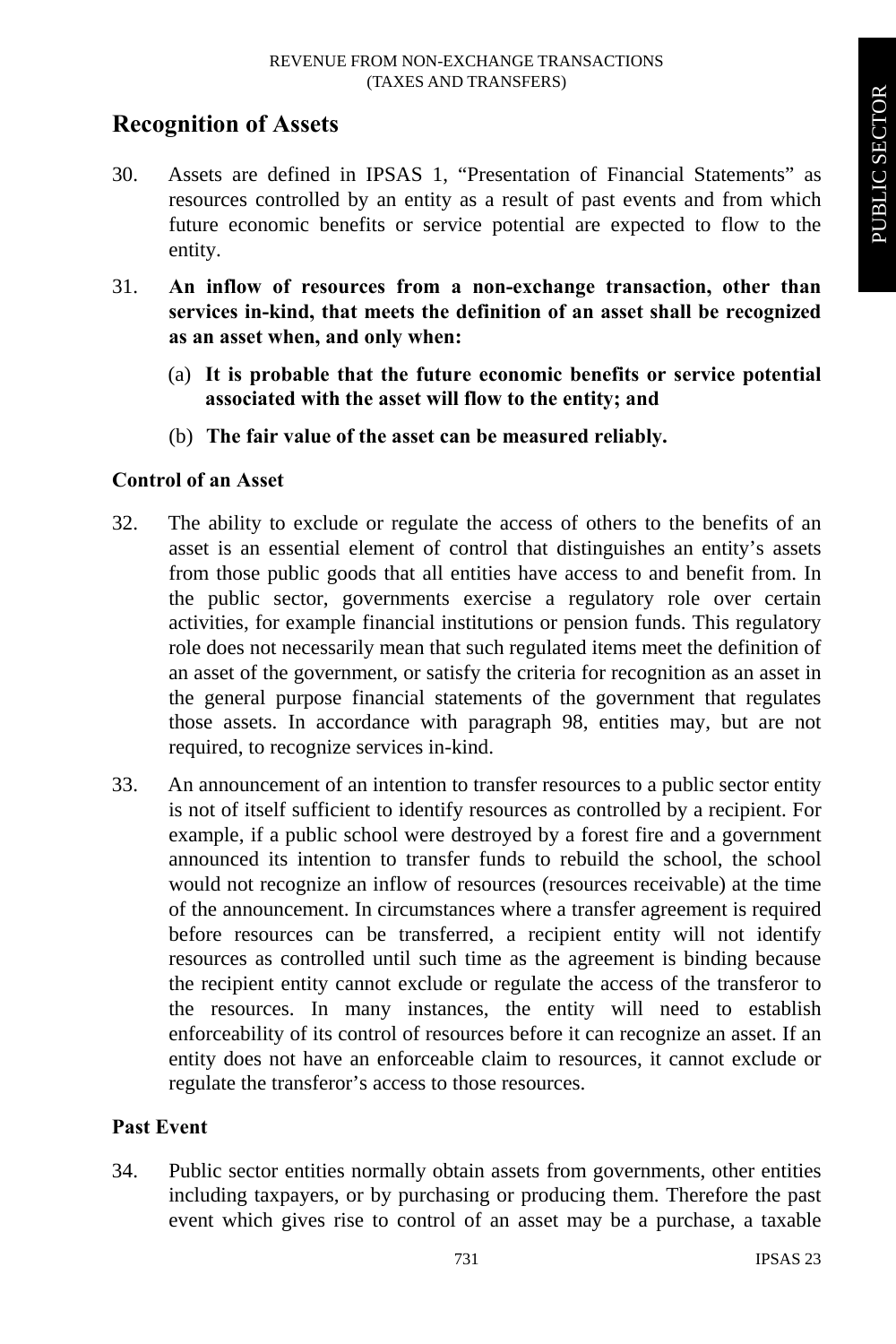## Recognition of Assets

30. Assets are defined in IPSAS 1, "Presentation of Financial Statements" as resources controlled by an entity as a result of past events and from which future economic benefits or service potential are expected to flow to the entity.

31. **An inflow of resources from a non-exchange transaction, other than services in-kind, that meets the definition of an asset shall be recognized as an asset when, and only when:**

    (a) **It is probable that the future economic benefits or service potential associated with the asset will flow to the entity; and**

    (b) **The fair value of the asset can be measured reliably.**

### Control of an Asset

32. The ability to exclude or regulate the access of others to the benefits of an asset is an essential element of control that distinguishes an entity's assets from those public goods that all entities have access to and benefit from. In the public sector, governments exercise a regulatory role over certain activities, for example financial institutions or pension funds. This regulatory role does not necessarily mean that such regulated items meet the definition of an asset of the government, or satisfy the criteria for recognition as an asset in the general purpose financial statements of the government that regulates those assets. In accordance with paragraph 98, entities may, but are not required, to recognize services in-kind.

33. An announcement of an intention to transfer resources to a public sector entity is not of itself sufficient to identify resources as controlled by a recipient. For example, if a public school were destroyed by a forest fire and a government announced its intention to transfer funds to rebuild the school, the school would not recognize an inflow of resources (resources receivable) at the time of the announcement. In circumstances where a transfer agreement is required before resources can be transferred, a recipient entity will not identify resources as controlled until such time as the agreement is binding because the recipient entity cannot exclude or regulate the access of the transferor to the resources. In many instances, the entity will need to establish enforceability of its control of resources before it can recognize an asset. If an entity does not have an enforceable claim to resources, it cannot exclude or regulate the transferor's access to those resources.

### Past Event

34. Public sector entities normally obtain assets from governments, other entities including taxpayers, or by purchasing or producing them. Therefore the past event which gives rise to control of an asset may be a purchase, a taxable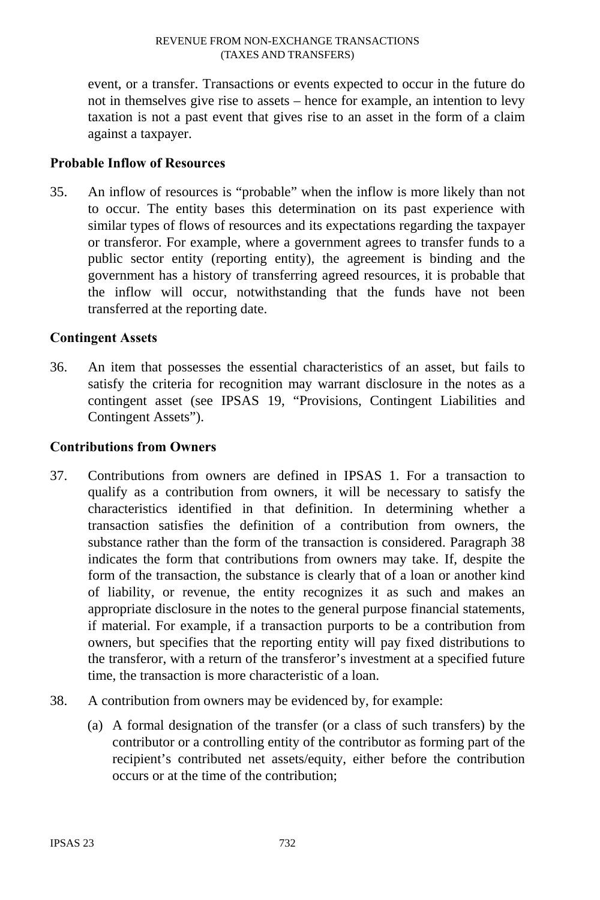event, or a transfer. Transactions or events expected to occur in the future do not in themselves give rise to assets – hence for example, an intention to levy taxation is not a past event that gives rise to an asset in the form of a claim against a taxpayer.

### Probable Inflow of Resources

35. An inflow of resources is "probable" when the inflow is more likely than not to occur. The entity bases this determination on its past experience with similar types of flows of resources and its expectations regarding the taxpayer or transferor. For example, where a government agrees to transfer funds to a public sector entity (reporting entity), the agreement is binding and the government has a history of transferring agreed resources, it is probable that the inflow will occur, notwithstanding that the funds have not been transferred at the reporting date.

### Contingent Assets

36. An item that possesses the essential characteristics of an asset, but fails to satisfy the criteria for recognition may warrant disclosure in the notes as a contingent asset (see IPSAS 19, "Provisions, Contingent Liabilities and Contingent Assets").

### Contributions from Owners

37. Contributions from owners are defined in IPSAS 1. For a transaction to qualify as a contribution from owners, it will be necessary to satisfy the characteristics identified in that definition. In determining whether a transaction satisfies the definition of a contribution from owners, the substance rather than the form of the transaction is considered. Paragraph 38 indicates the form that contributions from owners may take. If, despite the form of the transaction, the substance is clearly that of a loan or another kind of liability, or revenue, the entity recognizes it as such and makes an appropriate disclosure in the notes to the general purpose financial statements, if material. For example, if a transaction purports to be a contribution from owners, but specifies that the reporting entity will pay fixed distributions to the transferor, with a return of the transferor's investment at a specified future time, the transaction is more characteristic of a loan.

38. A contribution from owners may be evidenced by, for example:

    (a) A formal designation of the transfer (or a class of such transfers) by the contributor or a controlling entity of the contributor as forming part of the recipient's contributed net assets/equity, either before the contribution occurs or at the time of the contribution;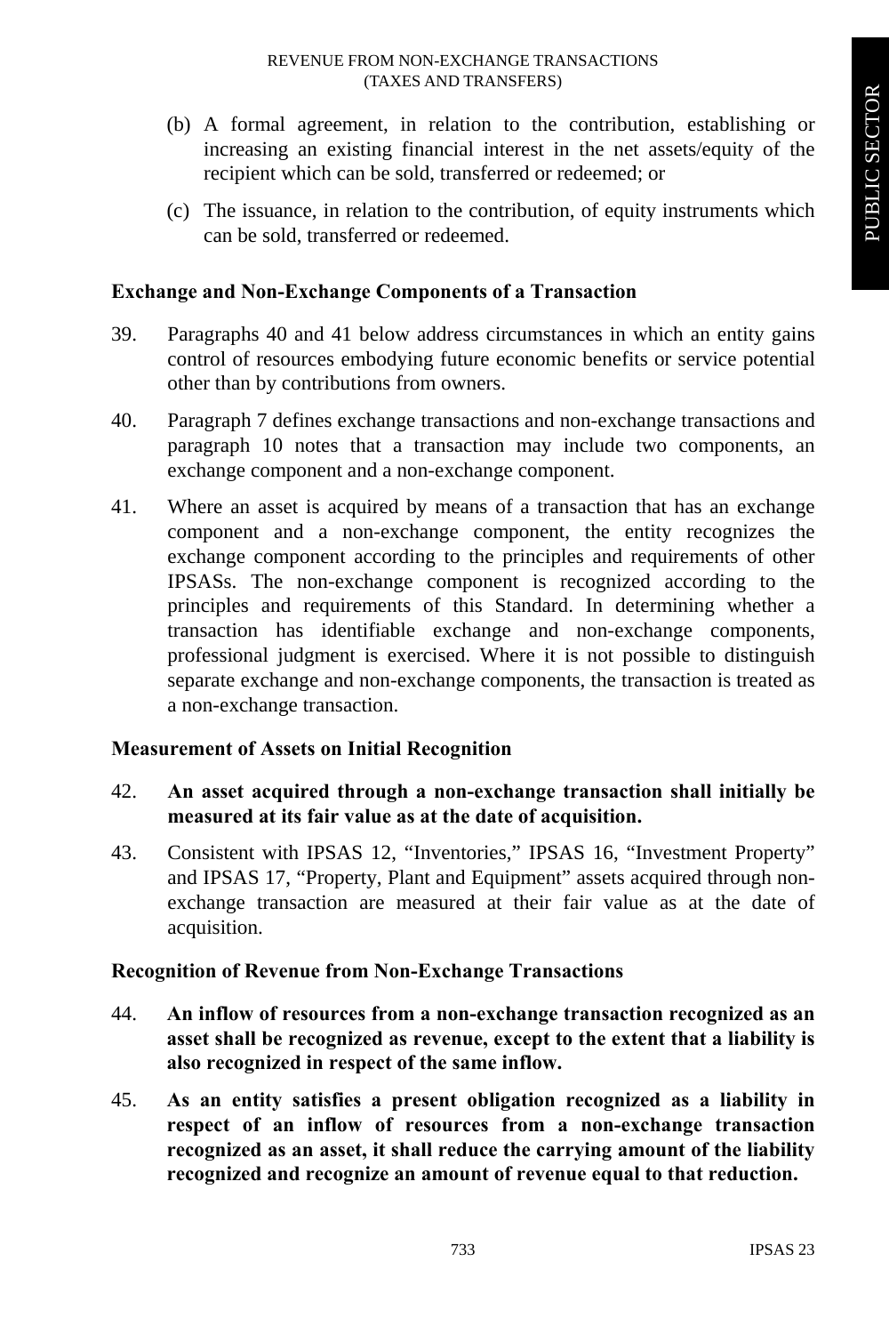(b) A formal agreement, in relation to the contribution, establishing or increasing an existing financial interest in the net assets/equity of the recipient which can be sold, transferred or redeemed; or

(c) The issuance, in relation to the contribution, of equity instruments which can be sold, transferred or redeemed.

### Exchange and Non-Exchange Components of a Transaction

39. Paragraphs 40 and 41 below address circumstances in which an entity gains control of resources embodying future economic benefits or service potential other than by contributions from owners.

40. Paragraph 7 defines exchange transactions and non-exchange transactions and paragraph 10 notes that a transaction may include two components, an exchange component and a non-exchange component.

41. Where an asset is acquired by means of a transaction that has an exchange component and a non-exchange component, the entity recognizes the exchange component according to the principles and requirements of other IPSASs. The non-exchange component is recognized according to the principles and requirements of this Standard. In determining whether a transaction has identifiable exchange and non-exchange components, professional judgment is exercised. Where it is not possible to distinguish separate exchange and non-exchange components, the transaction is treated as a non-exchange transaction.

### Measurement of Assets on Initial Recognition

42. **An asset acquired through a non-exchange transaction shall initially be measured at its fair value as at the date of acquisition.**

43. Consistent with IPSAS 12, "Inventories," IPSAS 16, "Investment Property" and IPSAS 17, "Property, Plant and Equipment" assets acquired through non-exchange transaction are measured at their fair value as at the date of acquisition.

### Recognition of Revenue from Non-Exchange Transactions

44. **An inflow of resources from a non-exchange transaction recognized as an asset shall be recognized as revenue, except to the extent that a liability is also recognized in respect of the same inflow.**

45. **As an entity satisfies a present obligation recognized as a liability in respect of an inflow of resources from a non-exchange transaction recognized as an asset, it shall reduce the carrying amount of the liability recognized and recognize an amount of revenue equal to that reduction.**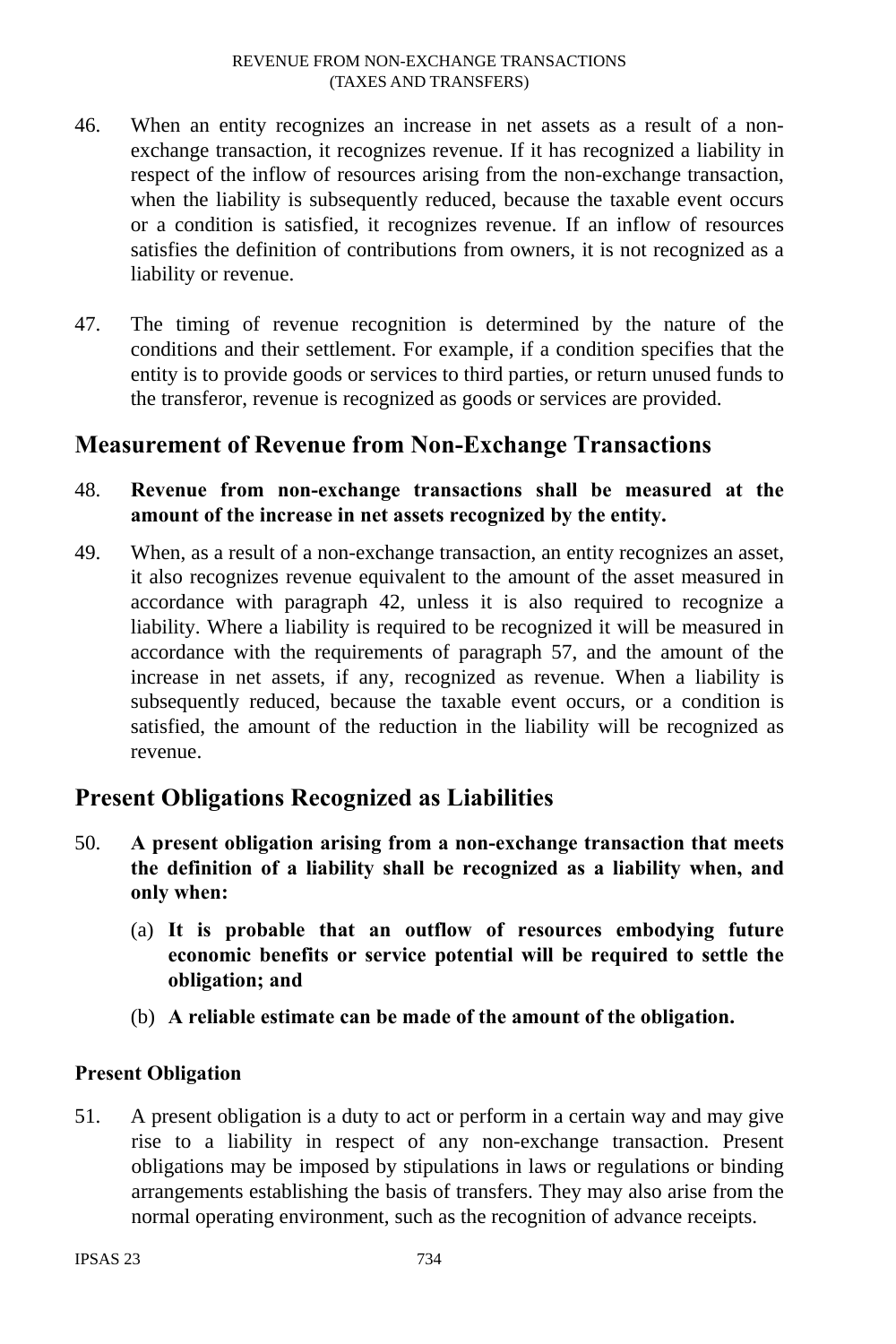46. When an entity recognizes an increase in net assets as a result of a non-exchange transaction, it recognizes revenue. If it has recognized a liability in respect of the inflow of resources arising from the non-exchange transaction, when the liability is subsequently reduced, because the taxable event occurs or a condition is satisfied, it recognizes revenue. If an inflow of resources satisfies the definition of contributions from owners, it is not recognized as a liability or revenue.

47. The timing of revenue recognition is determined by the nature of the conditions and their settlement. For example, if a condition specifies that the entity is to provide goods or services to third parties, or return unused funds to the transferor, revenue is recognized as goods or services are provided.

## Measurement of Revenue from Non-Exchange Transactions

48. **Revenue from non-exchange transactions shall be measured at the amount of the increase in net assets recognized by the entity.**

49. When, as a result of a non-exchange transaction, an entity recognizes an asset, it also recognizes revenue equivalent to the amount of the asset measured in accordance with paragraph 42, unless it is also required to recognize a liability. Where a liability is required to be recognized it will be measured in accordance with the requirements of paragraph 57, and the amount of the increase in net assets, if any, recognized as revenue. When a liability is subsequently reduced, because the taxable event occurs, or a condition is satisfied, the amount of the reduction in the liability will be recognized as revenue.

## Present Obligations Recognized as Liabilities

50. **A present obligation arising from a non-exchange transaction that meets the definition of a liability shall be recognized as a liability when, and only when:**

    (a) **It is probable that an outflow of resources embodying future economic benefits or service potential will be required to settle the obligation; and**

    (b) **A reliable estimate can be made of the amount of the obligation.**

### Present Obligation

51. A present obligation is a duty to act or perform in a certain way and may give rise to a liability in respect of any non-exchange transaction. Present obligations may be imposed by stipulations in laws or regulations or binding arrangements establishing the basis of transfers. They may also arise from the normal operating environment, such as the recognition of advance receipts.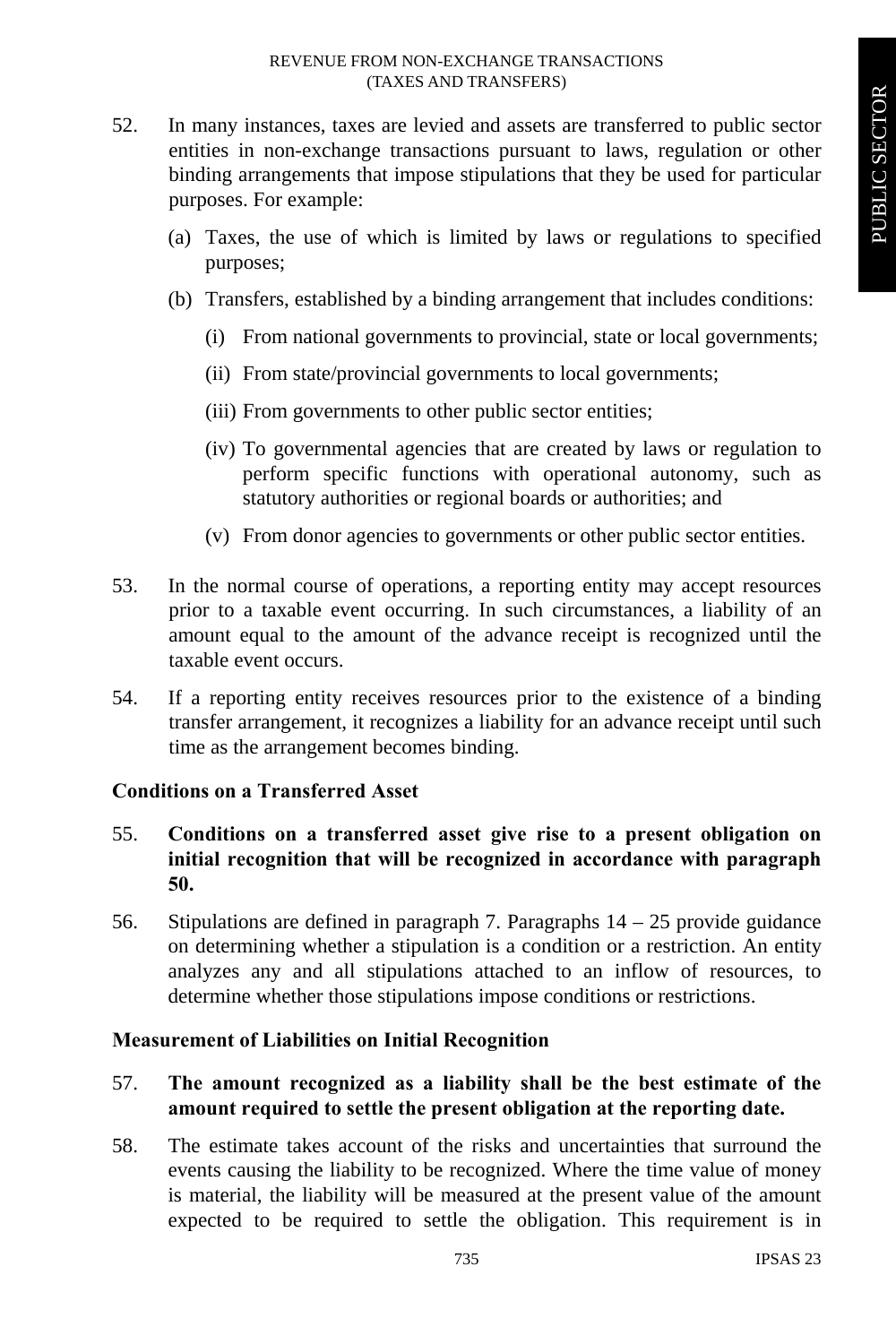52. In many instances, taxes are levied and assets are transferred to public sector entities in non-exchange transactions pursuant to laws, regulation or other binding arrangements that impose stipulations that they be used for particular purposes. For example:

    (a) Taxes, the use of which is limited by laws or regulations to specified purposes;

    (b) Transfers, established by a binding arrangement that includes conditions:

        (i) From national governments to provincial, state or local governments;

        (ii) From state/provincial governments to local governments;

        (iii) From governments to other public sector entities;

        (iv) To governmental agencies that are created by laws or regulation to perform specific functions with operational autonomy, such as statutory authorities or regional boards or authorities; and

        (v) From donor agencies to governments or other public sector entities.

53. In the normal course of operations, a reporting entity may accept resources prior to a taxable event occurring. In such circumstances, a liability of an amount equal to the amount of the advance receipt is recognized until the taxable event occurs.

54. If a reporting entity receives resources prior to the existence of a binding transfer arrangement, it recognizes a liability for an advance receipt until such time as the arrangement becomes binding.

### Conditions on a Transferred Asset

55. **Conditions on a transferred asset give rise to a present obligation on initial recognition that will be recognized in accordance with paragraph 50.**

56. Stipulations are defined in paragraph 7. Paragraphs 14 – 25 provide guidance on determining whether a stipulation is a condition or a restriction. An entity analyzes any and all stipulations attached to an inflow of resources, to determine whether those stipulations impose conditions or restrictions.

### Measurement of Liabilities on Initial Recognition

57. **The amount recognized as a liability shall be the best estimate of the amount required to settle the present obligation at the reporting date.**

58. The estimate takes account of the risks and uncertainties that surround the events causing the liability to be recognized. Where the time value of money is material, the liability will be measured at the present value of the amount expected to be required to settle the obligation. This requirement is in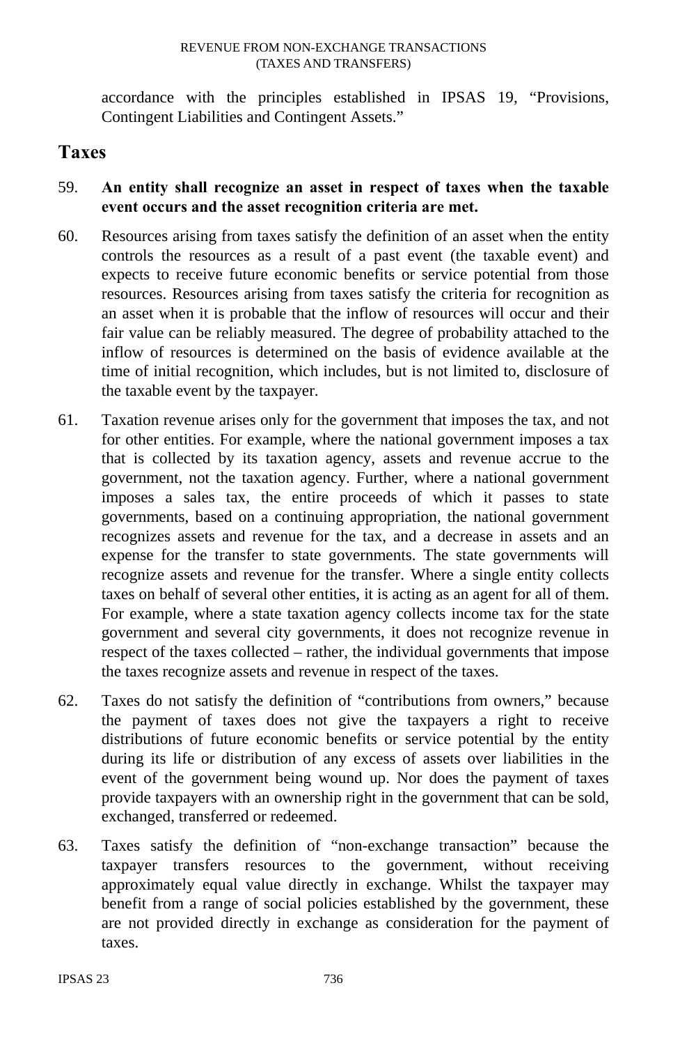accordance with the principles established in IPSAS 19, "Provisions, Contingent Liabilities and Contingent Assets."

## Taxes

59. **An entity shall recognize an asset in respect of taxes when the taxable event occurs and the asset recognition criteria are met.**

60. Resources arising from taxes satisfy the definition of an asset when the entity controls the resources as a result of a past event (the taxable event) and expects to receive future economic benefits or service potential from those resources. Resources arising from taxes satisfy the criteria for recognition as an asset when it is probable that the inflow of resources will occur and their fair value can be reliably measured. The degree of probability attached to the inflow of resources is determined on the basis of evidence available at the time of initial recognition, which includes, but is not limited to, disclosure of the taxable event by the taxpayer.

61. Taxation revenue arises only for the government that imposes the tax, and not for other entities. For example, where the national government imposes a tax that is collected by its taxation agency, assets and revenue accrue to the government, not the taxation agency. Further, where a national government imposes a sales tax, the entire proceeds of which it passes to state governments, based on a continuing appropriation, the national government recognizes assets and revenue for the tax, and a decrease in assets and an expense for the transfer to state governments. The state governments will recognize assets and revenue for the transfer. Where a single entity collects taxes on behalf of several other entities, it is acting as an agent for all of them. For example, where a state taxation agency collects income tax for the state government and several city governments, it does not recognize revenue in respect of the taxes collected – rather, the individual governments that impose the taxes recognize assets and revenue in respect of the taxes.

62. Taxes do not satisfy the definition of "contributions from owners," because the payment of taxes does not give the taxpayers a right to receive distributions of future economic benefits or service potential by the entity during its life or distribution of any excess of assets over liabilities in the event of the government being wound up. Nor does the payment of taxes provide taxpayers with an ownership right in the government that can be sold, exchanged, transferred or redeemed.

63. Taxes satisfy the definition of "non-exchange transaction" because the taxpayer transfers resources to the government, without receiving approximately equal value directly in exchange. Whilst the taxpayer may benefit from a range of social policies established by the government, these are not provided directly in exchange as consideration for the payment of taxes.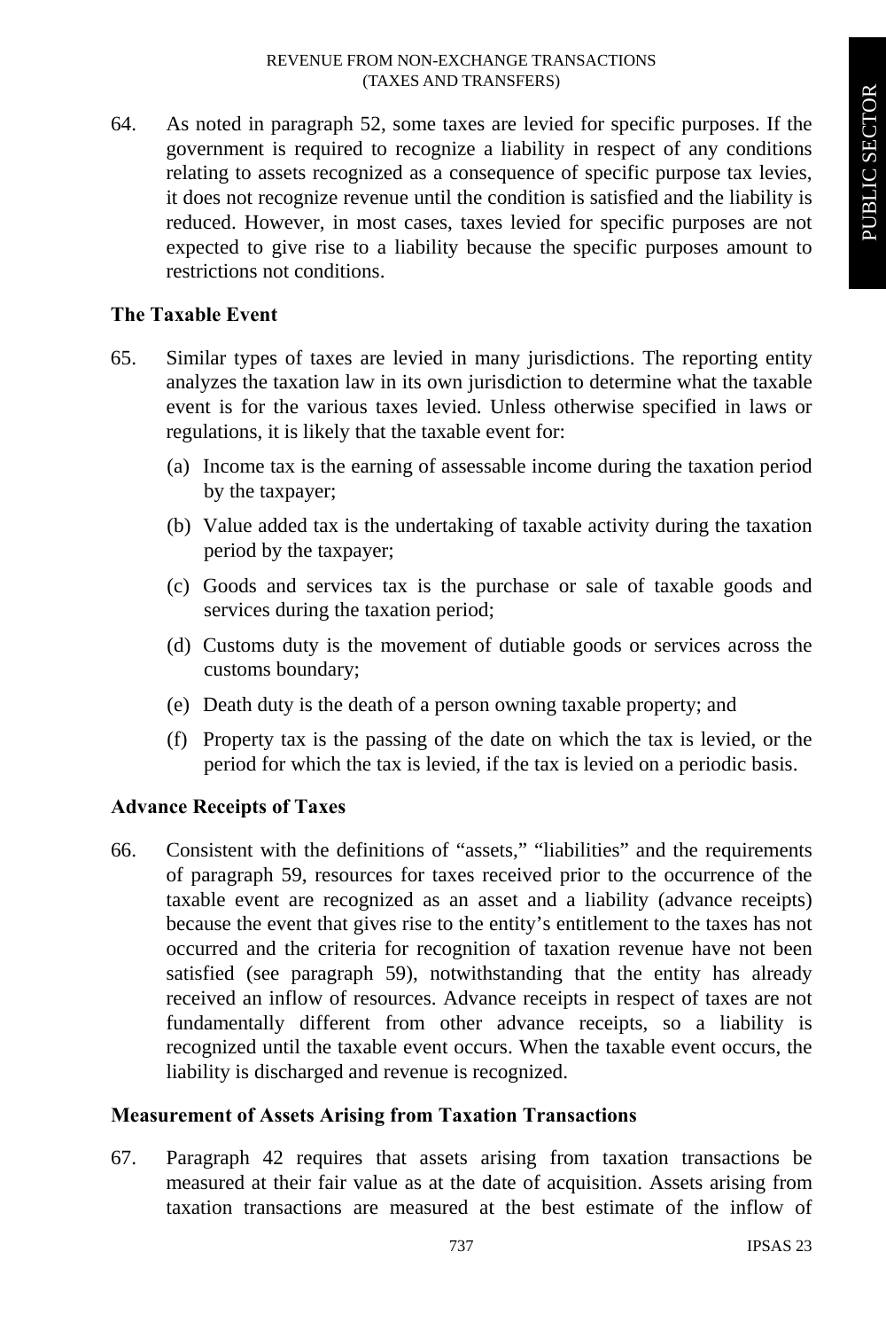64. As noted in paragraph 52, some taxes are levied for specific purposes. If the government is required to recognize a liability in respect of any conditions relating to assets recognized as a consequence of specific purpose tax levies, it does not recognize revenue until the condition is satisfied and the liability is reduced. However, in most cases, taxes levied for specific purposes are not expected to give rise to a liability because the specific purposes amount to restrictions not conditions.

### The Taxable Event

65. Similar types of taxes are levied in many jurisdictions. The reporting entity analyzes the taxation law in its own jurisdiction to determine what the taxable event is for the various taxes levied. Unless otherwise specified in laws or regulations, it is likely that the taxable event for:

   (a) Income tax is the earning of assessable income during the taxation period by the taxpayer;

   (b) Value added tax is the undertaking of taxable activity during the taxation period by the taxpayer;

   (c) Goods and services tax is the purchase or sale of taxable goods and services during the taxation period;

   (d) Customs duty is the movement of dutiable goods or services across the customs boundary;

   (e) Death duty is the death of a person owning taxable property; and

   (f) Property tax is the passing of the date on which the tax is levied, or the period for which the tax is levied, if the tax is levied on a periodic basis.

### Advance Receipts of Taxes

66. Consistent with the definitions of "assets," "liabilities" and the requirements of paragraph 59, resources for taxes received prior to the occurrence of the taxable event are recognized as an asset and a liability (advance receipts) because the event that gives rise to the entity's entitlement to the taxes has not occurred and the criteria for recognition of taxation revenue have not been satisfied (see paragraph 59), notwithstanding that the entity has already received an inflow of resources. Advance receipts in respect of taxes are not fundamentally different from other advance receipts, so a liability is recognized until the taxable event occurs. When the taxable event occurs, the liability is discharged and revenue is recognized.

### Measurement of Assets Arising from Taxation Transactions

67. Paragraph 42 requires that assets arising from taxation transactions be measured at their fair value as at the date of acquisition. Assets arising from taxation transactions are measured at the best estimate of the inflow of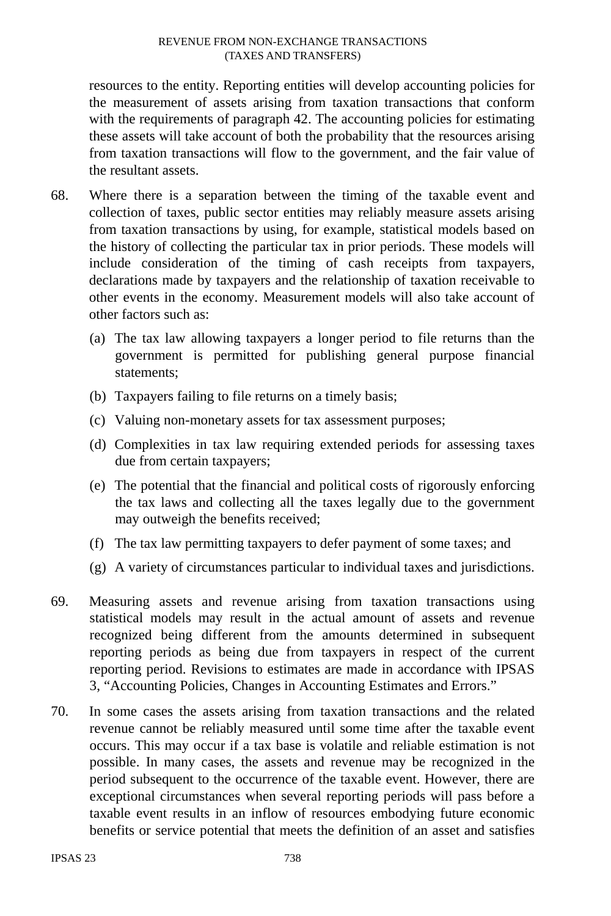resources to the entity. Reporting entities will develop accounting policies for the measurement of assets arising from taxation transactions that conform with the requirements of paragraph 42. The accounting policies for estimating these assets will take account of both the probability that the resources arising from taxation transactions will flow to the government, and the fair value of the resultant assets.

68. Where there is a separation between the timing of the taxable event and collection of taxes, public sector entities may reliably measure assets arising from taxation transactions by using, for example, statistical models based on the history of collecting the particular tax in prior periods. These models will include consideration of the timing of cash receipts from taxpayers, declarations made by taxpayers and the relationship of taxation receivable to other events in the economy. Measurement models will also take account of other factors such as:

    (a) The tax law allowing taxpayers a longer period to file returns than the government is permitted for publishing general purpose financial statements;

    (b) Taxpayers failing to file returns on a timely basis;

    (c) Valuing non-monetary assets for tax assessment purposes;

    (d) Complexities in tax law requiring extended periods for assessing taxes due from certain taxpayers;

    (e) The potential that the financial and political costs of rigorously enforcing the tax laws and collecting all the taxes legally due to the government may outweigh the benefits received;

    (f) The tax law permitting taxpayers to defer payment of some taxes; and

    (g) A variety of circumstances particular to individual taxes and jurisdictions.

69. Measuring assets and revenue arising from taxation transactions using statistical models may result in the actual amount of assets and revenue recognized being different from the amounts determined in subsequent reporting periods as being due from taxpayers in respect of the current reporting period. Revisions to estimates are made in accordance with IPSAS 3, "Accounting Policies, Changes in Accounting Estimates and Errors."

70. In some cases the assets arising from taxation transactions and the related revenue cannot be reliably measured until some time after the taxable event occurs. This may occur if a tax base is volatile and reliable estimation is not possible. In many cases, the assets and revenue may be recognized in the period subsequent to the occurrence of the taxable event. However, there are exceptional circumstances when several reporting periods will pass before a taxable event results in an inflow of resources embodying future economic benefits or service potential that meets the definition of an asset and satisfies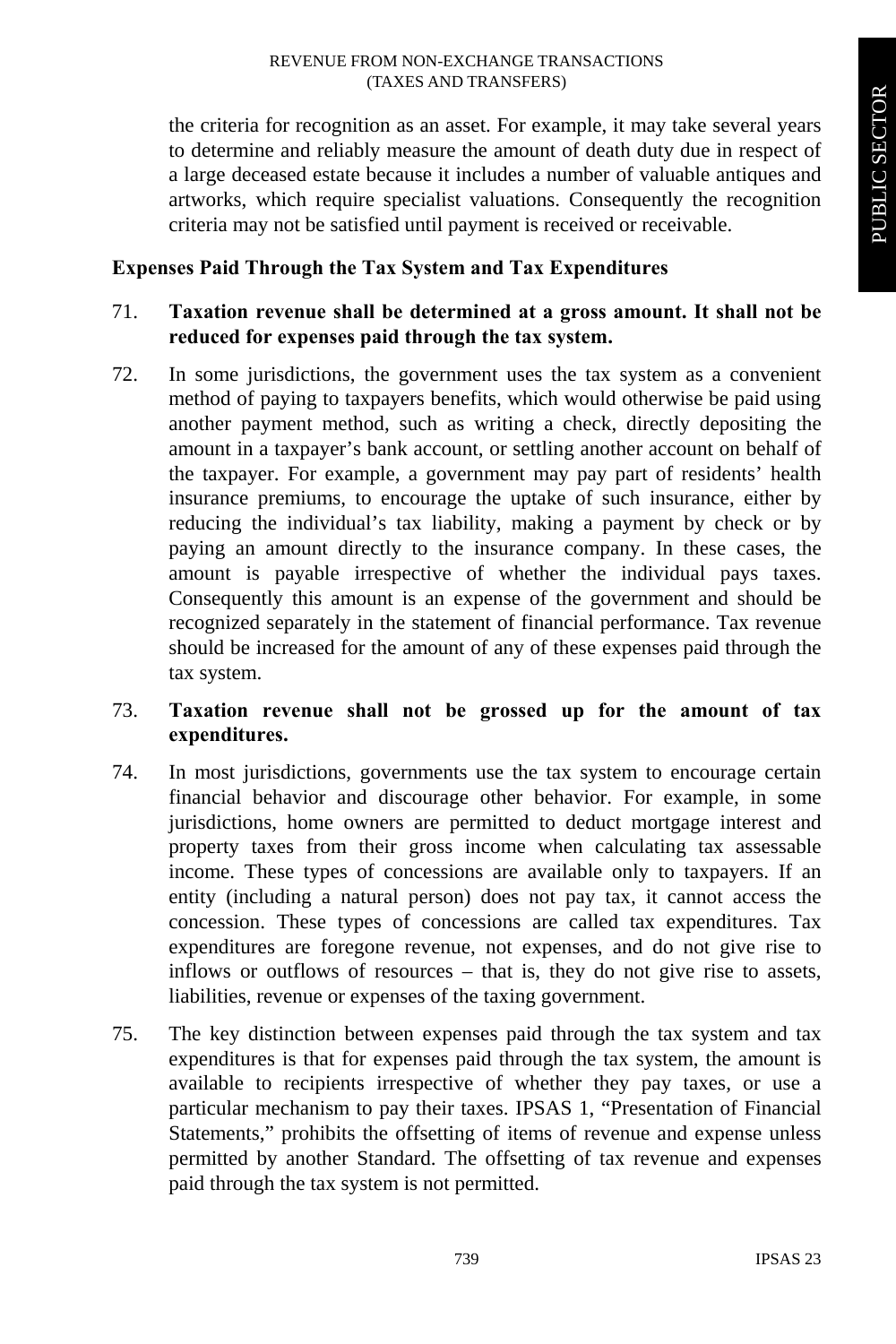the criteria for recognition as an asset. For example, it may take several years to determine and reliably measure the amount of death duty due in respect of a large deceased estate because it includes a number of valuable antiques and artworks, which require specialist valuations. Consequently the recognition criteria may not be satisfied until payment is received or receivable.

## Expenses Paid Through the Tax System and Tax Expenditures

71. **Taxation revenue shall be determined at a gross amount. It shall not be reduced for expenses paid through the tax system.**

72. In some jurisdictions, the government uses the tax system as a convenient method of paying to taxpayers benefits, which would otherwise be paid using another payment method, such as writing a check, directly depositing the amount in a taxpayer's bank account, or settling another account on behalf of the taxpayer. For example, a government may pay part of residents' health insurance premiums, to encourage the uptake of such insurance, either by reducing the individual's tax liability, making a payment by check or by paying an amount directly to the insurance company. In these cases, the amount is payable irrespective of whether the individual pays taxes. Consequently this amount is an expense of the government and should be recognized separately in the statement of financial performance. Tax revenue should be increased for the amount of any of these expenses paid through the tax system.

73. **Taxation revenue shall not be grossed up for the amount of tax expenditures.**

74. In most jurisdictions, governments use the tax system to encourage certain financial behavior and discourage other behavior. For example, in some jurisdictions, home owners are permitted to deduct mortgage interest and property taxes from their gross income when calculating tax assessable income. These types of concessions are available only to taxpayers. If an entity (including a natural person) does not pay tax, it cannot access the concession. These types of concessions are called tax expenditures. Tax expenditures are foregone revenue, not expenses, and do not give rise to inflows or outflows of resources – that is, they do not give rise to assets, liabilities, revenue or expenses of the taxing government.

75. The key distinction between expenses paid through the tax system and tax expenditures is that for expenses paid through the tax system, the amount is available to recipients irrespective of whether they pay taxes, or use a particular mechanism to pay their taxes. IPSAS 1, "Presentation of Financial Statements," prohibits the offsetting of items of revenue and expense unless permitted by another Standard. The offsetting of tax revenue and expenses paid through the tax system is not permitted.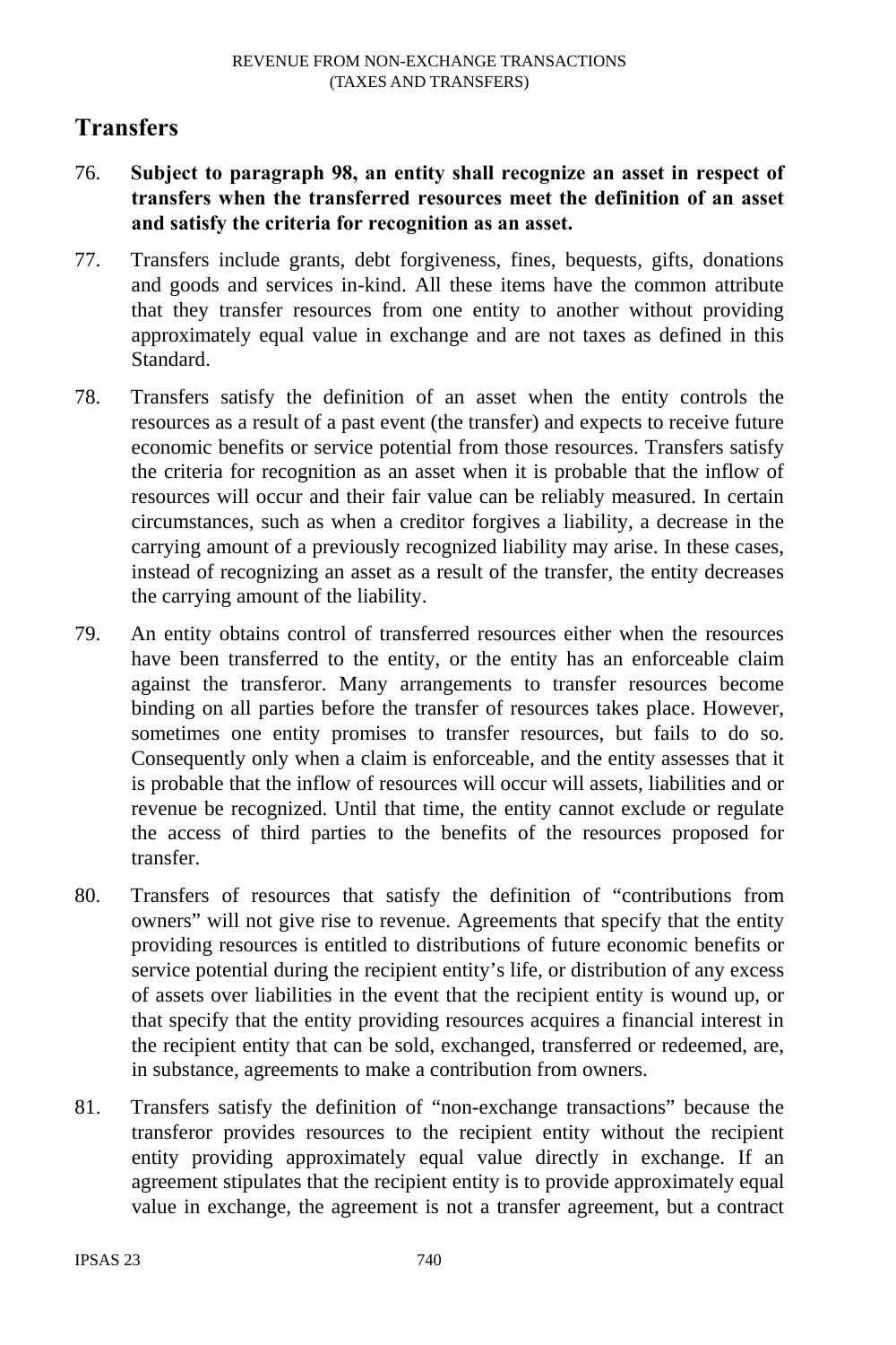## Transfers

76. **Subject to paragraph 98, an entity shall recognize an asset in respect of transfers when the transferred resources meet the definition of an asset and satisfy the criteria for recognition as an asset.**

77. Transfers include grants, debt forgiveness, fines, bequests, gifts, donations and goods and services in-kind. All these items have the common attribute that they transfer resources from one entity to another without providing approximately equal value in exchange and are not taxes as defined in this Standard.

78. Transfers satisfy the definition of an asset when the entity controls the resources as a result of a past event (the transfer) and expects to receive future economic benefits or service potential from those resources. Transfers satisfy the criteria for recognition as an asset when it is probable that the inflow of resources will occur and their fair value can be reliably measured. In certain circumstances, such as when a creditor forgives a liability, a decrease in the carrying amount of a previously recognized liability may arise. In these cases, instead of recognizing an asset as a result of the transfer, the entity decreases the carrying amount of the liability.

79. An entity obtains control of transferred resources either when the resources have been transferred to the entity, or the entity has an enforceable claim against the transferor. Many arrangements to transfer resources become binding on all parties before the transfer of resources takes place. However, sometimes one entity promises to transfer resources, but fails to do so. Consequently only when a claim is enforceable, and the entity assesses that it is probable that the inflow of resources will occur will assets, liabilities and or revenue be recognized. Until that time, the entity cannot exclude or regulate the access of third parties to the benefits of the resources proposed for transfer.

80. Transfers of resources that satisfy the definition of "contributions from owners" will not give rise to revenue. Agreements that specify that the entity providing resources is entitled to distributions of future economic benefits or service potential during the recipient entity's life, or distribution of any excess of assets over liabilities in the event that the recipient entity is wound up, or that specify that the entity providing resources acquires a financial interest in the recipient entity that can be sold, exchanged, transferred or redeemed, are, in substance, agreements to make a contribution from owners.

81. Transfers satisfy the definition of "non-exchange transactions" because the transferor provides resources to the recipient entity without the recipient entity providing approximately equal value directly in exchange. If an agreement stipulates that the recipient entity is to provide approximately equal value in exchange, the agreement is not a transfer agreement, but a contract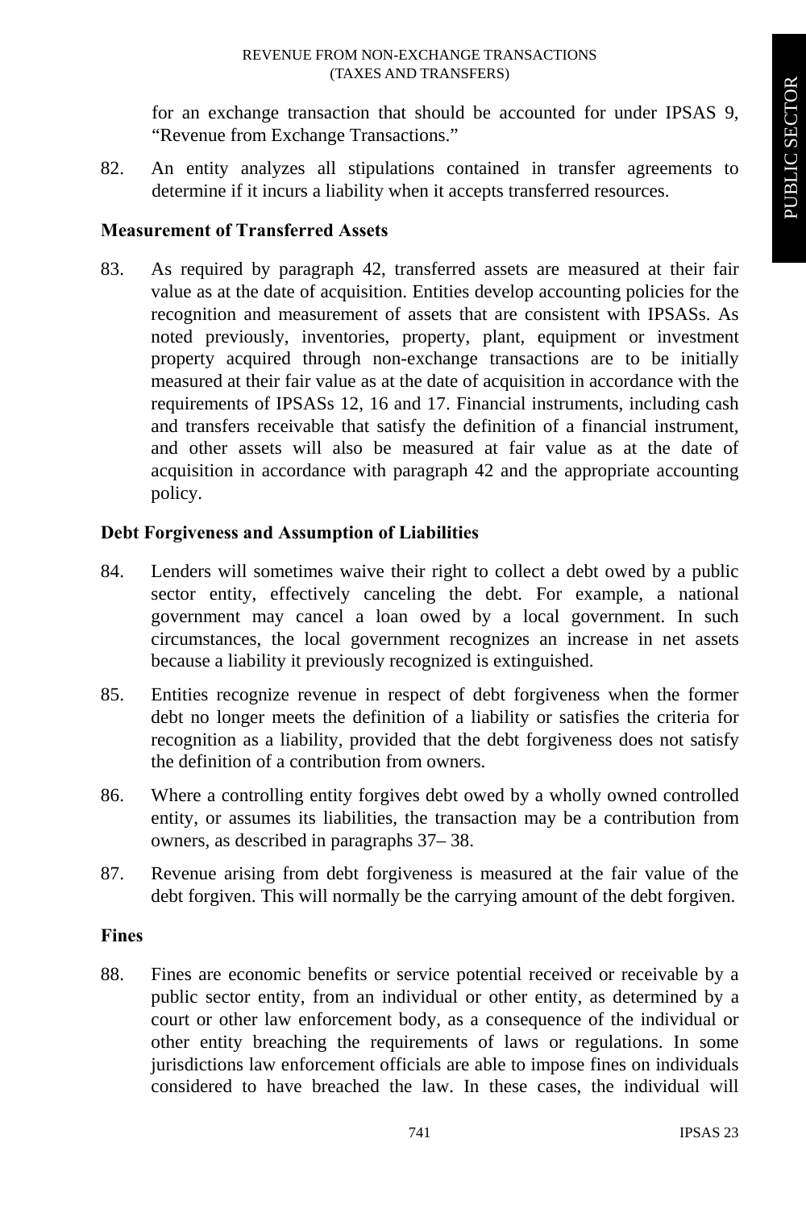for an exchange transaction that should be accounted for under IPSAS 9, "Revenue from Exchange Transactions."

82. An entity analyzes all stipulations contained in transfer agreements to determine if it incurs a liability when it accepts transferred resources.

### Measurement of Transferred Assets

83. As required by paragraph 42, transferred assets are measured at their fair value as at the date of acquisition. Entities develop accounting policies for the recognition and measurement of assets that are consistent with IPSASs. As noted previously, inventories, property, plant, equipment or investment property acquired through non-exchange transactions are to be initially measured at their fair value as at the date of acquisition in accordance with the requirements of IPSASs 12, 16 and 17. Financial instruments, including cash and transfers receivable that satisfy the definition of a financial instrument, and other assets will also be measured at fair value as at the date of acquisition in accordance with paragraph 42 and the appropriate accounting policy.

### Debt Forgiveness and Assumption of Liabilities

84. Lenders will sometimes waive their right to collect a debt owed by a public sector entity, effectively canceling the debt. For example, a national government may cancel a loan owed by a local government. In such circumstances, the local government recognizes an increase in net assets because a liability it previously recognized is extinguished.

85. Entities recognize revenue in respect of debt forgiveness when the former debt no longer meets the definition of a liability or satisfies the criteria for recognition as a liability, provided that the debt forgiveness does not satisfy the definition of a contribution from owners.

86. Where a controlling entity forgives debt owed by a wholly owned controlled entity, or assumes its liabilities, the transaction may be a contribution from owners, as described in paragraphs 37– 38.

87. Revenue arising from debt forgiveness is measured at the fair value of the debt forgiven. This will normally be the carrying amount of the debt forgiven.

### Fines

88. Fines are economic benefits or service potential received or receivable by a public sector entity, from an individual or other entity, as determined by a court or other law enforcement body, as a consequence of the individual or other entity breaching the requirements of laws or regulations. In some jurisdictions law enforcement officials are able to impose fines on individuals considered to have breached the law. In these cases, the individual will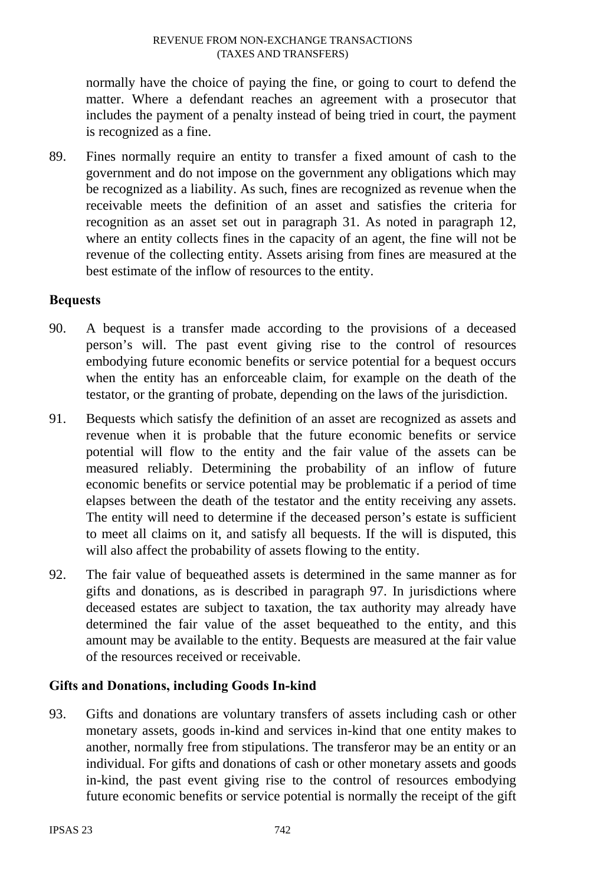normally have the choice of paying the fine, or going to court to defend the matter. Where a defendant reaches an agreement with a prosecutor that includes the payment of a penalty instead of being tried in court, the payment is recognized as a fine.

89. Fines normally require an entity to transfer a fixed amount of cash to the government and do not impose on the government any obligations which may be recognized as a liability. As such, fines are recognized as revenue when the receivable meets the definition of an asset and satisfies the criteria for recognition as an asset set out in paragraph 31. As noted in paragraph 12, where an entity collects fines in the capacity of an agent, the fine will not be revenue of the collecting entity. Assets arising from fines are measured at the best estimate of the inflow of resources to the entity.

### Bequests

90. A bequest is a transfer made according to the provisions of a deceased person's will. The past event giving rise to the control of resources embodying future economic benefits or service potential for a bequest occurs when the entity has an enforceable claim, for example on the death of the testator, or the granting of probate, depending on the laws of the jurisdiction.

91. Bequests which satisfy the definition of an asset are recognized as assets and revenue when it is probable that the future economic benefits or service potential will flow to the entity and the fair value of the assets can be measured reliably. Determining the probability of an inflow of future economic benefits or service potential may be problematic if a period of time elapses between the death of the testator and the entity receiving any assets. The entity will need to determine if the deceased person's estate is sufficient to meet all claims on it, and satisfy all bequests. If the will is disputed, this will also affect the probability of assets flowing to the entity.

92. The fair value of bequeathed assets is determined in the same manner as for gifts and donations, as is described in paragraph 97. In jurisdictions where deceased estates are subject to taxation, the tax authority may already have determined the fair value of the asset bequeathed to the entity, and this amount may be available to the entity. Bequests are measured at the fair value of the resources received or receivable.

### Gifts and Donations, including Goods In-kind

93. Gifts and donations are voluntary transfers of assets including cash or other monetary assets, goods in-kind and services in-kind that one entity makes to another, normally free from stipulations. The transferor may be an entity or an individual. For gifts and donations of cash or other monetary assets and goods in-kind, the past event giving rise to the control of resources embodying future economic benefits or service potential is normally the receipt of the gift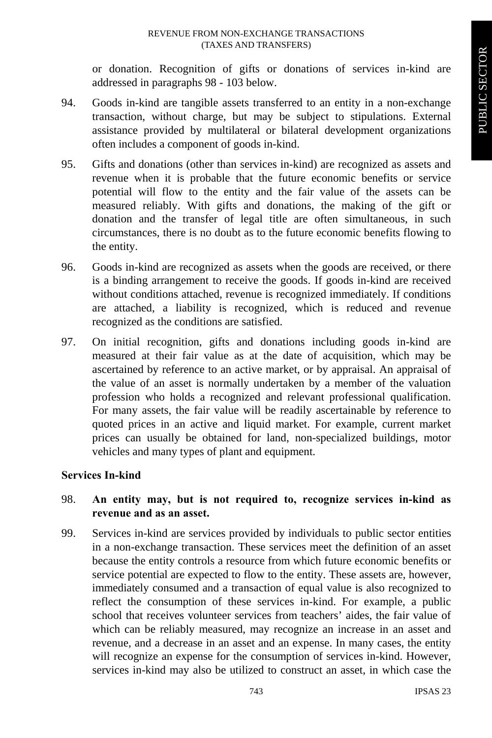or donation. Recognition of gifts or donations of services in-kind are addressed in paragraphs 98 - 103 below.

94. Goods in-kind are tangible assets transferred to an entity in a non-exchange transaction, without charge, but may be subject to stipulations. External assistance provided by multilateral or bilateral development organizations often includes a component of goods in-kind.

95. Gifts and donations (other than services in-kind) are recognized as assets and revenue when it is probable that the future economic benefits or service potential will flow to the entity and the fair value of the assets can be measured reliably. With gifts and donations, the making of the gift or donation and the transfer of legal title are often simultaneous, in such circumstances, there is no doubt as to the future economic benefits flowing to the entity.

96. Goods in-kind are recognized as assets when the goods are received, or there is a binding arrangement to receive the goods. If goods in-kind are received without conditions attached, revenue is recognized immediately. If conditions are attached, a liability is recognized, which is reduced and revenue recognized as the conditions are satisfied.

97. On initial recognition, gifts and donations including goods in-kind are measured at their fair value as at the date of acquisition, which may be ascertained by reference to an active market, or by appraisal. An appraisal of the value of an asset is normally undertaken by a member of the valuation profession who holds a recognized and relevant professional qualification. For many assets, the fair value will be readily ascertainable by reference to quoted prices in an active and liquid market. For example, current market prices can usually be obtained for land, non-specialized buildings, motor vehicles and many types of plant and equipment.

### Services In-kind

98. **An entity may, but is not required to, recognize services in-kind as revenue and as an asset.**

99. Services in-kind are services provided by individuals to public sector entities in a non-exchange transaction. These services meet the definition of an asset because the entity controls a resource from which future economic benefits or service potential are expected to flow to the entity. These assets are, however, immediately consumed and a transaction of equal value is also recognized to reflect the consumption of these services in-kind. For example, a public school that receives volunteer services from teachers' aides, the fair value of which can be reliably measured, may recognize an increase in an asset and revenue, and a decrease in an asset and an expense. In many cases, the entity will recognize an expense for the consumption of services in-kind. However, services in-kind may also be utilized to construct an asset, in which case the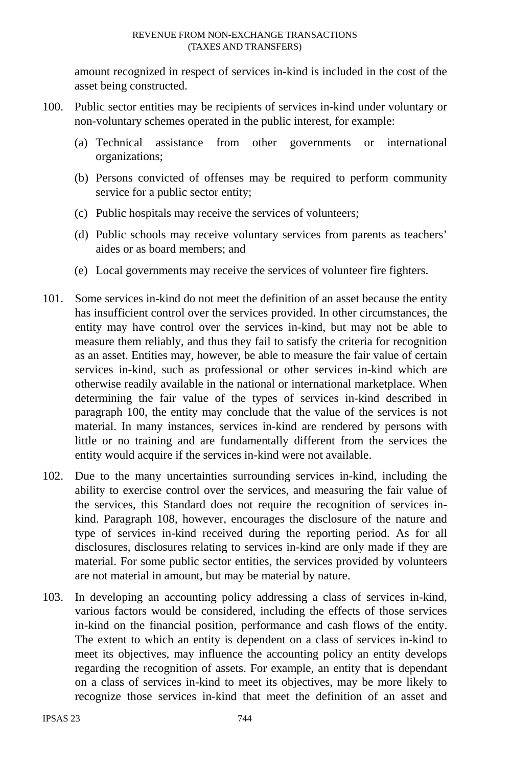amount recognized in respect of services in-kind is included in the cost of the asset being constructed.

100. Public sector entities may be recipients of services in-kind under voluntary or non-voluntary schemes operated in the public interest, for example:

(a) Technical assistance from other governments or international organizations;

(b) Persons convicted of offenses may be required to perform community service for a public sector entity;

(c) Public hospitals may receive the services of volunteers;

(d) Public schools may receive voluntary services from parents as teachers' aides or as board members; and

(e) Local governments may receive the services of volunteer fire fighters.

101. Some services in-kind do not meet the definition of an asset because the entity has insufficient control over the services provided. In other circumstances, the entity may have control over the services in-kind, but may not be able to measure them reliably, and thus they fail to satisfy the criteria for recognition as an asset. Entities may, however, be able to measure the fair value of certain services in-kind, such as professional or other services in-kind which are otherwise readily available in the national or international marketplace. When determining the fair value of the types of services in-kind described in paragraph 100, the entity may conclude that the value of the services is not material. In many instances, services in-kind are rendered by persons with little or no training and are fundamentally different from the services the entity would acquire if the services in-kind were not available.

102. Due to the many uncertainties surrounding services in-kind, including the ability to exercise control over the services, and measuring the fair value of the services, this Standard does not require the recognition of services in-kind. Paragraph 108, however, encourages the disclosure of the nature and type of services in-kind received during the reporting period. As for all disclosures, disclosures relating to services in-kind are only made if they are material. For some public sector entities, the services provided by volunteers are not material in amount, but may be material by nature.

103. In developing an accounting policy addressing a class of services in-kind, various factors would be considered, including the effects of those services in-kind on the financial position, performance and cash flows of the entity. The extent to which an entity is dependent on a class of services in-kind to meet its objectives, may influence the accounting policy an entity develops regarding the recognition of assets. For example, an entity that is dependant on a class of services in-kind to meet its objectives, may be more likely to recognize those services in-kind that meet the definition of an asset and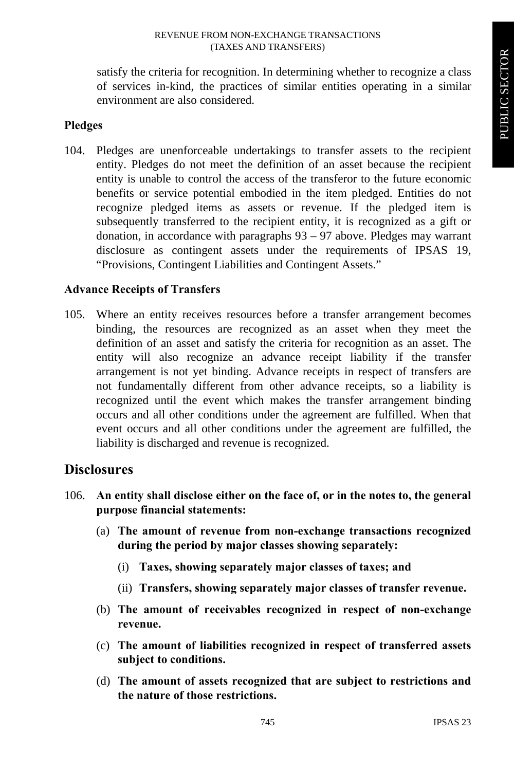satisfy the criteria for recognition. In determining whether to recognize a class of services in-kind, the practices of similar entities operating in a similar environment are also considered.

### Pledges

104. Pledges are unenforceable undertakings to transfer assets to the recipient entity. Pledges do not meet the definition of an asset because the recipient entity is unable to control the access of the transferor to the future economic benefits or service potential embodied in the item pledged. Entities do not recognize pledged items as assets or revenue. If the pledged item is subsequently transferred to the recipient entity, it is recognized as a gift or donation, in accordance with paragraphs 93 – 97 above. Pledges may warrant disclosure as contingent assets under the requirements of IPSAS 19, "Provisions, Contingent Liabilities and Contingent Assets."

### Advance Receipts of Transfers

105. Where an entity receives resources before a transfer arrangement becomes binding, the resources are recognized as an asset when they meet the definition of an asset and satisfy the criteria for recognition as an asset. The entity will also recognize an advance receipt liability if the transfer arrangement is not yet binding. Advance receipts in respect of transfers are not fundamentally different from other advance receipts, so a liability is recognized until the event which makes the transfer arrangement binding occurs and all other conditions under the agreement are fulfilled. When that event occurs and all other conditions under the agreement are fulfilled, the liability is discharged and revenue is recognized.

## Disclosures

106. **An entity shall disclose either on the face of, or in the notes to, the general purpose financial statements:**

    (a) **The amount of revenue from non-exchange transactions recognized during the period by major classes showing separately:**

    (i) **Taxes, showing separately major classes of taxes; and**

    (ii) **Transfers, showing separately major classes of transfer revenue.**

    (b) **The amount of receivables recognized in respect of non-exchange revenue.**

    (c) **The amount of liabilities recognized in respect of transferred assets subject to conditions.**

    (d) **The amount of assets recognized that are subject to restrictions and the nature of those restrictions.**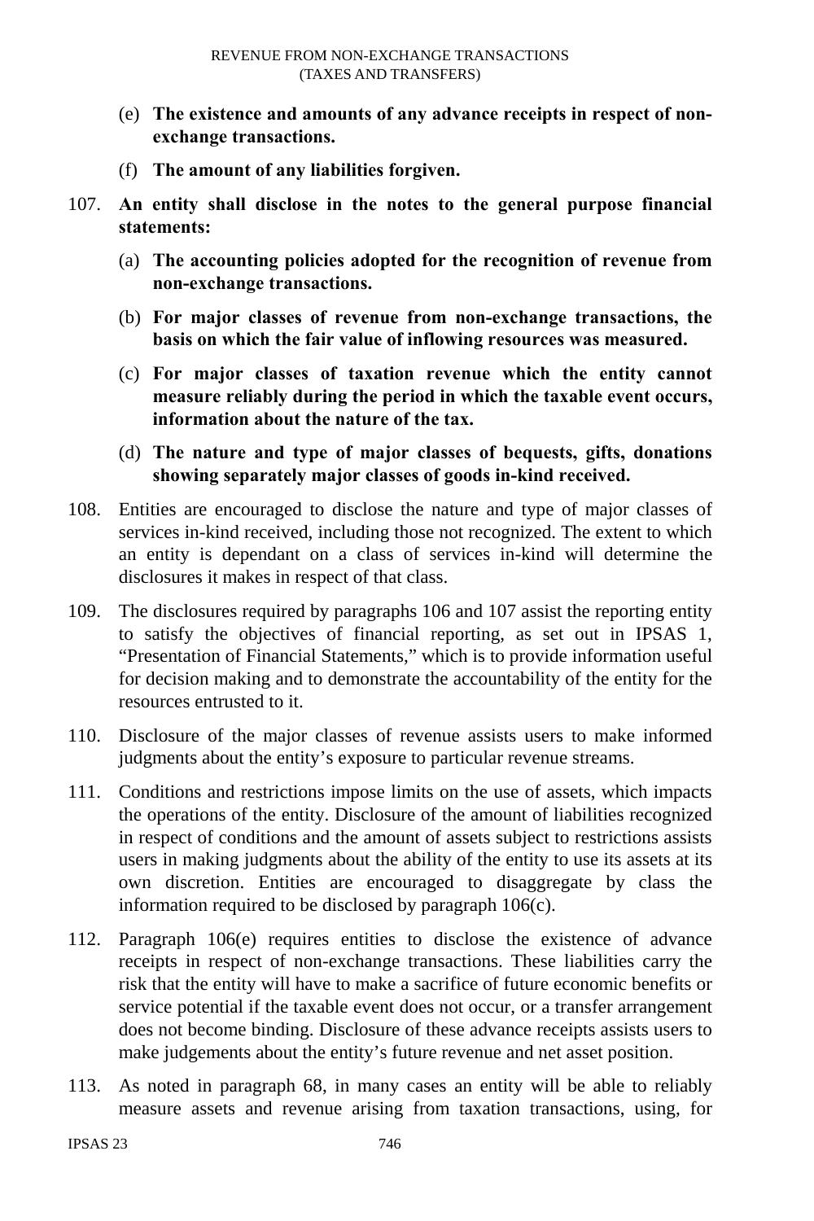(e) **The existence and amounts of any advance receipts in respect of non-exchange transactions.**

(f) **The amount of any liabilities forgiven.**

107. **An entity shall disclose in the notes to the general purpose financial statements:**

(a) **The accounting policies adopted for the recognition of revenue from non-exchange transactions.**

(b) **For major classes of revenue from non-exchange transactions, the basis on which the fair value of inflowing resources was measured.**

(c) **For major classes of taxation revenue which the entity cannot measure reliably during the period in which the taxable event occurs, information about the nature of the tax.**

(d) **The nature and type of major classes of bequests, gifts, donations showing separately major classes of goods in-kind received.**

108. Entities are encouraged to disclose the nature and type of major classes of services in-kind received, including those not recognized. The extent to which an entity is dependant on a class of services in-kind will determine the disclosures it makes in respect of that class.

109. The disclosures required by paragraphs 106 and 107 assist the reporting entity to satisfy the objectives of financial reporting, as set out in IPSAS 1, "Presentation of Financial Statements," which is to provide information useful for decision making and to demonstrate the accountability of the entity for the resources entrusted to it.

110. Disclosure of the major classes of revenue assists users to make informed judgments about the entity's exposure to particular revenue streams.

111. Conditions and restrictions impose limits on the use of assets, which impacts the operations of the entity. Disclosure of the amount of liabilities recognized in respect of conditions and the amount of assets subject to restrictions assists users in making judgments about the ability of the entity to use its assets at its own discretion. Entities are encouraged to disaggregate by class the information required to be disclosed by paragraph 106(c).

112. Paragraph 106(e) requires entities to disclose the existence of advance receipts in respect of non-exchange transactions. These liabilities carry the risk that the entity will have to make a sacrifice of future economic benefits or service potential if the taxable event does not occur, or a transfer arrangement does not become binding. Disclosure of these advance receipts assists users to make judgements about the entity's future revenue and net asset position.

113. As noted in paragraph 68, in many cases an entity will be able to reliably measure assets and revenue arising from taxation transactions, using, for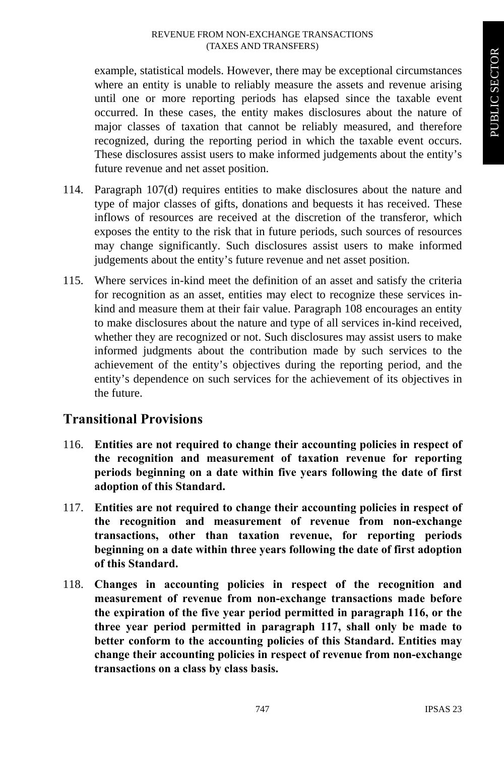example, statistical models. However, there may be exceptional circumstances where an entity is unable to reliably measure the assets and revenue arising until one or more reporting periods has elapsed since the taxable event occurred. In these cases, the entity makes disclosures about the nature of major classes of taxation that cannot be reliably measured, and therefore recognized, during the reporting period in which the taxable event occurs. These disclosures assist users to make informed judgements about the entity's future revenue and net asset position.

114. Paragraph 107(d) requires entities to make disclosures about the nature and type of major classes of gifts, donations and bequests it has received. These inflows of resources are received at the discretion of the transferor, which exposes the entity to the risk that in future periods, such sources of resources may change significantly. Such disclosures assist users to make informed judgements about the entity's future revenue and net asset position.

115. Where services in-kind meet the definition of an asset and satisfy the criteria for recognition as an asset, entities may elect to recognize these services in-kind and measure them at their fair value. Paragraph 108 encourages an entity to make disclosures about the nature and type of all services in-kind received, whether they are recognized or not. Such disclosures may assist users to make informed judgments about the contribution made by such services to the achievement of the entity's objectives during the reporting period, and the entity's dependence on such services for the achievement of its objectives in the future.

## Transitional Provisions

116. **Entities are not required to change their accounting policies in respect of the recognition and measurement of taxation revenue for reporting periods beginning on a date within five years following the date of first adoption of this Standard.**

117. **Entities are not required to change their accounting policies in respect of the recognition and measurement of revenue from non-exchange transactions, other than taxation revenue, for reporting periods beginning on a date within three years following the date of first adoption of this Standard.**

118. **Changes in accounting policies in respect of the recognition and measurement of revenue from non-exchange transactions made before the expiration of the five year period permitted in paragraph 116, or the three year period permitted in paragraph 117, shall only be made to better conform to the accounting policies of this Standard. Entities may change their accounting policies in respect of revenue from non-exchange transactions on a class by class basis.**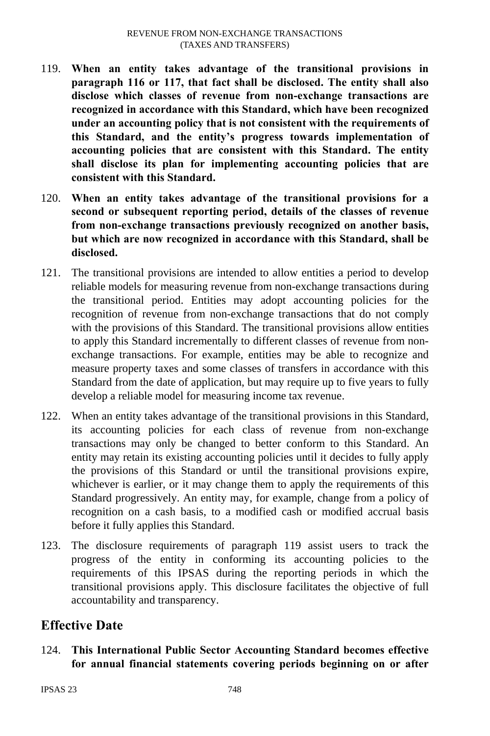119. **When an entity takes advantage of the transitional provisions in paragraph 116 or 117, that fact shall be disclosed. The entity shall also disclose which classes of revenue from non-exchange transactions are recognized in accordance with this Standard, which have been recognized under an accounting policy that is not consistent with the requirements of this Standard, and the entity's progress towards implementation of accounting policies that are consistent with this Standard. The entity shall disclose its plan for implementing accounting policies that are consistent with this Standard.**

120. **When an entity takes advantage of the transitional provisions for a second or subsequent reporting period, details of the classes of revenue from non-exchange transactions previously recognized on another basis, but which are now recognized in accordance with this Standard, shall be disclosed.**

121. The transitional provisions are intended to allow entities a period to develop reliable models for measuring revenue from non-exchange transactions during the transitional period. Entities may adopt accounting policies for the recognition of revenue from non-exchange transactions that do not comply with the provisions of this Standard. The transitional provisions allow entities to apply this Standard incrementally to different classes of revenue from non-exchange transactions. For example, entities may be able to recognize and measure property taxes and some classes of transfers in accordance with this Standard from the date of application, but may require up to five years to fully develop a reliable model for measuring income tax revenue.

122. When an entity takes advantage of the transitional provisions in this Standard, its accounting policies for each class of revenue from non-exchange transactions may only be changed to better conform to this Standard. An entity may retain its existing accounting policies until it decides to fully apply the provisions of this Standard or until the transitional provisions expire, whichever is earlier, or it may change them to apply the requirements of this Standard progressively. An entity may, for example, change from a policy of recognition on a cash basis, to a modified cash or modified accrual basis before it fully applies this Standard.

123. The disclosure requirements of paragraph 119 assist users to track the progress of the entity in conforming its accounting policies to the requirements of this IPSAS during the reporting periods in which the transitional provisions apply. This disclosure facilitates the objective of full accountability and transparency.

## Effective Date

124. **This International Public Sector Accounting Standard becomes effective for annual financial statements covering periods beginning on or after**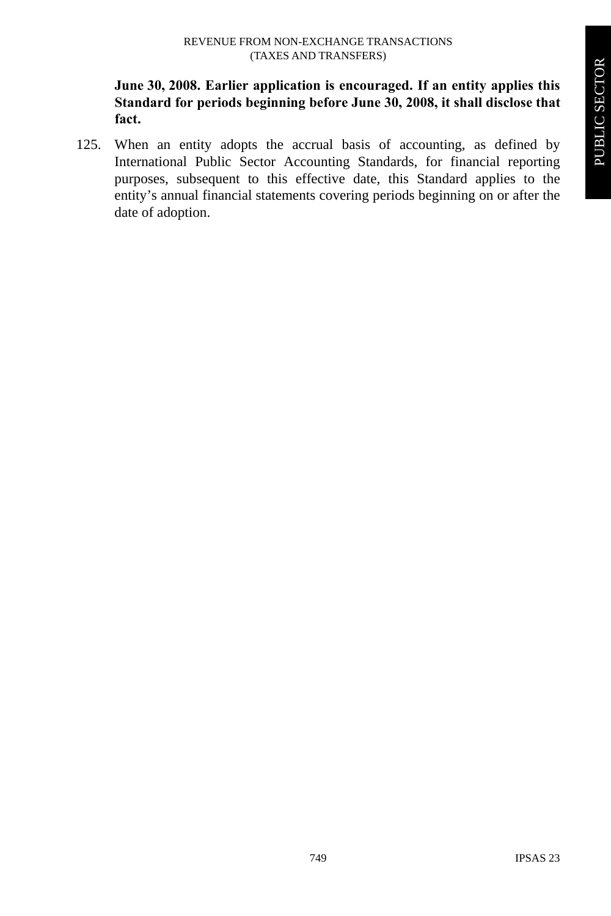**June 30, 2008. Earlier application is encouraged. If an entity applies this Standard for periods beginning before June 30, 2008, it shall disclose that fact.**

125. When an entity adopts the accrual basis of accounting, as defined by International Public Sector Accounting Standards, for financial reporting purposes, subsequent to this effective date, this Standard applies to the entity's annual financial statements covering periods beginning on or after the date of adoption.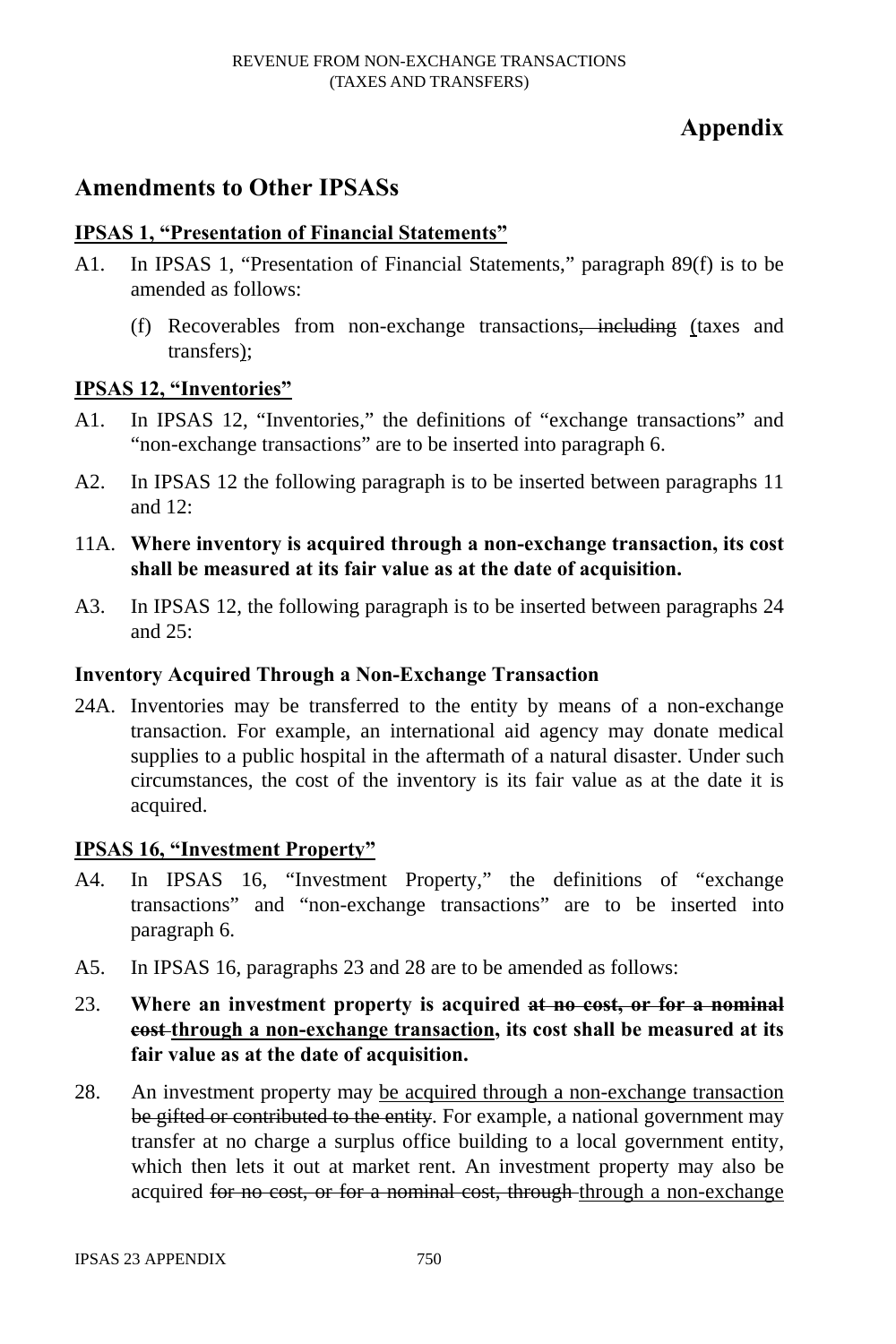# Appendix

## Amendments to Other IPSASs

**IPSAS 1, "Presentation of Financial Statements"**

A1. In IPSAS 1, "Presentation of Financial Statements," paragraph 89(f) is to be amended as follows:

(f) Recoverables from non-exchange transactions~~, including~~ (taxes and transfers);

**IPSAS 12, "Inventories"**

A1. In IPSAS 12, "Inventories," the definitions of "exchange transactions" and "non-exchange transactions" are to be inserted into paragraph 6.

A2. In IPSAS 12 the following paragraph is to be inserted between paragraphs 11 and 12:

11A. **Where inventory is acquired through a non-exchange transaction, its cost shall be measured at its fair value as at the date of acquisition.**

A3. In IPSAS 12, the following paragraph is to be inserted between paragraphs 24 and 25:

**Inventory Acquired Through a Non-Exchange Transaction**

24A. Inventories may be transferred to the entity by means of a non-exchange transaction. For example, an international aid agency may donate medical supplies to a public hospital in the aftermath of a natural disaster. Under such circumstances, the cost of the inventory is its fair value as at the date it is acquired.

**IPSAS 16, "Investment Property"**

A4. In IPSAS 16, "Investment Property," the definitions of "exchange transactions" and "non-exchange transactions" are to be inserted into paragraph 6.

A5. In IPSAS 16, paragraphs 23 and 28 are to be amended as follows:

23. **Where an investment property is acquired ~~at no cost, or for a nominal cost~~ through a non-exchange transaction, its cost shall be measured at its fair value as at the date of acquisition.**

28. An investment property may be acquired through a non-exchange transaction ~~be gifted or contributed to the entity~~. For example, a national government may transfer at no charge a surplus office building to a local government entity, which then lets it out at market rent. An investment property may also be acquired ~~for no cost, or for a nominal cost, through~~ through a non-exchange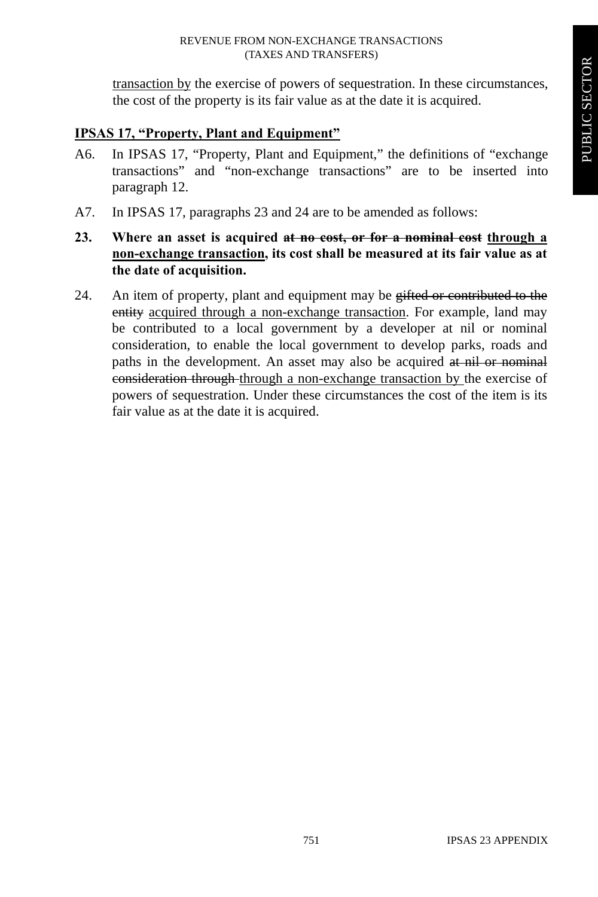<u>transaction by</u> the exercise of powers of sequestration. In these circumstances, the cost of the property is its fair value as at the date it is acquired.

## <u>IPSAS 17, "Property, Plant and Equipment"</u>

A6. In IPSAS 17, "Property, Plant and Equipment," the definitions of "exchange transactions" and "non-exchange transactions" are to be inserted into paragraph 12.

A7. In IPSAS 17, paragraphs 23 and 24 are to be amended as follows:

**23. Where an asset is acquired ~~at no cost, or for a nominal cost~~ <u>through a non-exchange transaction</u>, its cost shall be measured at its fair value as at the date of acquisition.**

24. An item of property, plant and equipment may be ~~gifted or contributed to the entity~~ <u>acquired through a non-exchange transaction</u>. For example, land may be contributed to a local government by a developer at nil or nominal consideration, to enable the local government to develop parks, roads and paths in the development. An asset may also be acquired ~~at nil or nominal consideration through~~ <u>through a non-exchange transaction by</u> the exercise of powers of sequestration. Under these circumstances the cost of the item is its fair value as at the date it is acquired.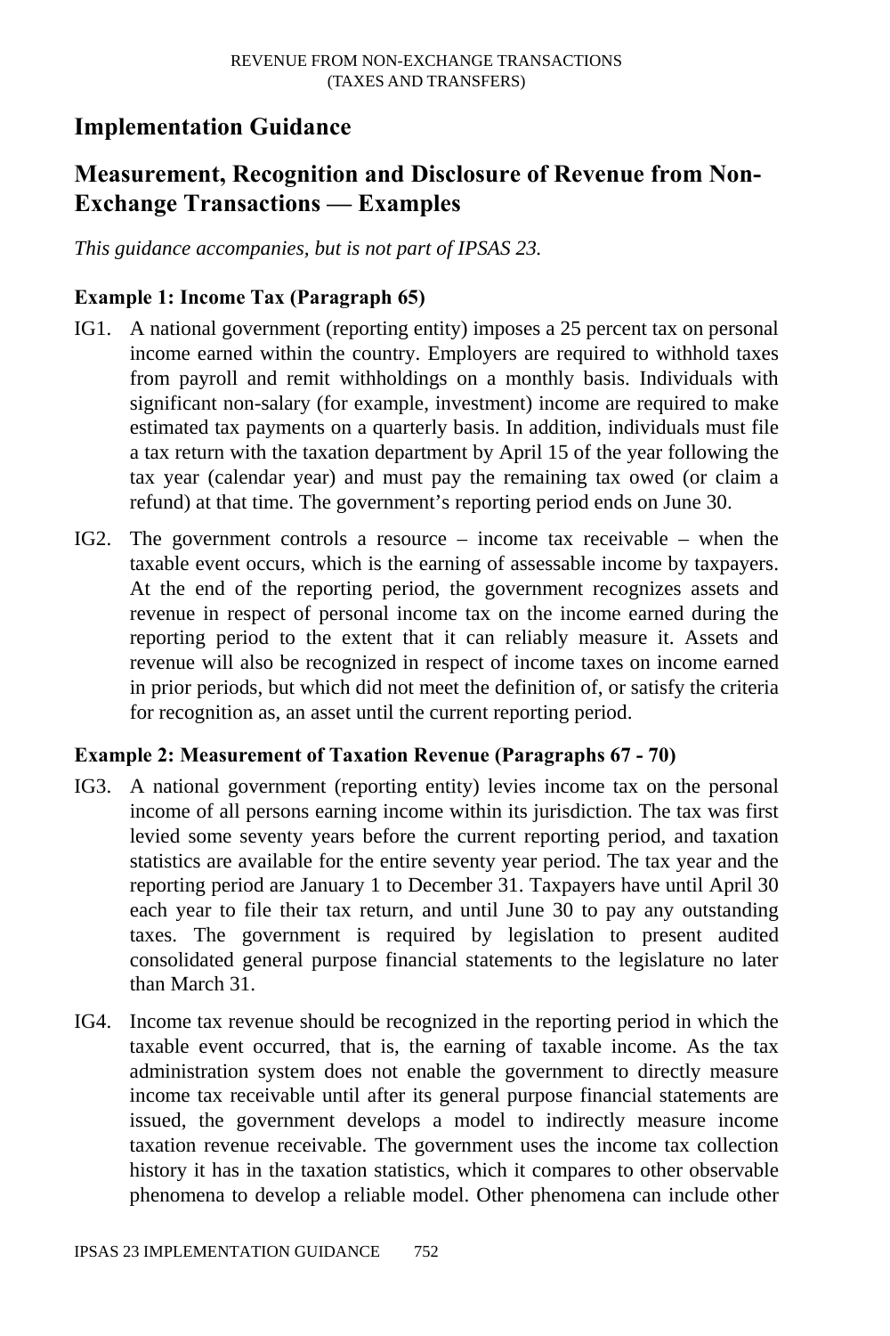## Implementation Guidance

## Measurement, Recognition and Disclosure of Revenue from Non-Exchange Transactions — Examples

*This guidance accompanies, but is not part of IPSAS 23.*

### Example 1: Income Tax (Paragraph 65)

IG1. A national government (reporting entity) imposes a 25 percent tax on personal income earned within the country. Employers are required to withhold taxes from payroll and remit withholdings on a monthly basis. Individuals with significant non-salary (for example, investment) income are required to make estimated tax payments on a quarterly basis. In addition, individuals must file a tax return with the taxation department by April 15 of the year following the tax year (calendar year) and must pay the remaining tax owed (or claim a refund) at that time. The government's reporting period ends on June 30.

IG2. The government controls a resource – income tax receivable – when the taxable event occurs, which is the earning of assessable income by taxpayers. At the end of the reporting period, the government recognizes assets and revenue in respect of personal income tax on the income earned during the reporting period to the extent that it can reliably measure it. Assets and revenue will also be recognized in respect of income taxes on income earned in prior periods, but which did not meet the definition of, or satisfy the criteria for recognition as, an asset until the current reporting period.

### Example 2: Measurement of Taxation Revenue (Paragraphs 67 - 70)

IG3. A national government (reporting entity) levies income tax on the personal income of all persons earning income within its jurisdiction. The tax was first levied some seventy years before the current reporting period, and taxation statistics are available for the entire seventy year period. The tax year and the reporting period are January 1 to December 31. Taxpayers have until April 30 each year to file their tax return, and until June 30 to pay any outstanding taxes. The government is required by legislation to present audited consolidated general purpose financial statements to the legislature no later than March 31.

IG4. Income tax revenue should be recognized in the reporting period in which the taxable event occurred, that is, the earning of taxable income. As the tax administration system does not enable the government to directly measure income tax receivable until after its general purpose financial statements are issued, the government develops a model to indirectly measure income taxation revenue receivable. The government uses the income tax collection history it has in the taxation statistics, which it compares to other observable phenomena to develop a reliable model. Other phenomena can include other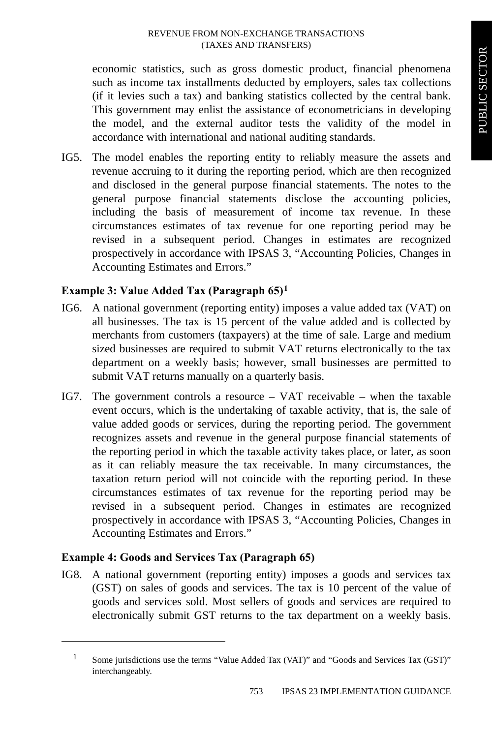economic statistics, such as gross domestic product, financial phenomena such as income tax installments deducted by employers, sales tax collections (if it levies such a tax) and banking statistics collected by the central bank. This government may enlist the assistance of econometricians in developing the model, and the external auditor tests the validity of the model in accordance with international and national auditing standards.

IG5. The model enables the reporting entity to reliably measure the assets and revenue accruing to it during the reporting period, which are then recognized and disclosed in the general purpose financial statements. The notes to the general purpose financial statements disclose the accounting policies, including the basis of measurement of income tax revenue. In these circumstances estimates of tax revenue for one reporting period may be revised in a subsequent period. Changes in estimates are recognized prospectively in accordance with IPSAS 3, "Accounting Policies, Changes in Accounting Estimates and Errors."

### Example 3: Value Added Tax (Paragraph 65)[1]

IG6. A national government (reporting entity) imposes a value added tax (VAT) on all businesses. The tax is 15 percent of the value added and is collected by merchants from customers (taxpayers) at the time of sale. Large and medium sized businesses are required to submit VAT returns electronically to the tax department on a weekly basis; however, small businesses are permitted to submit VAT returns manually on a quarterly basis.

IG7. The government controls a resource – VAT receivable – when the taxable event occurs, which is the undertaking of taxable activity, that is, the sale of value added goods or services, during the reporting period. The government recognizes assets and revenue in the general purpose financial statements of the reporting period in which the taxable activity takes place, or later, as soon as it can reliably measure the tax receivable. In many circumstances, the taxation return period will not coincide with the reporting period. In these circumstances estimates of tax revenue for the reporting period may be revised in a subsequent period. Changes in estimates are recognized prospectively in accordance with IPSAS 3, "Accounting Policies, Changes in Accounting Estimates and Errors."

### Example 4: Goods and Services Tax (Paragraph 65)

IG8. A national government (reporting entity) imposes a goods and services tax (GST) on sales of goods and services. The tax is 10 percent of the value of goods and services sold. Most sellers of goods and services are required to electronically submit GST returns to the tax department on a weekly basis.

---

[1] Some jurisdictions use the terms "Value Added Tax (VAT)" and "Goods and Services Tax (GST)" interchangeably.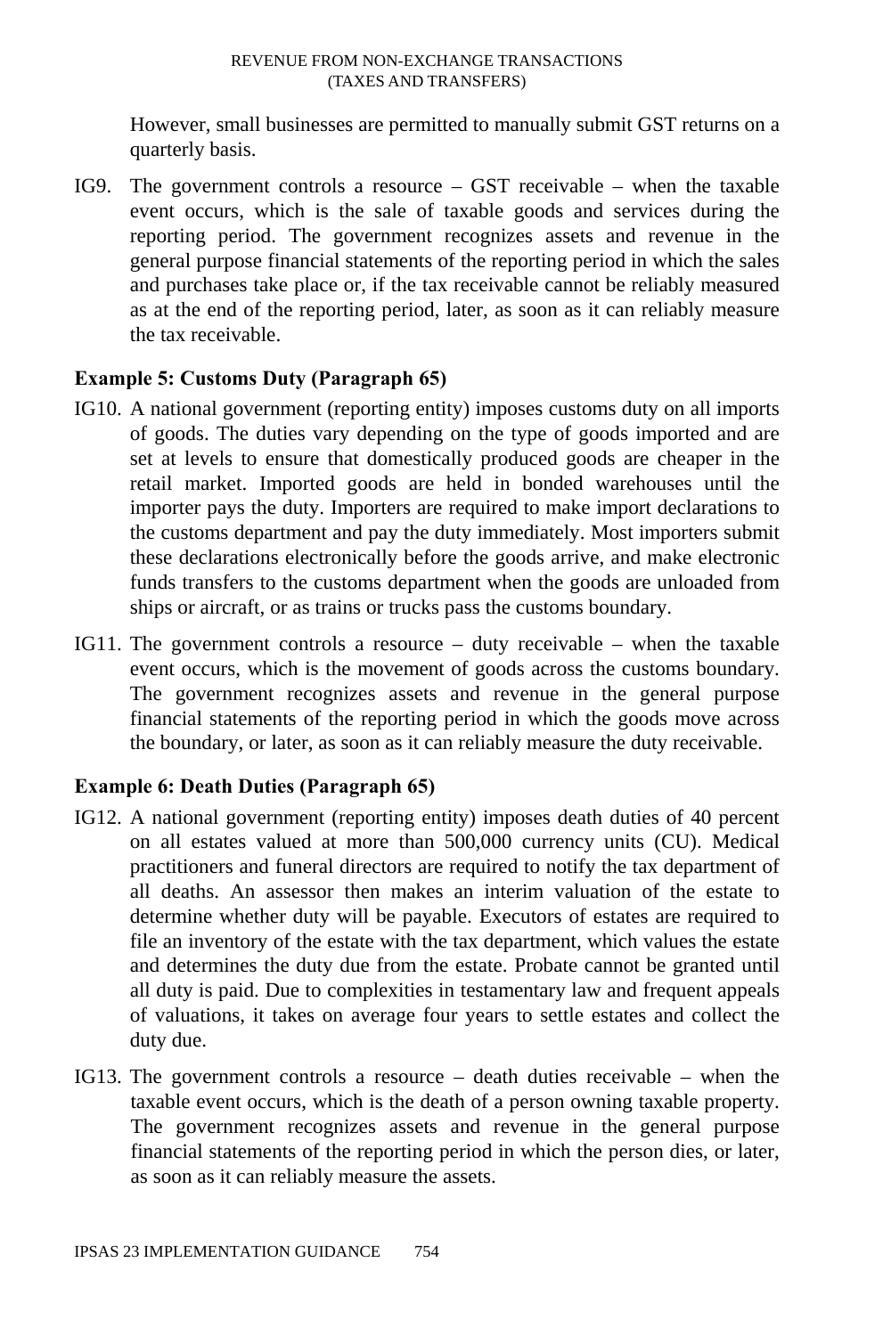However, small businesses are permitted to manually submit GST returns on a quarterly basis.

IG9. The government controls a resource – GST receivable – when the taxable event occurs, which is the sale of taxable goods and services during the reporting period. The government recognizes assets and revenue in the general purpose financial statements of the reporting period in which the sales and purchases take place or, if the tax receivable cannot be reliably measured as at the end of the reporting period, later, as soon as it can reliably measure the tax receivable.

### Example 5: Customs Duty (Paragraph 65)

IG10. A national government (reporting entity) imposes customs duty on all imports of goods. The duties vary depending on the type of goods imported and are set at levels to ensure that domestically produced goods are cheaper in the retail market. Imported goods are held in bonded warehouses until the importer pays the duty. Importers are required to make import declarations to the customs department and pay the duty immediately. Most importers submit these declarations electronically before the goods arrive, and make electronic funds transfers to the customs department when the goods are unloaded from ships or aircraft, or as trains or trucks pass the customs boundary.

IG11. The government controls a resource – duty receivable – when the taxable event occurs, which is the movement of goods across the customs boundary. The government recognizes assets and revenue in the general purpose financial statements of the reporting period in which the goods move across the boundary, or later, as soon as it can reliably measure the duty receivable.

### Example 6: Death Duties (Paragraph 65)

IG12. A national government (reporting entity) imposes death duties of 40 percent on all estates valued at more than 500,000 currency units (CU). Medical practitioners and funeral directors are required to notify the tax department of all deaths. An assessor then makes an interim valuation of the estate to determine whether duty will be payable. Executors of estates are required to file an inventory of the estate with the tax department, which values the estate and determines the duty due from the estate. Probate cannot be granted until all duty is paid. Due to complexities in testamentary law and frequent appeals of valuations, it takes on average four years to settle estates and collect the duty due.

IG13. The government controls a resource – death duties receivable – when the taxable event occurs, which is the death of a person owning taxable property. The government recognizes assets and revenue in the general purpose financial statements of the reporting period in which the person dies, or later, as soon as it can reliably measure the assets.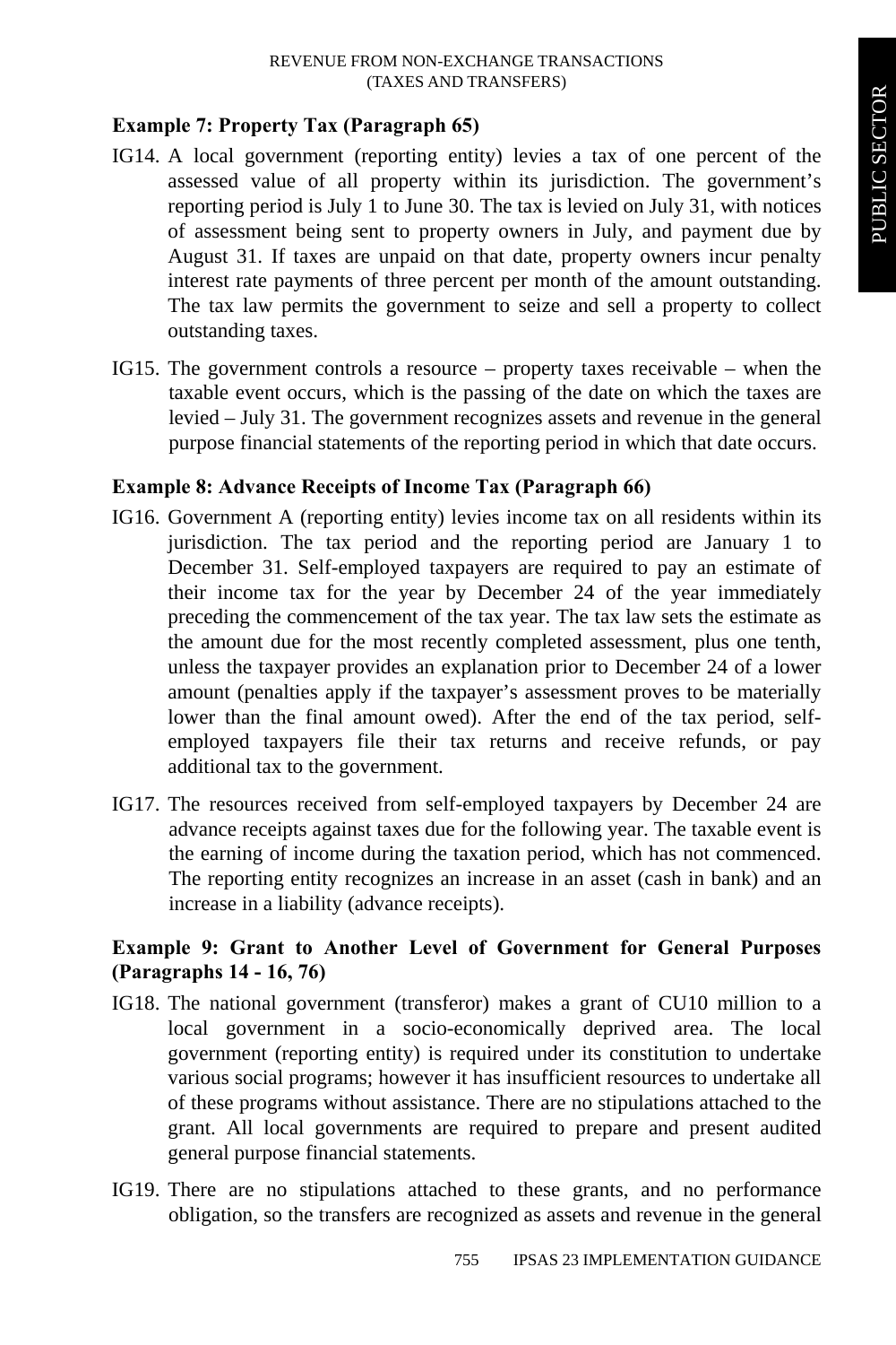### Example 7: Property Tax (Paragraph 65)

IG14. A local government (reporting entity) levies a tax of one percent of the assessed value of all property within its jurisdiction. The government's reporting period is July 1 to June 30. The tax is levied on July 31, with notices of assessment being sent to property owners in July, and payment due by August 31. If taxes are unpaid on that date, property owners incur penalty interest rate payments of three percent per month of the amount outstanding. The tax law permits the government to seize and sell a property to collect outstanding taxes.

IG15. The government controls a resource – property taxes receivable – when the taxable event occurs, which is the passing of the date on which the taxes are levied – July 31. The government recognizes assets and revenue in the general purpose financial statements of the reporting period in which that date occurs.

### Example 8: Advance Receipts of Income Tax (Paragraph 66)

IG16. Government A (reporting entity) levies income tax on all residents within its jurisdiction. The tax period and the reporting period are January 1 to December 31. Self-employed taxpayers are required to pay an estimate of their income tax for the year by December 24 of the year immediately preceding the commencement of the tax year. The tax law sets the estimate as the amount due for the most recently completed assessment, plus one tenth, unless the taxpayer provides an explanation prior to December 24 of a lower amount (penalties apply if the taxpayer's assessment proves to be materially lower than the final amount owed). After the end of the tax period, self-employed taxpayers file their tax returns and receive refunds, or pay additional tax to the government.

IG17. The resources received from self-employed taxpayers by December 24 are advance receipts against taxes due for the following year. The taxable event is the earning of income during the taxation period, which has not commenced. The reporting entity recognizes an increase in an asset (cash in bank) and an increase in a liability (advance receipts).

### Example 9: Grant to Another Level of Government for General Purposes (Paragraphs 14 - 16, 76)

IG18. The national government (transferor) makes a grant of CU10 million to a local government in a socio-economically deprived area. The local government (reporting entity) is required under its constitution to undertake various social programs; however it has insufficient resources to undertake all of these programs without assistance. There are no stipulations attached to the grant. All local governments are required to prepare and present audited general purpose financial statements.

IG19. There are no stipulations attached to these grants, and no performance obligation, so the transfers are recognized as assets and revenue in the general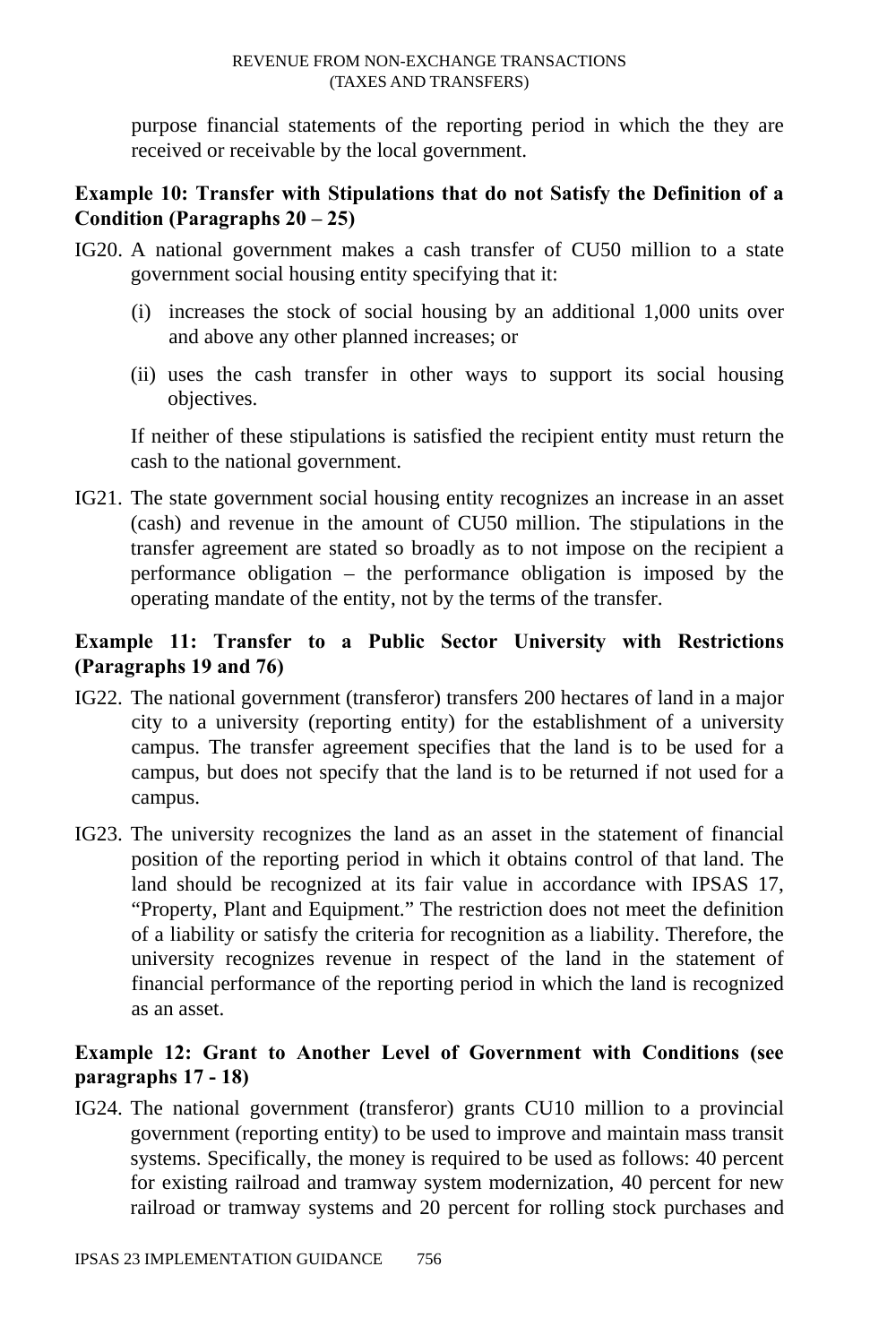purpose financial statements of the reporting period in which the they are received or receivable by the local government.

### Example 10: Transfer with Stipulations that do not Satisfy the Definition of a Condition (Paragraphs 20 – 25)

IG20. A national government makes a cash transfer of CU50 million to a state government social housing entity specifying that it:

(i) increases the stock of social housing by an additional 1,000 units over and above any other planned increases; or

(ii) uses the cash transfer in other ways to support its social housing objectives.

If neither of these stipulations is satisfied the recipient entity must return the cash to the national government.

IG21. The state government social housing entity recognizes an increase in an asset (cash) and revenue in the amount of CU50 million. The stipulations in the transfer agreement are stated so broadly as to not impose on the recipient a performance obligation – the performance obligation is imposed by the operating mandate of the entity, not by the terms of the transfer.

### Example 11: Transfer to a Public Sector University with Restrictions (Paragraphs 19 and 76)

IG22. The national government (transferor) transfers 200 hectares of land in a major city to a university (reporting entity) for the establishment of a university campus. The transfer agreement specifies that the land is to be used for a campus, but does not specify that the land is to be returned if not used for a campus.

IG23. The university recognizes the land as an asset in the statement of financial position of the reporting period in which it obtains control of that land. The land should be recognized at its fair value in accordance with IPSAS 17, "Property, Plant and Equipment." The restriction does not meet the definition of a liability or satisfy the criteria for recognition as a liability. Therefore, the university recognizes revenue in respect of the land in the statement of financial performance of the reporting period in which the land is recognized as an asset.

### Example 12: Grant to Another Level of Government with Conditions (see paragraphs 17 - 18)

IG24. The national government (transferor) grants CU10 million to a provincial government (reporting entity) to be used to improve and maintain mass transit systems. Specifically, the money is required to be used as follows: 40 percent for existing railroad and tramway system modernization, 40 percent for new railroad or tramway systems and 20 percent for rolling stock purchases and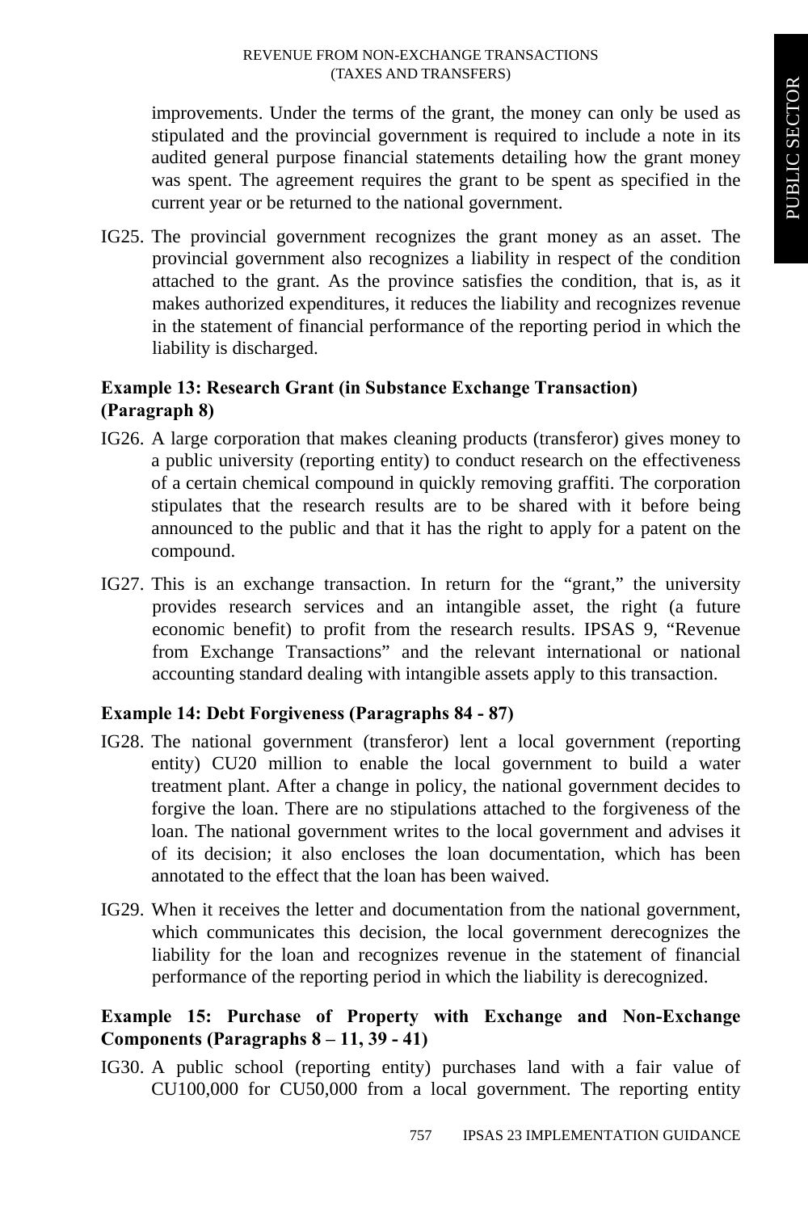improvements. Under the terms of the grant, the money can only be used as stipulated and the provincial government is required to include a note in its audited general purpose financial statements detailing how the grant money was spent. The agreement requires the grant to be spent as specified in the current year or be returned to the national government.

IG25. The provincial government recognizes the grant money as an asset. The provincial government also recognizes a liability in respect of the condition attached to the grant. As the province satisfies the condition, that is, as it makes authorized expenditures, it reduces the liability and recognizes revenue in the statement of financial performance of the reporting period in which the liability is discharged.

**Example 13: Research Grant (in Substance Exchange Transaction) (Paragraph 8)**

IG26. A large corporation that makes cleaning products (transferor) gives money to a public university (reporting entity) to conduct research on the effectiveness of a certain chemical compound in quickly removing graffiti. The corporation stipulates that the research results are to be shared with it before being announced to the public and that it has the right to apply for a patent on the compound.

IG27. This is an exchange transaction. In return for the "grant," the university provides research services and an intangible asset, the right (a future economic benefit) to profit from the research results. IPSAS 9, "Revenue from Exchange Transactions" and the relevant international or national accounting standard dealing with intangible assets apply to this transaction.

**Example 14: Debt Forgiveness (Paragraphs 84 - 87)**

IG28. The national government (transferor) lent a local government (reporting entity) CU20 million to enable the local government to build a water treatment plant. After a change in policy, the national government decides to forgive the loan. There are no stipulations attached to the forgiveness of the loan. The national government writes to the local government and advises it of its decision; it also encloses the loan documentation, which has been annotated to the effect that the loan has been waived.

IG29. When it receives the letter and documentation from the national government, which communicates this decision, the local government derecognizes the liability for the loan and recognizes revenue in the statement of financial performance of the reporting period in which the liability is derecognized.

**Example 15: Purchase of Property with Exchange and Non-Exchange Components (Paragraphs 8 – 11, 39 - 41)**

IG30. A public school (reporting entity) purchases land with a fair value of CU100,000 for CU50,000 from a local government. The reporting entity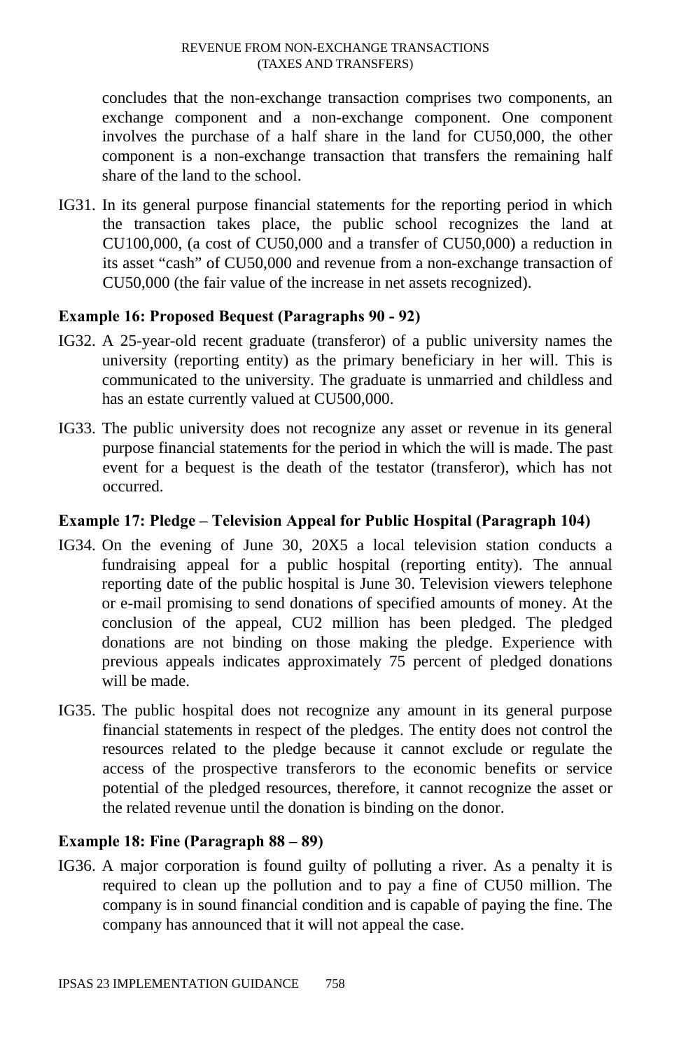concludes that the non-exchange transaction comprises two components, an exchange component and a non-exchange component. One component involves the purchase of a half share in the land for CU50,000, the other component is a non-exchange transaction that transfers the remaining half share of the land to the school.

IG31. In its general purpose financial statements for the reporting period in which the transaction takes place, the public school recognizes the land at CU100,000, (a cost of CU50,000 and a transfer of CU50,000) a reduction in its asset "cash" of CU50,000 and revenue from a non-exchange transaction of CU50,000 (the fair value of the increase in net assets recognized).

### Example 16: Proposed Bequest (Paragraphs 90 - 92)

IG32. A 25-year-old recent graduate (transferor) of a public university names the university (reporting entity) as the primary beneficiary in her will. This is communicated to the university. The graduate is unmarried and childless and has an estate currently valued at CU500,000.

IG33. The public university does not recognize any asset or revenue in its general purpose financial statements for the period in which the will is made. The past event for a bequest is the death of the testator (transferor), which has not occurred.

### Example 17: Pledge – Television Appeal for Public Hospital (Paragraph 104)

IG34. On the evening of June 30, 20X5 a local television station conducts a fundraising appeal for a public hospital (reporting entity). The annual reporting date of the public hospital is June 30. Television viewers telephone or e-mail promising to send donations of specified amounts of money. At the conclusion of the appeal, CU2 million has been pledged. The pledged donations are not binding on those making the pledge. Experience with previous appeals indicates approximately 75 percent of pledged donations will be made.

IG35. The public hospital does not recognize any amount in its general purpose financial statements in respect of the pledges. The entity does not control the resources related to the pledge because it cannot exclude or regulate the access of the prospective transferors to the economic benefits or service potential of the pledged resources, therefore, it cannot recognize the asset or the related revenue until the donation is binding on the donor.

### Example 18: Fine (Paragraph 88 – 89)

IG36. A major corporation is found guilty of polluting a river. As a penalty it is required to clean up the pollution and to pay a fine of CU50 million. The company is in sound financial condition and is capable of paying the fine. The company has announced that it will not appeal the case.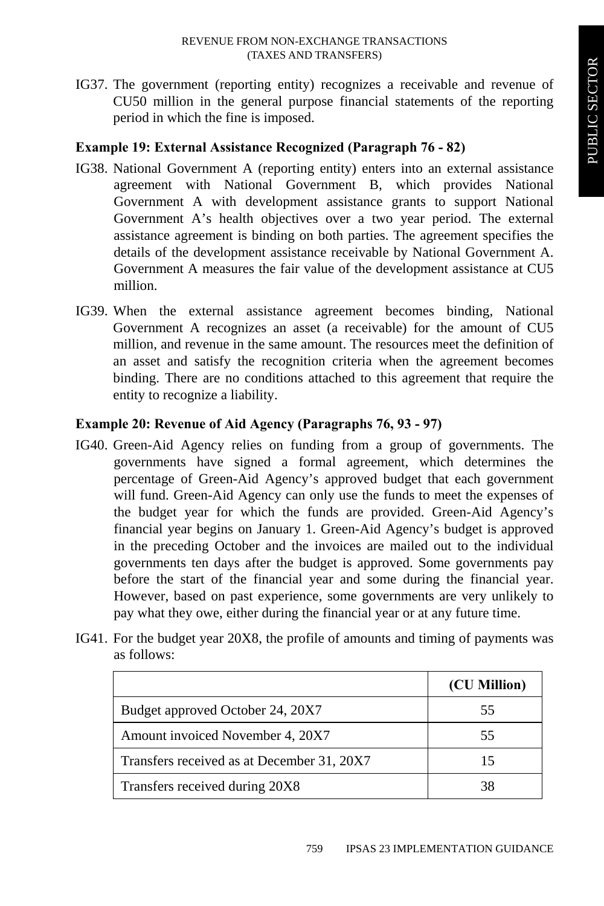IG37. The government (reporting entity) recognizes a receivable and revenue of CU50 million in the general purpose financial statements of the reporting period in which the fine is imposed.

### Example 19: External Assistance Recognized (Paragraph 76 - 82)

IG38. National Government A (reporting entity) enters into an external assistance agreement with National Government B, which provides National Government A with development assistance grants to support National Government A's health objectives over a two year period. The external assistance agreement is binding on both parties. The agreement specifies the details of the development assistance receivable by National Government A. Government A measures the fair value of the development assistance at CU5 million.

IG39. When the external assistance agreement becomes binding, National Government A recognizes an asset (a receivable) for the amount of CU5 million, and revenue in the same amount. The resources meet the definition of an asset and satisfy the recognition criteria when the agreement becomes binding. There are no conditions attached to this agreement that require the entity to recognize a liability.

### Example 20: Revenue of Aid Agency (Paragraphs 76, 93 - 97)

IG40. Green-Aid Agency relies on funding from a group of governments. The governments have signed a formal agreement, which determines the percentage of Green-Aid Agency's approved budget that each government will fund. Green-Aid Agency can only use the funds to meet the expenses of the budget year for which the funds are provided. Green-Aid Agency's financial year begins on January 1. Green-Aid Agency's budget is approved in the preceding October and the invoices are mailed out to the individual governments ten days after the budget is approved. Some governments pay before the start of the financial year and some during the financial year. However, based on past experience, some governments are very unlikely to pay what they owe, either during the financial year or at any future time.

IG41. For the budget year 20X8, the profile of amounts and timing of payments was as follows:

| | (CU Million) |
|---|---|
| Budget approved October 24, 20X7 | 55 |
| Amount invoiced November 4, 20X7 | 55 |
| Transfers received as at December 31, 20X7 | 15 |
| Transfers received during 20X8 | 38 |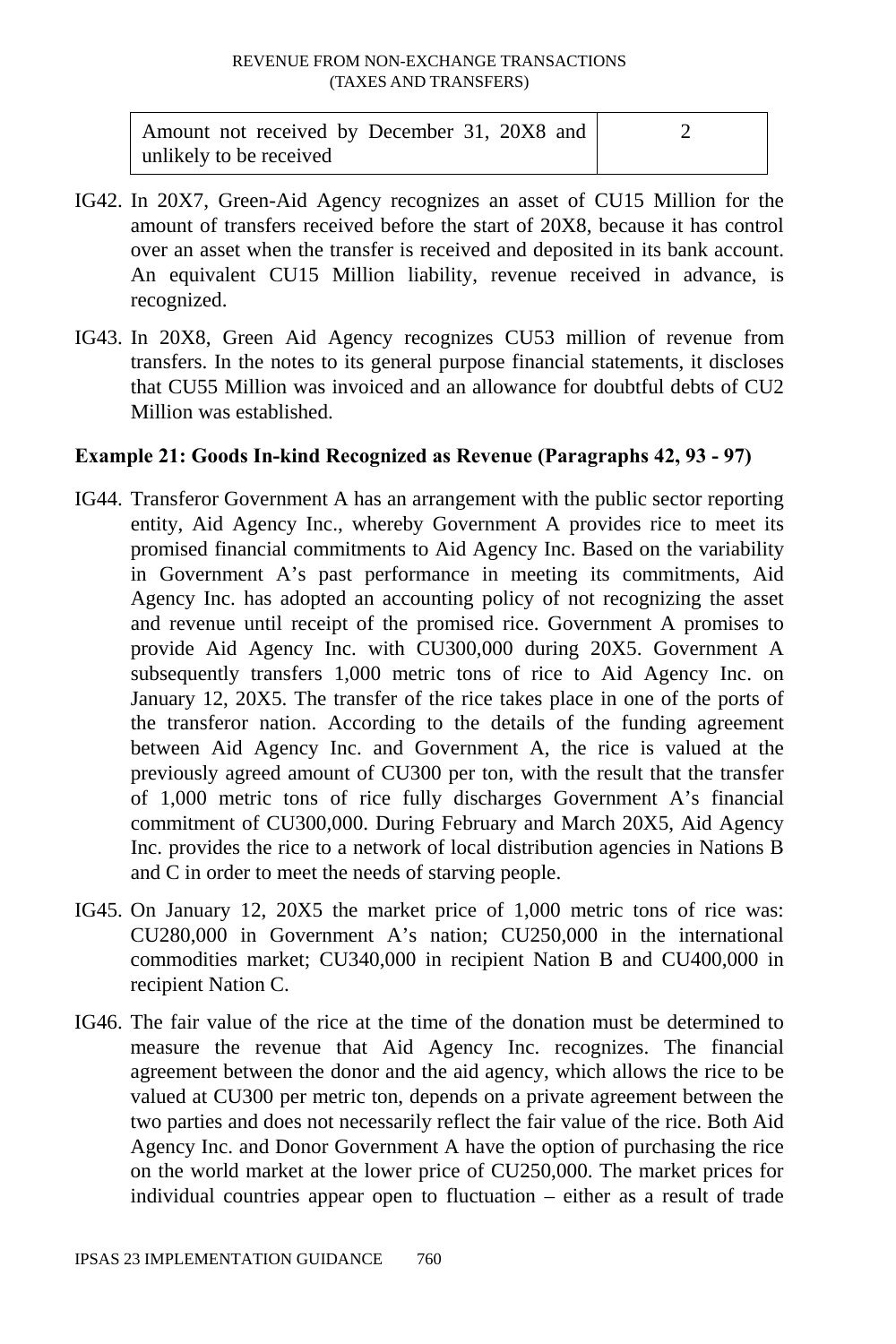| Amount not received by December 31, 20X8 and unlikely to be received | 2 |
|---|---|

IG42. In 20X7, Green-Aid Agency recognizes an asset of CU15 Million for the amount of transfers received before the start of 20X8, because it has control over an asset when the transfer is received and deposited in its bank account. An equivalent CU15 Million liability, revenue received in advance, is recognized.

IG43. In 20X8, Green Aid Agency recognizes CU53 million of revenue from transfers. In the notes to its general purpose financial statements, it discloses that CU55 Million was invoiced and an allowance for doubtful debts of CU2 Million was established.

**Example 21: Goods In-kind Recognized as Revenue (Paragraphs 42, 93 - 97)**

IG44. Transferor Government A has an arrangement with the public sector reporting entity, Aid Agency Inc., whereby Government A provides rice to meet its promised financial commitments to Aid Agency Inc. Based on the variability in Government A's past performance in meeting its commitments, Aid Agency Inc. has adopted an accounting policy of not recognizing the asset and revenue until receipt of the promised rice. Government A promises to provide Aid Agency Inc. with CU300,000 during 20X5. Government A subsequently transfers 1,000 metric tons of rice to Aid Agency Inc. on January 12, 20X5. The transfer of the rice takes place in one of the ports of the transferor nation. According to the details of the funding agreement between Aid Agency Inc. and Government A, the rice is valued at the previously agreed amount of CU300 per ton, with the result that the transfer of 1,000 metric tons of rice fully discharges Government A's financial commitment of CU300,000. During February and March 20X5, Aid Agency Inc. provides the rice to a network of local distribution agencies in Nations B and C in order to meet the needs of starving people.

IG45. On January 12, 20X5 the market price of 1,000 metric tons of rice was: CU280,000 in Government A's nation; CU250,000 in the international commodities market; CU340,000 in recipient Nation B and CU400,000 in recipient Nation C.

IG46. The fair value of the rice at the time of the donation must be determined to measure the revenue that Aid Agency Inc. recognizes. The financial agreement between the donor and the aid agency, which allows the rice to be valued at CU300 per metric ton, depends on a private agreement between the two parties and does not necessarily reflect the fair value of the rice. Both Aid Agency Inc. and Donor Government A have the option of purchasing the rice on the world market at the lower price of CU250,000. The market prices for individual countries appear open to fluctuation – either as a result of trade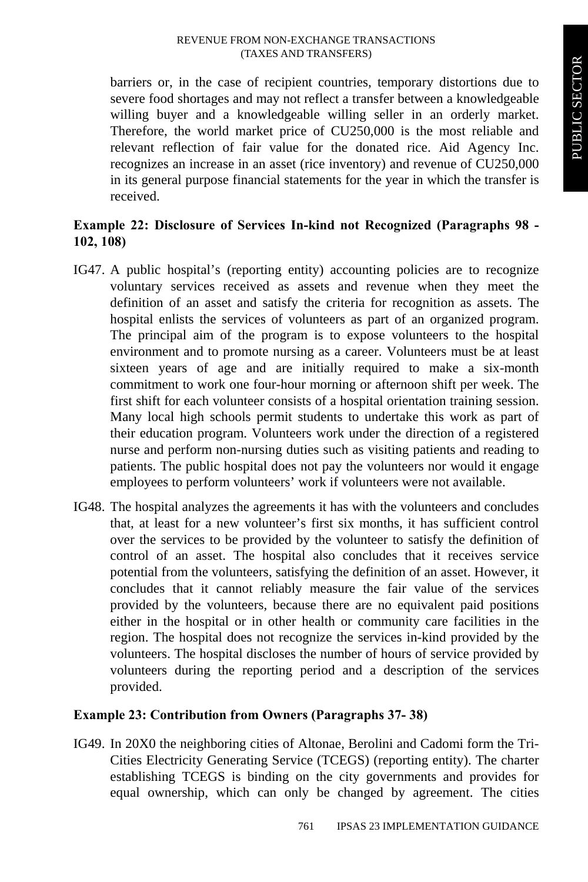barriers or, in the case of recipient countries, temporary distortions due to severe food shortages and may not reflect a transfer between a knowledgeable willing buyer and a knowledgeable willing seller in an orderly market. Therefore, the world market price of CU250,000 is the most reliable and relevant reflection of fair value for the donated rice. Aid Agency Inc. recognizes an increase in an asset (rice inventory) and revenue of CU250,000 in its general purpose financial statements for the year in which the transfer is received.

**Example 22: Disclosure of Services In-kind not Recognized (Paragraphs 98 - 102, 108)**

IG47. A public hospital's (reporting entity) accounting policies are to recognize voluntary services received as assets and revenue when they meet the definition of an asset and satisfy the criteria for recognition as assets. The hospital enlists the services of volunteers as part of an organized program. The principal aim of the program is to expose volunteers to the hospital environment and to promote nursing as a career. Volunteers must be at least sixteen years of age and are initially required to make a six-month commitment to work one four-hour morning or afternoon shift per week. The first shift for each volunteer consists of a hospital orientation training session. Many local high schools permit students to undertake this work as part of their education program. Volunteers work under the direction of a registered nurse and perform non-nursing duties such as visiting patients and reading to patients. The public hospital does not pay the volunteers nor would it engage employees to perform volunteers' work if volunteers were not available.

IG48. The hospital analyzes the agreements it has with the volunteers and concludes that, at least for a new volunteer's first six months, it has sufficient control over the services to be provided by the volunteer to satisfy the definition of control of an asset. The hospital also concludes that it receives service potential from the volunteers, satisfying the definition of an asset. However, it concludes that it cannot reliably measure the fair value of the services provided by the volunteers, because there are no equivalent paid positions either in the hospital or in other health or community care facilities in the region. The hospital does not recognize the services in-kind provided by the volunteers. The hospital discloses the number of hours of service provided by volunteers during the reporting period and a description of the services provided.

**Example 23: Contribution from Owners (Paragraphs 37- 38)**

IG49. In 20X0 the neighboring cities of Altonae, Berolini and Cadomi form the Tri-Cities Electricity Generating Service (TCEGS) (reporting entity). The charter establishing TCEGS is binding on the city governments and provides for equal ownership, which can only be changed by agreement. The cities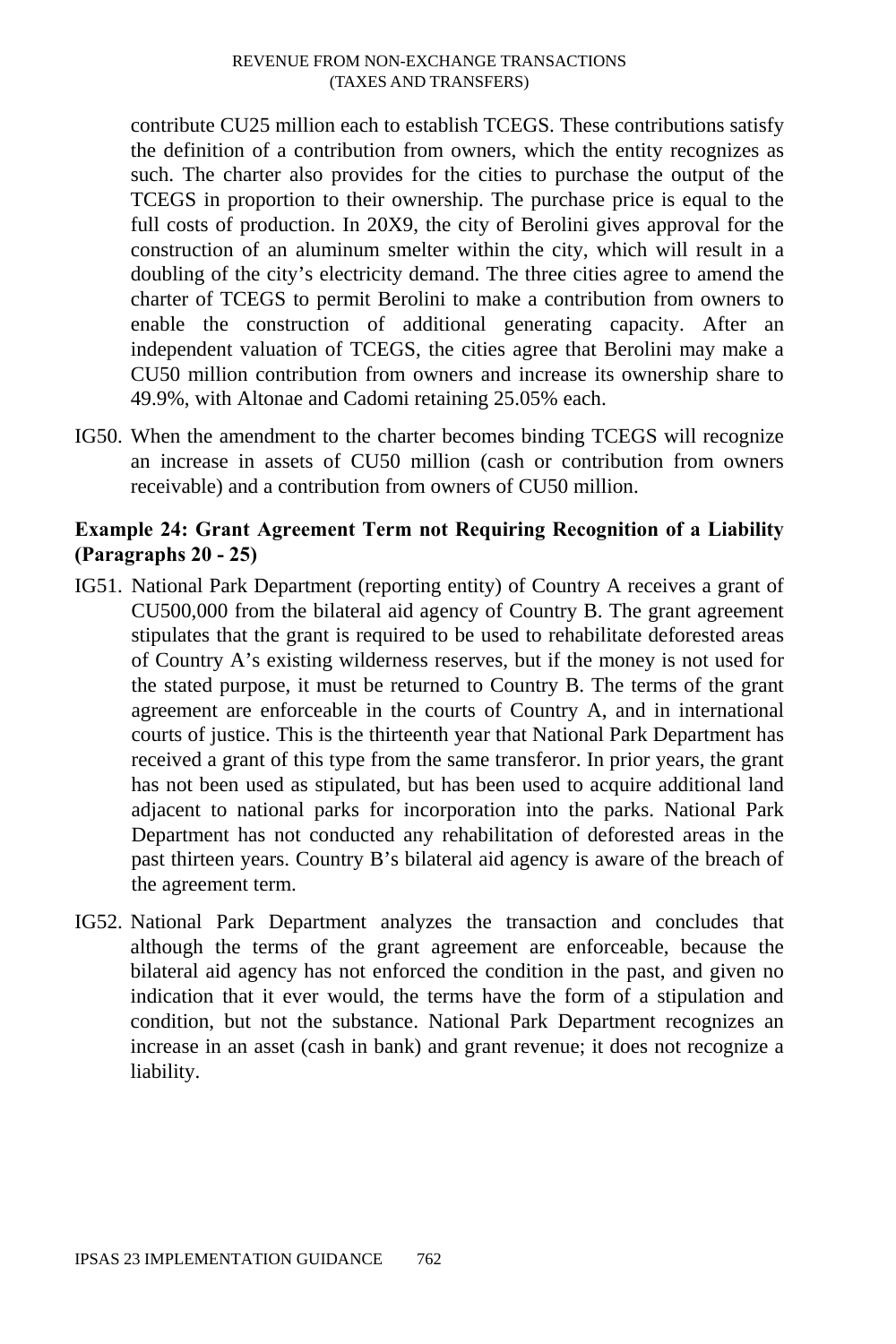contribute CU25 million each to establish TCEGS. These contributions satisfy the definition of a contribution from owners, which the entity recognizes as such. The charter also provides for the cities to purchase the output of the TCEGS in proportion to their ownership. The purchase price is equal to the full costs of production. In 20X9, the city of Berolini gives approval for the construction of an aluminum smelter within the city, which will result in a doubling of the city's electricity demand. The three cities agree to amend the charter of TCEGS to permit Berolini to make a contribution from owners to enable the construction of additional generating capacity. After an independent valuation of TCEGS, the cities agree that Berolini may make a CU50 million contribution from owners and increase its ownership share to 49.9%, with Altonae and Cadomi retaining 25.05% each.

IG50. When the amendment to the charter becomes binding TCEGS will recognize an increase in assets of CU50 million (cash or contribution from owners receivable) and a contribution from owners of CU50 million.

### Example 24: Grant Agreement Term not Requiring Recognition of a Liability (Paragraphs 20 - 25)

IG51. National Park Department (reporting entity) of Country A receives a grant of CU500,000 from the bilateral aid agency of Country B. The grant agreement stipulates that the grant is required to be used to rehabilitate deforested areas of Country A's existing wilderness reserves, but if the money is not used for the stated purpose, it must be returned to Country B. The terms of the grant agreement are enforceable in the courts of Country A, and in international courts of justice. This is the thirteenth year that National Park Department has received a grant of this type from the same transferor. In prior years, the grant has not been used as stipulated, but has been used to acquire additional land adjacent to national parks for incorporation into the parks. National Park Department has not conducted any rehabilitation of deforested areas in the past thirteen years. Country B's bilateral aid agency is aware of the breach of the agreement term.

IG52. National Park Department analyzes the transaction and concludes that although the terms of the grant agreement are enforceable, because the bilateral aid agency has not enforced the condition in the past, and given no indication that it ever would, the terms have the form of a stipulation and condition, but not the substance. National Park Department recognizes an increase in an asset (cash in bank) and grant revenue; it does not recognize a liability.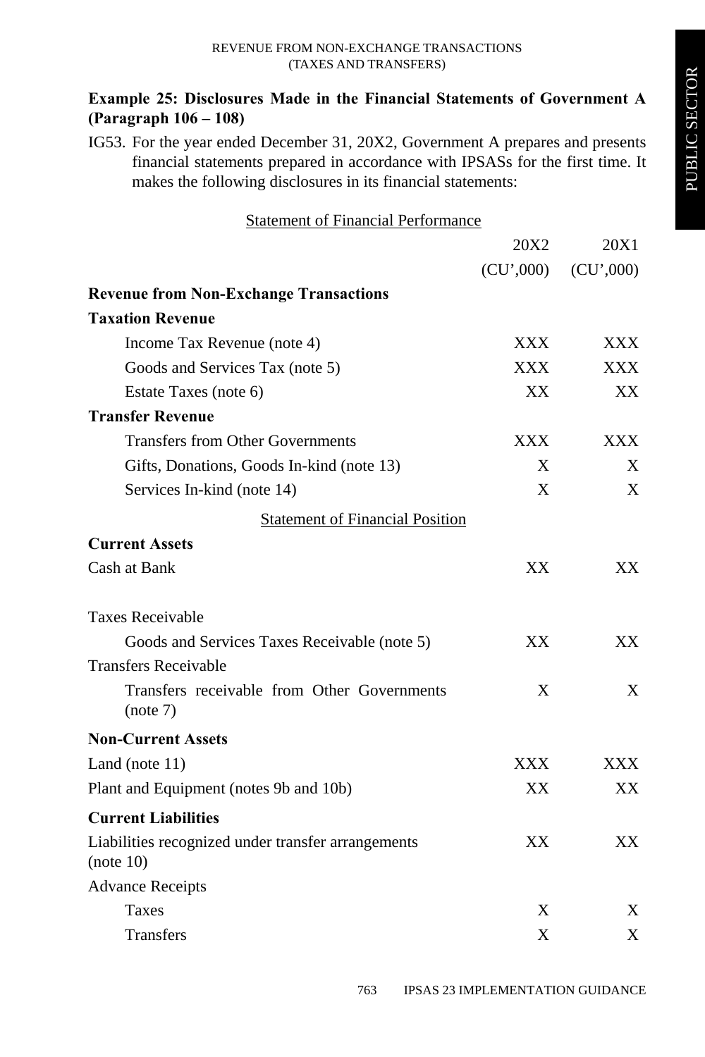### Example 25: Disclosures Made in the Financial Statements of Government A (Paragraph 106 – 108)

IG53. For the year ended December 31, 20X2, Government A prepares and presents financial statements prepared in accordance with IPSASs for the first time. It makes the following disclosures in its financial statements:

Statement of Financial Performance

| | 20X2 | 20X1 |
|---|---|---|
| | (CU',000) | (CU',000) |
| **Revenue from Non-Exchange Transactions** | | |
| **Taxation Revenue** | | |
| Income Tax Revenue (note 4) | XXX | XXX |
| Goods and Services Tax (note 5) | XXX | XXX |
| Estate Taxes (note 6) | XX | XX |
| **Transfer Revenue** | | |
| Transfers from Other Governments | XXX | XXX |
| Gifts, Donations, Goods In-kind (note 13) | X | X |
| Services In-kind (note 14) | X | X |

Statement of Financial Position

| | 20X2 | 20X1 |
|---|---|---|
| **Current Assets** | | |
| Cash at Bank | XX | XX |
| Taxes Receivable | | |
| Goods and Services Taxes Receivable (note 5) | XX | XX |
| Transfers Receivable | | |
| Transfers receivable from Other Governments (note 7) | X | X |
| **Non-Current Assets** | | |
| Land (note 11) | XXX | XXX |
| Plant and Equipment (notes 9b and 10b) | XX | XX |
| **Current Liabilities** | | |
| Liabilities recognized under transfer arrangements (note 10) | XX | XX |
| Advance Receipts | | |
| Taxes | X | X |
| Transfers | X | X |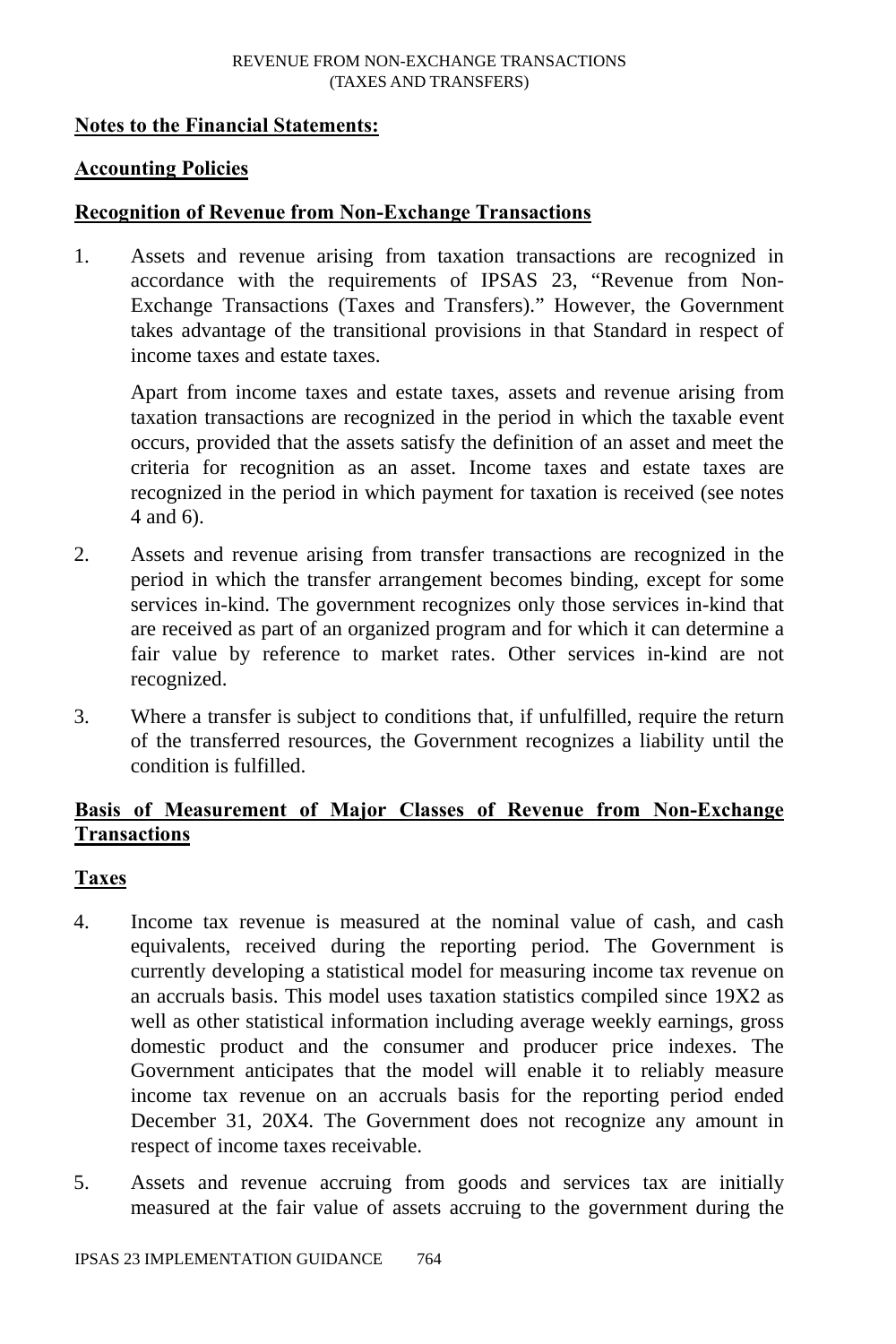**Notes to the Financial Statements:**

**Accounting Policies**

**Recognition of Revenue from Non-Exchange Transactions**

1. Assets and revenue arising from taxation transactions are recognized in accordance with the requirements of IPSAS 23, "Revenue from Non-Exchange Transactions (Taxes and Transfers)." However, the Government takes advantage of the transitional provisions in that Standard in respect of income taxes and estate taxes.

   Apart from income taxes and estate taxes, assets and revenue arising from taxation transactions are recognized in the period in which the taxable event occurs, provided that the assets satisfy the definition of an asset and meet the criteria for recognition as an asset. Income taxes and estate taxes are recognized in the period in which payment for taxation is received (see notes 4 and 6).

2. Assets and revenue arising from transfer transactions are recognized in the period in which the transfer arrangement becomes binding, except for some services in-kind. The government recognizes only those services in-kind that are received as part of an organized program and for which it can determine a fair value by reference to market rates. Other services in-kind are not recognized.

3. Where a transfer is subject to conditions that, if unfulfilled, require the return of the transferred resources, the Government recognizes a liability until the condition is fulfilled.

**Basis of Measurement of Major Classes of Revenue from Non-Exchange Transactions**

**Taxes**

4. Income tax revenue is measured at the nominal value of cash, and cash equivalents, received during the reporting period. The Government is currently developing a statistical model for measuring income tax revenue on an accruals basis. This model uses taxation statistics compiled since 19X2 as well as other statistical information including average weekly earnings, gross domestic product and the consumer and producer price indexes. The Government anticipates that the model will enable it to reliably measure income tax revenue on an accruals basis for the reporting period ended December 31, 20X4. The Government does not recognize any amount in respect of income taxes receivable.

5. Assets and revenue accruing from goods and services tax are initially measured at the fair value of assets accruing to the government during the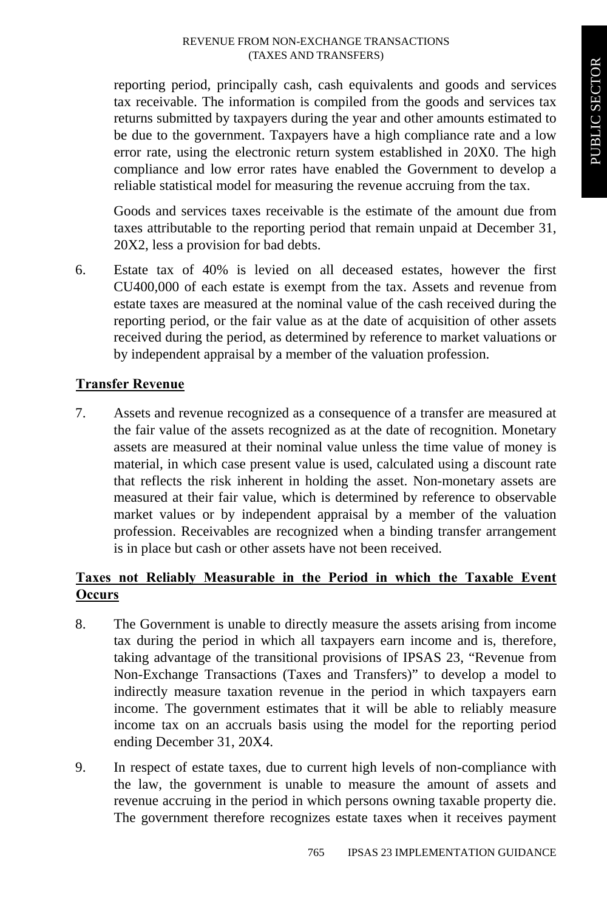reporting period, principally cash, cash equivalents and goods and services tax receivable. The information is compiled from the goods and services tax returns submitted by taxpayers during the year and other amounts estimated to be due to the government. Taxpayers have a high compliance rate and a low error rate, using the electronic return system established in 20X0. The high compliance and low error rates have enabled the Government to develop a reliable statistical model for measuring the revenue accruing from the tax.

Goods and services taxes receivable is the estimate of the amount due from taxes attributable to the reporting period that remain unpaid at December 31, 20X2, less a provision for bad debts.

6. Estate tax of 40% is levied on all deceased estates, however the first CU400,000 of each estate is exempt from the tax. Assets and revenue from estate taxes are measured at the nominal value of the cash received during the reporting period, or the fair value as at the date of acquisition of other assets received during the period, as determined by reference to market valuations or by independent appraisal by a member of the valuation profession.

**Transfer Revenue**

7. Assets and revenue recognized as a consequence of a transfer are measured at the fair value of the assets recognized as at the date of recognition. Monetary assets are measured at their nominal value unless the time value of money is material, in which case present value is used, calculated using a discount rate that reflects the risk inherent in holding the asset. Non-monetary assets are measured at their fair value, which is determined by reference to observable market values or by independent appraisal by a member of the valuation profession. Receivables are recognized when a binding transfer arrangement is in place but cash or other assets have not been received.

**Taxes not Reliably Measurable in the Period in which the Taxable Event Occurs**

8. The Government is unable to directly measure the assets arising from income tax during the period in which all taxpayers earn income and is, therefore, taking advantage of the transitional provisions of IPSAS 23, "Revenue from Non-Exchange Transactions (Taxes and Transfers)" to develop a model to indirectly measure taxation revenue in the period in which taxpayers earn income. The government estimates that it will be able to reliably measure income tax on an accruals basis using the model for the reporting period ending December 31, 20X4.

9. In respect of estate taxes, due to current high levels of non-compliance with the law, the government is unable to measure the amount of assets and revenue accruing in the period in which persons owning taxable property die. The government therefore recognizes estate taxes when it receives payment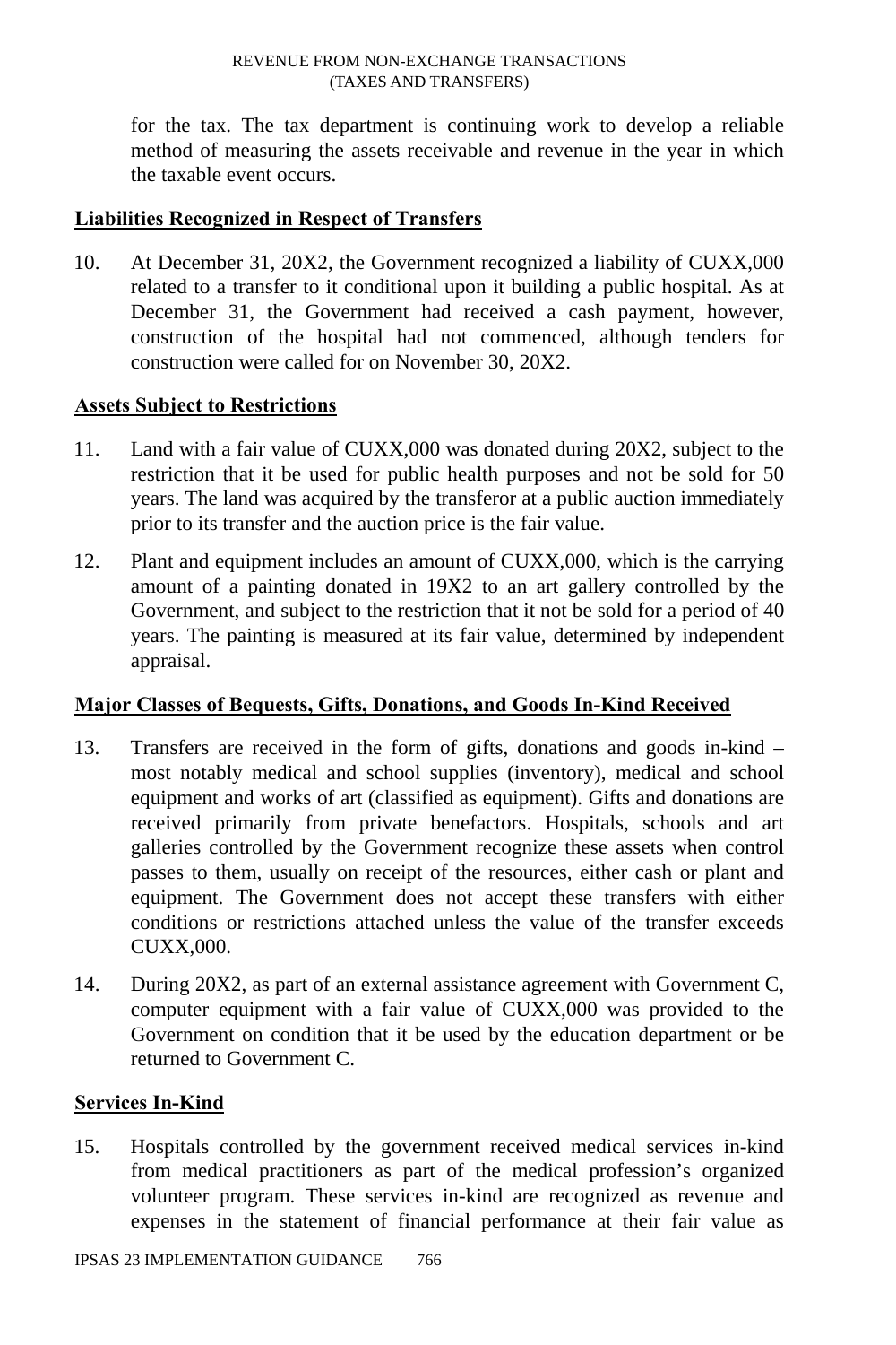for the tax. The tax department is continuing work to develop a reliable method of measuring the assets receivable and revenue in the year in which the taxable event occurs.

**Liabilities Recognized in Respect of Transfers**

10. At December 31, 20X2, the Government recognized a liability of CUXX,000 related to a transfer to it conditional upon it building a public hospital. As at December 31, the Government had received a cash payment, however, construction of the hospital had not commenced, although tenders for construction were called for on November 30, 20X2.

**Assets Subject to Restrictions**

11. Land with a fair value of CUXX,000 was donated during 20X2, subject to the restriction that it be used for public health purposes and not be sold for 50 years. The land was acquired by the transferor at a public auction immediately prior to its transfer and the auction price is the fair value.

12. Plant and equipment includes an amount of CUXX,000, which is the carrying amount of a painting donated in 19X2 to an art gallery controlled by the Government, and subject to the restriction that it not be sold for a period of 40 years. The painting is measured at its fair value, determined by independent appraisal.

**Major Classes of Bequests, Gifts, Donations, and Goods In-Kind Received**

13. Transfers are received in the form of gifts, donations and goods in-kind – most notably medical and school supplies (inventory), medical and school equipment and works of art (classified as equipment). Gifts and donations are received primarily from private benefactors. Hospitals, schools and art galleries controlled by the Government recognize these assets when control passes to them, usually on receipt of the resources, either cash or plant and equipment. The Government does not accept these transfers with either conditions or restrictions attached unless the value of the transfer exceeds CUXX,000.

14. During 20X2, as part of an external assistance agreement with Government C, computer equipment with a fair value of CUXX,000 was provided to the Government on condition that it be used by the education department or be returned to Government C.

**Services In-Kind**

15. Hospitals controlled by the government received medical services in-kind from medical practitioners as part of the medical profession's organized volunteer program. These services in-kind are recognized as revenue and expenses in the statement of financial performance at their fair value as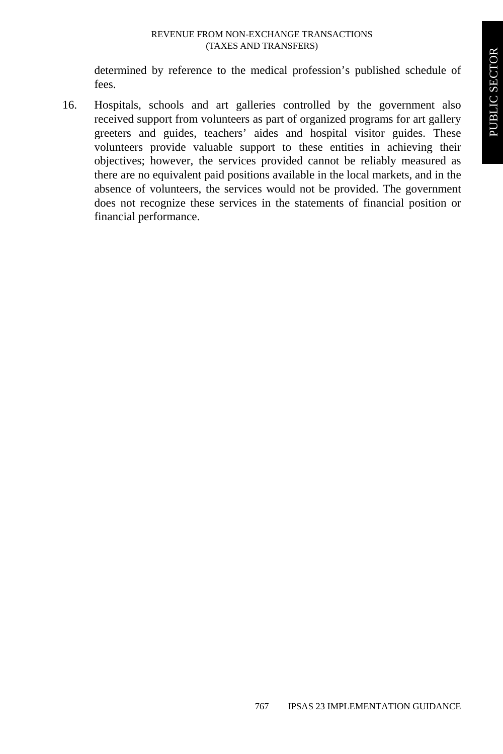determined by reference to the medical profession's published schedule of fees.

16. Hospitals, schools and art galleries controlled by the government also received support from volunteers as part of organized programs for art gallery greeters and guides, teachers' aides and hospital visitor guides. These volunteers provide valuable support to these entities in achieving their objectives; however, the services provided cannot be reliably measured as there are no equivalent paid positions available in the local markets, and in the absence of volunteers, the services would not be provided. The government does not recognize these services in the statements of financial position or financial performance.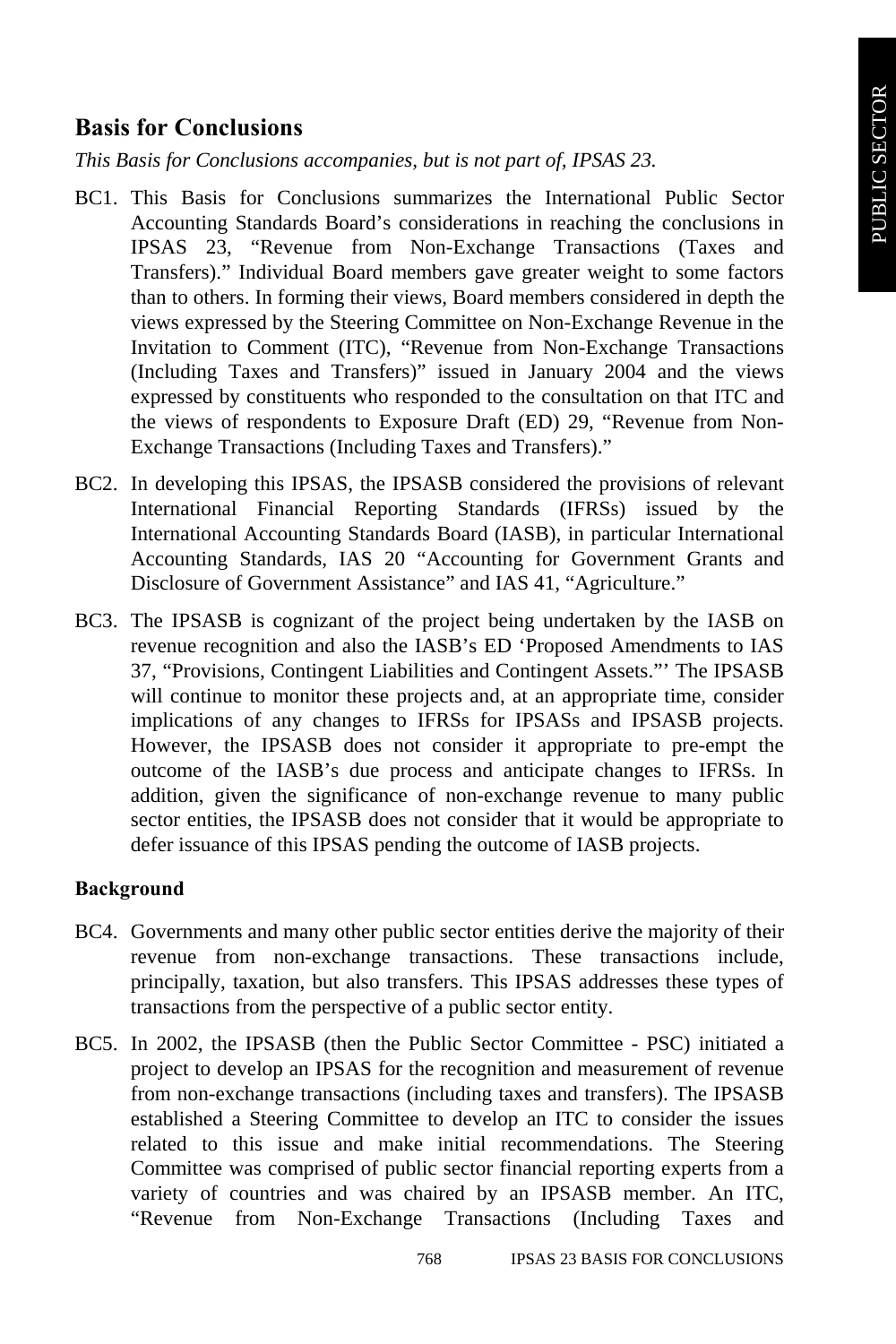## Basis for Conclusions

*This Basis for Conclusions accompanies, but is not part of, IPSAS 23.*

BC1. This Basis for Conclusions summarizes the International Public Sector Accounting Standards Board's considerations in reaching the conclusions in IPSAS 23, "Revenue from Non-Exchange Transactions (Taxes and Transfers)." Individual Board members gave greater weight to some factors than to others. In forming their views, Board members considered in depth the views expressed by the Steering Committee on Non-Exchange Revenue in the Invitation to Comment (ITC), "Revenue from Non-Exchange Transactions (Including Taxes and Transfers)" issued in January 2004 and the views expressed by constituents who responded to the consultation on that ITC and the views of respondents to Exposure Draft (ED) 29, "Revenue from Non-Exchange Transactions (Including Taxes and Transfers)."

BC2. In developing this IPSAS, the IPSASB considered the provisions of relevant International Financial Reporting Standards (IFRSs) issued by the International Accounting Standards Board (IASB), in particular International Accounting Standards, IAS 20 "Accounting for Government Grants and Disclosure of Government Assistance" and IAS 41, "Agriculture."

BC3. The IPSASB is cognizant of the project being undertaken by the IASB on revenue recognition and also the IASB's ED 'Proposed Amendments to IAS 37, "Provisions, Contingent Liabilities and Contingent Assets."' The IPSASB will continue to monitor these projects and, at an appropriate time, consider implications of any changes to IFRSs for IPSASs and IPSASB projects. However, the IPSASB does not consider it appropriate to pre-empt the outcome of the IASB's due process and anticipate changes to IFRSs. In addition, given the significance of non-exchange revenue to many public sector entities, the IPSASB does not consider that it would be appropriate to defer issuance of this IPSAS pending the outcome of IASB projects.

### Background

BC4. Governments and many other public sector entities derive the majority of their revenue from non-exchange transactions. These transactions include, principally, taxation, but also transfers. This IPSAS addresses these types of transactions from the perspective of a public sector entity.

BC5. In 2002, the IPSASB (then the Public Sector Committee - PSC) initiated a project to develop an IPSAS for the recognition and measurement of revenue from non-exchange transactions (including taxes and transfers). The IPSASB established a Steering Committee to develop an ITC to consider the issues related to this issue and make initial recommendations. The Steering Committee was comprised of public sector financial reporting experts from a variety of countries and was chaired by an IPSASB member. An ITC, "Revenue from Non-Exchange Transactions (Including Taxes and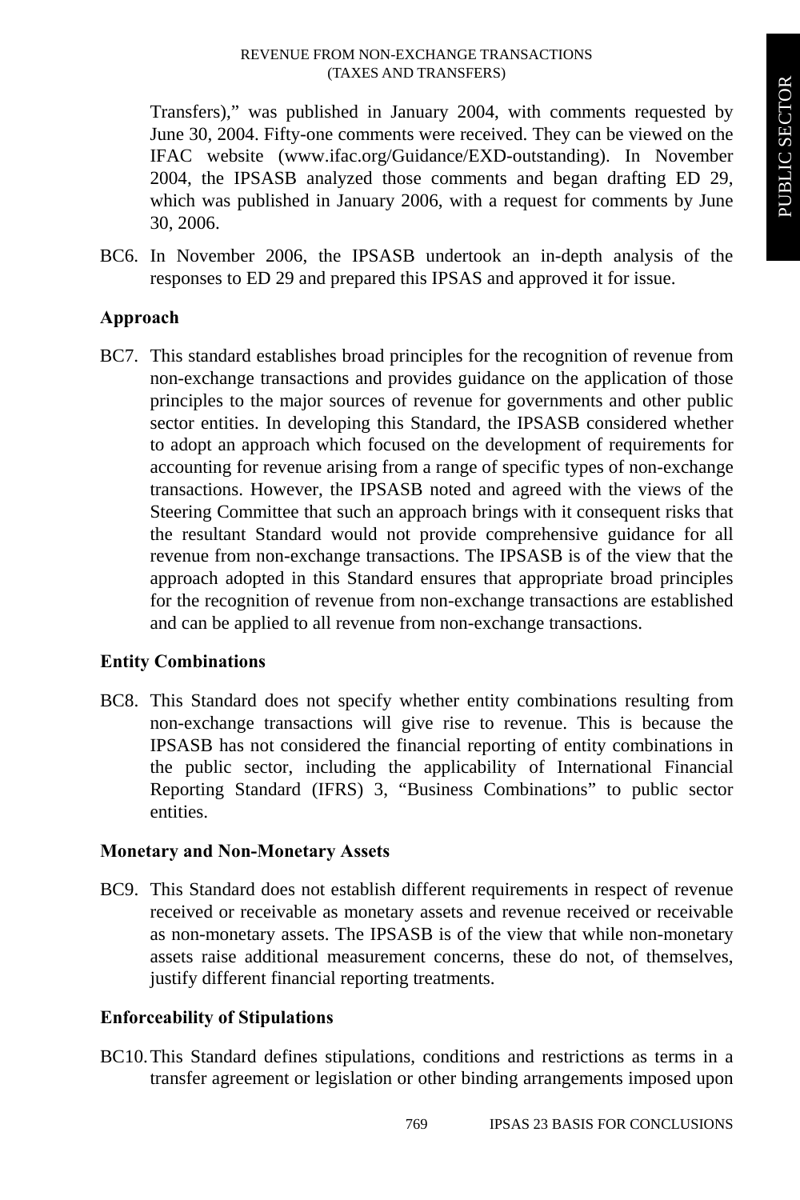Transfers)," was published in January 2004, with comments requested by June 30, 2004. Fifty-one comments were received. They can be viewed on the IFAC website (www.ifac.org/Guidance/EXD-outstanding). In November 2004, the IPSASB analyzed those comments and began drafting ED 29, which was published in January 2006, with a request for comments by June 30, 2006.

BC6. In November 2006, the IPSASB undertook an in-depth analysis of the responses to ED 29 and prepared this IPSAS and approved it for issue.

**Approach**

BC7. This standard establishes broad principles for the recognition of revenue from non-exchange transactions and provides guidance on the application of those principles to the major sources of revenue for governments and other public sector entities. In developing this Standard, the IPSASB considered whether to adopt an approach which focused on the development of requirements for accounting for revenue arising from a range of specific types of non-exchange transactions. However, the IPSASB noted and agreed with the views of the Steering Committee that such an approach brings with it consequent risks that the resultant Standard would not provide comprehensive guidance for all revenue from non-exchange transactions. The IPSASB is of the view that the approach adopted in this Standard ensures that appropriate broad principles for the recognition of revenue from non-exchange transactions are established and can be applied to all revenue from non-exchange transactions.

**Entity Combinations**

BC8. This Standard does not specify whether entity combinations resulting from non-exchange transactions will give rise to revenue. This is because the IPSASB has not considered the financial reporting of entity combinations in the public sector, including the applicability of International Financial Reporting Standard (IFRS) 3, "Business Combinations" to public sector entities.

**Monetary and Non-Monetary Assets**

BC9. This Standard does not establish different requirements in respect of revenue received or receivable as monetary assets and revenue received or receivable as non-monetary assets. The IPSASB is of the view that while non-monetary assets raise additional measurement concerns, these do not, of themselves, justify different financial reporting treatments.

**Enforceability of Stipulations**

BC10. This Standard defines stipulations, conditions and restrictions as terms in a transfer agreement or legislation or other binding arrangements imposed upon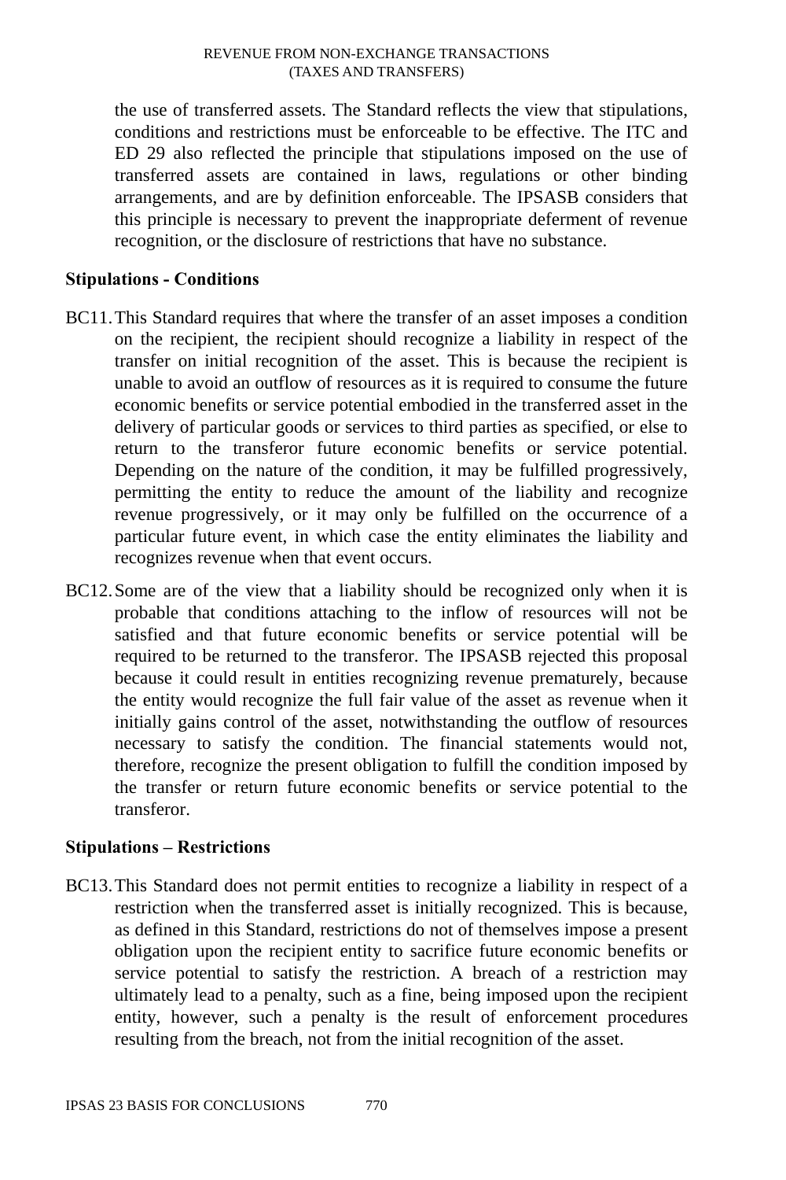the use of transferred assets. The Standard reflects the view that stipulations, conditions and restrictions must be enforceable to be effective. The ITC and ED 29 also reflected the principle that stipulations imposed on the use of transferred assets are contained in laws, regulations or other binding arrangements, and are by definition enforceable. The IPSASB considers that this principle is necessary to prevent the inappropriate deferment of revenue recognition, or the disclosure of restrictions that have no substance.

**Stipulations - Conditions**

BC11. This Standard requires that where the transfer of an asset imposes a condition on the recipient, the recipient should recognize a liability in respect of the transfer on initial recognition of the asset. This is because the recipient is unable to avoid an outflow of resources as it is required to consume the future economic benefits or service potential embodied in the transferred asset in the delivery of particular goods or services to third parties as specified, or else to return to the transferor future economic benefits or service potential. Depending on the nature of the condition, it may be fulfilled progressively, permitting the entity to reduce the amount of the liability and recognize revenue progressively, or it may only be fulfilled on the occurrence of a particular future event, in which case the entity eliminates the liability and recognizes revenue when that event occurs.

BC12. Some are of the view that a liability should be recognized only when it is probable that conditions attaching to the inflow of resources will not be satisfied and that future economic benefits or service potential will be required to be returned to the transferor. The IPSASB rejected this proposal because it could result in entities recognizing revenue prematurely, because the entity would recognize the full fair value of the asset as revenue when it initially gains control of the asset, notwithstanding the outflow of resources necessary to satisfy the condition. The financial statements would not, therefore, recognize the present obligation to fulfill the condition imposed by the transfer or return future economic benefits or service potential to the transferor.

**Stipulations – Restrictions**

BC13. This Standard does not permit entities to recognize a liability in respect of a restriction when the transferred asset is initially recognized. This is because, as defined in this Standard, restrictions do not of themselves impose a present obligation upon the recipient entity to sacrifice future economic benefits or service potential to satisfy the restriction. A breach of a restriction may ultimately lead to a penalty, such as a fine, being imposed upon the recipient entity, however, such a penalty is the result of enforcement procedures resulting from the breach, not from the initial recognition of the asset.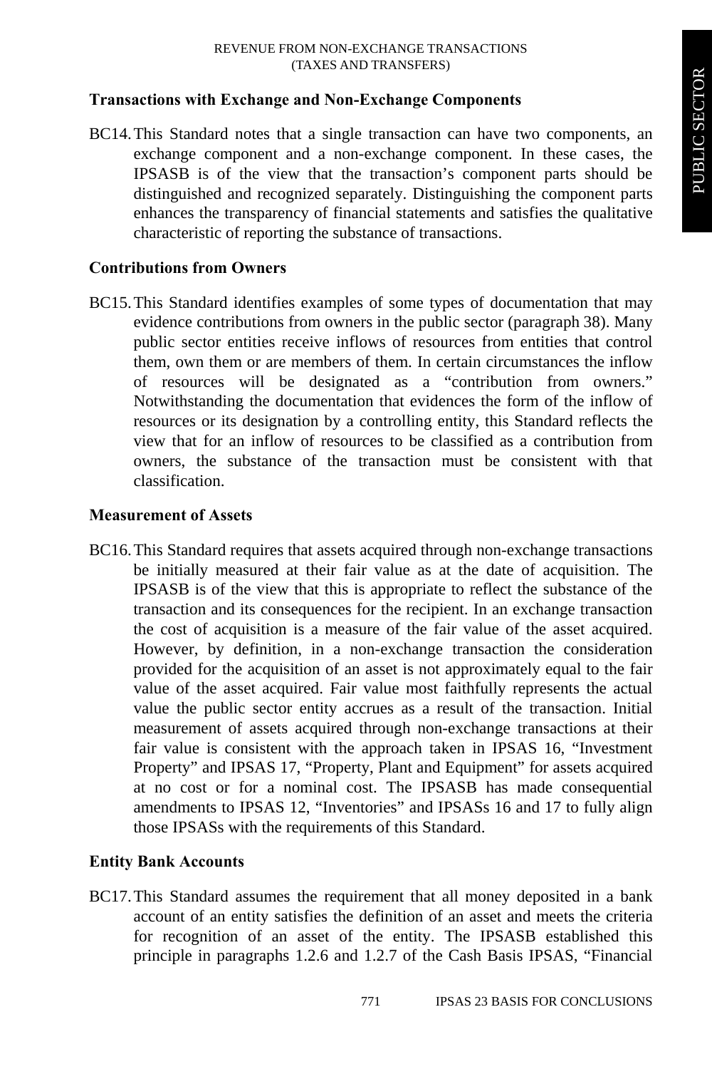### Transactions with Exchange and Non-Exchange Components

BC14. This Standard notes that a single transaction can have two components, an exchange component and a non-exchange component. In these cases, the IPSASB is of the view that the transaction's component parts should be distinguished and recognized separately. Distinguishing the component parts enhances the transparency of financial statements and satisfies the qualitative characteristic of reporting the substance of transactions.

### Contributions from Owners

BC15. This Standard identifies examples of some types of documentation that may evidence contributions from owners in the public sector (paragraph 38). Many public sector entities receive inflows of resources from entities that control them, own them or are members of them. In certain circumstances the inflow of resources will be designated as a "contribution from owners." Notwithstanding the documentation that evidences the form of the inflow of resources or its designation by a controlling entity, this Standard reflects the view that for an inflow of resources to be classified as a contribution from owners, the substance of the transaction must be consistent with that classification.

### Measurement of Assets

BC16. This Standard requires that assets acquired through non-exchange transactions be initially measured at their fair value as at the date of acquisition. The IPSASB is of the view that this is appropriate to reflect the substance of the transaction and its consequences for the recipient. In an exchange transaction the cost of acquisition is a measure of the fair value of the asset acquired. However, by definition, in a non-exchange transaction the consideration provided for the acquisition of an asset is not approximately equal to the fair value of the asset acquired. Fair value most faithfully represents the actual value the public sector entity accrues as a result of the transaction. Initial measurement of assets acquired through non-exchange transactions at their fair value is consistent with the approach taken in IPSAS 16, "Investment Property" and IPSAS 17, "Property, Plant and Equipment" for assets acquired at no cost or for a nominal cost. The IPSASB has made consequential amendments to IPSAS 12, "Inventories" and IPSASs 16 and 17 to fully align those IPSASs with the requirements of this Standard.

### Entity Bank Accounts

BC17. This Standard assumes the requirement that all money deposited in a bank account of an entity satisfies the definition of an asset and meets the criteria for recognition of an asset of the entity. The IPSASB established this principle in paragraphs 1.2.6 and 1.2.7 of the Cash Basis IPSAS, "Financial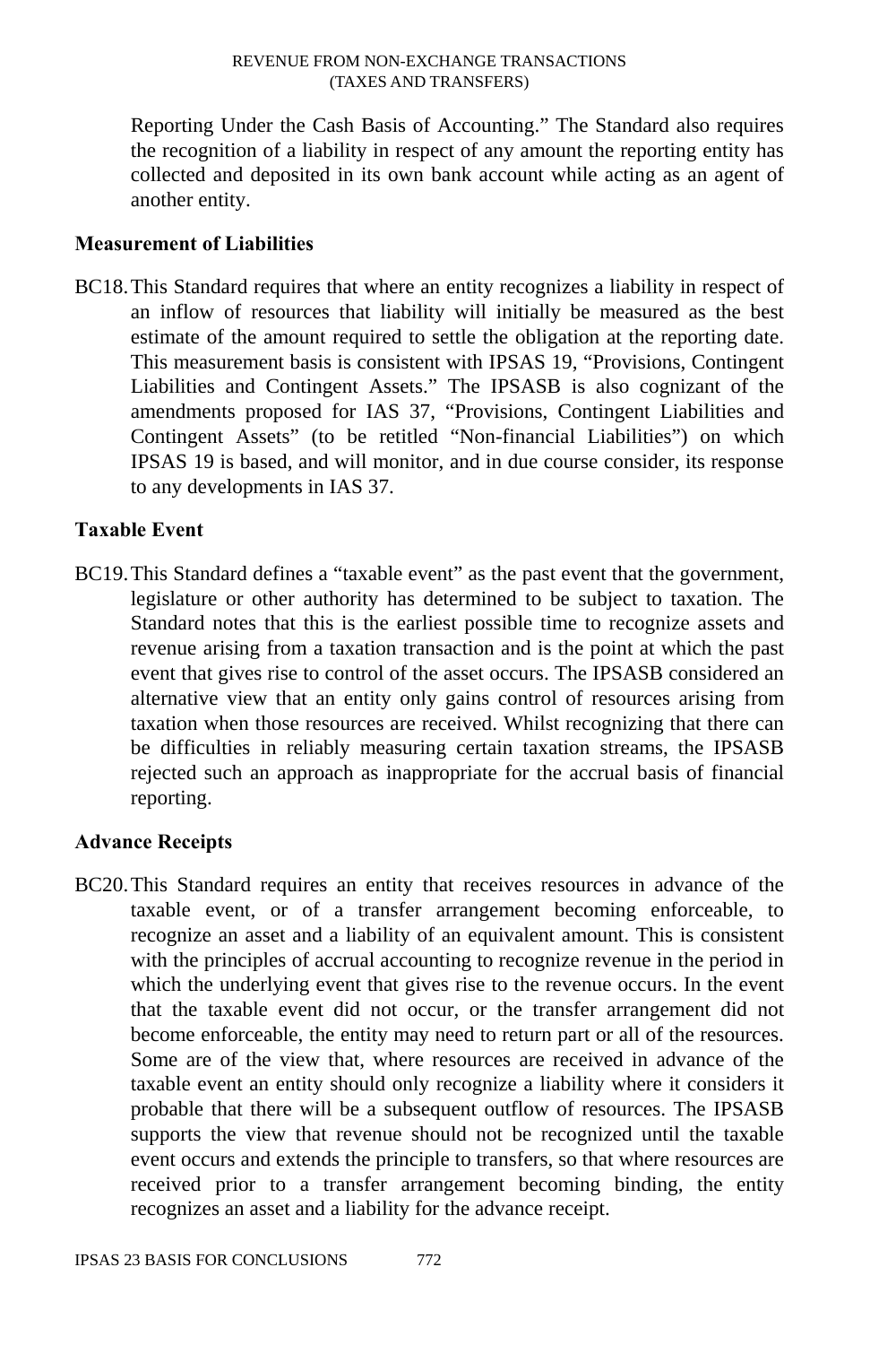Reporting Under the Cash Basis of Accounting." The Standard also requires the recognition of a liability in respect of any amount the reporting entity has collected and deposited in its own bank account while acting as an agent of another entity.

### Measurement of Liabilities

BC18. This Standard requires that where an entity recognizes a liability in respect of an inflow of resources that liability will initially be measured as the best estimate of the amount required to settle the obligation at the reporting date. This measurement basis is consistent with IPSAS 19, "Provisions, Contingent Liabilities and Contingent Assets." The IPSASB is also cognizant of the amendments proposed for IAS 37, "Provisions, Contingent Liabilities and Contingent Assets" (to be retitled "Non-financial Liabilities") on which IPSAS 19 is based, and will monitor, and in due course consider, its response to any developments in IAS 37.

### Taxable Event

BC19. This Standard defines a "taxable event" as the past event that the government, legislature or other authority has determined to be subject to taxation. The Standard notes that this is the earliest possible time to recognize assets and revenue arising from a taxation transaction and is the point at which the past event that gives rise to control of the asset occurs. The IPSASB considered an alternative view that an entity only gains control of resources arising from taxation when those resources are received. Whilst recognizing that there can be difficulties in reliably measuring certain taxation streams, the IPSASB rejected such an approach as inappropriate for the accrual basis of financial reporting.

### Advance Receipts

BC20. This Standard requires an entity that receives resources in advance of the taxable event, or of a transfer arrangement becoming enforceable, to recognize an asset and a liability of an equivalent amount. This is consistent with the principles of accrual accounting to recognize revenue in the period in which the underlying event that gives rise to the revenue occurs. In the event that the taxable event did not occur, or the transfer arrangement did not become enforceable, the entity may need to return part or all of the resources. Some are of the view that, where resources are received in advance of the taxable event an entity should only recognize a liability where it considers it probable that there will be a subsequent outflow of resources. The IPSASB supports the view that revenue should not be recognized until the taxable event occurs and extends the principle to transfers, so that where resources are received prior to a transfer arrangement becoming binding, the entity recognizes an asset and a liability for the advance receipt.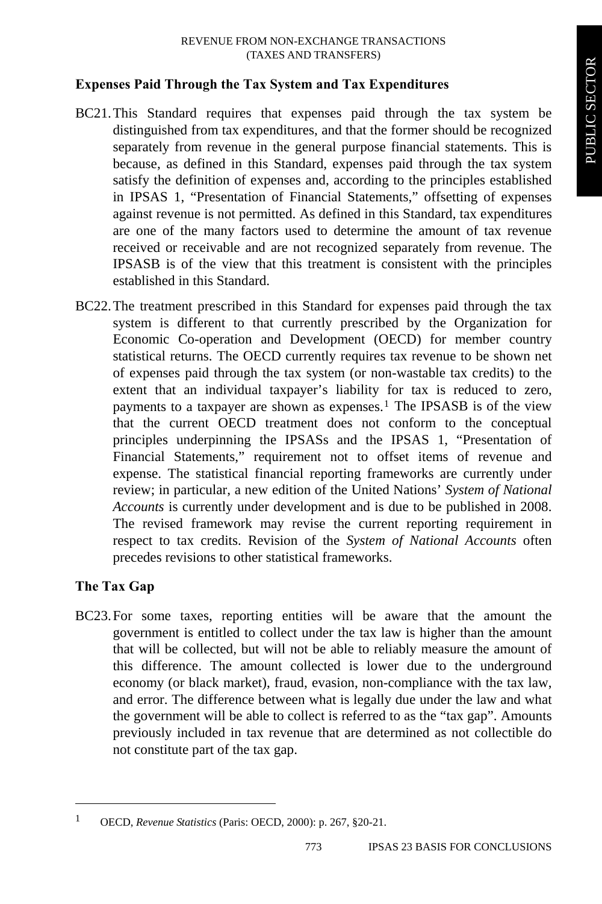### Expenses Paid Through the Tax System and Tax Expenditures

BC21. This Standard requires that expenses paid through the tax system be distinguished from tax expenditures, and that the former should be recognized separately from revenue in the general purpose financial statements. This is because, as defined in this Standard, expenses paid through the tax system satisfy the definition of expenses and, according to the principles established in IPSAS 1, "Presentation of Financial Statements," offsetting of expenses against revenue is not permitted. As defined in this Standard, tax expenditures are one of the many factors used to determine the amount of tax revenue received or receivable and are not recognized separately from revenue. The IPSASB is of the view that this treatment is consistent with the principles established in this Standard.

BC22. The treatment prescribed in this Standard for expenses paid through the tax system is different to that currently prescribed by the Organization for Economic Co-operation and Development (OECD) for member country statistical returns. The OECD currently requires tax revenue to be shown net of expenses paid through the tax system (or non-wastable tax credits) to the extent that an individual taxpayer's liability for tax is reduced to zero, payments to a taxpayer are shown as expenses.[1] The IPSASB is of the view that the current OECD treatment does not conform to the conceptual principles underpinning the IPSASs and the IPSAS 1, "Presentation of Financial Statements," requirement not to offset items of revenue and expense. The statistical financial reporting frameworks are currently under review; in particular, a new edition of the United Nations' *System of National Accounts* is currently under development and is due to be published in 2008. The revised framework may revise the current reporting requirement in respect to tax credits. Revision of the *System of National Accounts* often precedes revisions to other statistical frameworks.

### The Tax Gap

BC23. For some taxes, reporting entities will be aware that the amount the government is entitled to collect under the tax law is higher than the amount that will be collected, but will not be able to reliably measure the amount of this difference. The amount collected is lower due to the underground economy (or black market), fraud, evasion, non-compliance with the tax law, and error. The difference between what is legally due under the law and what the government will be able to collect is referred to as the "tax gap". Amounts previously included in tax revenue that are determined as not collectible do not constitute part of the tax gap.

---

[1] OECD, *Revenue Statistics* (Paris: OECD, 2000): p. 267, §20-21.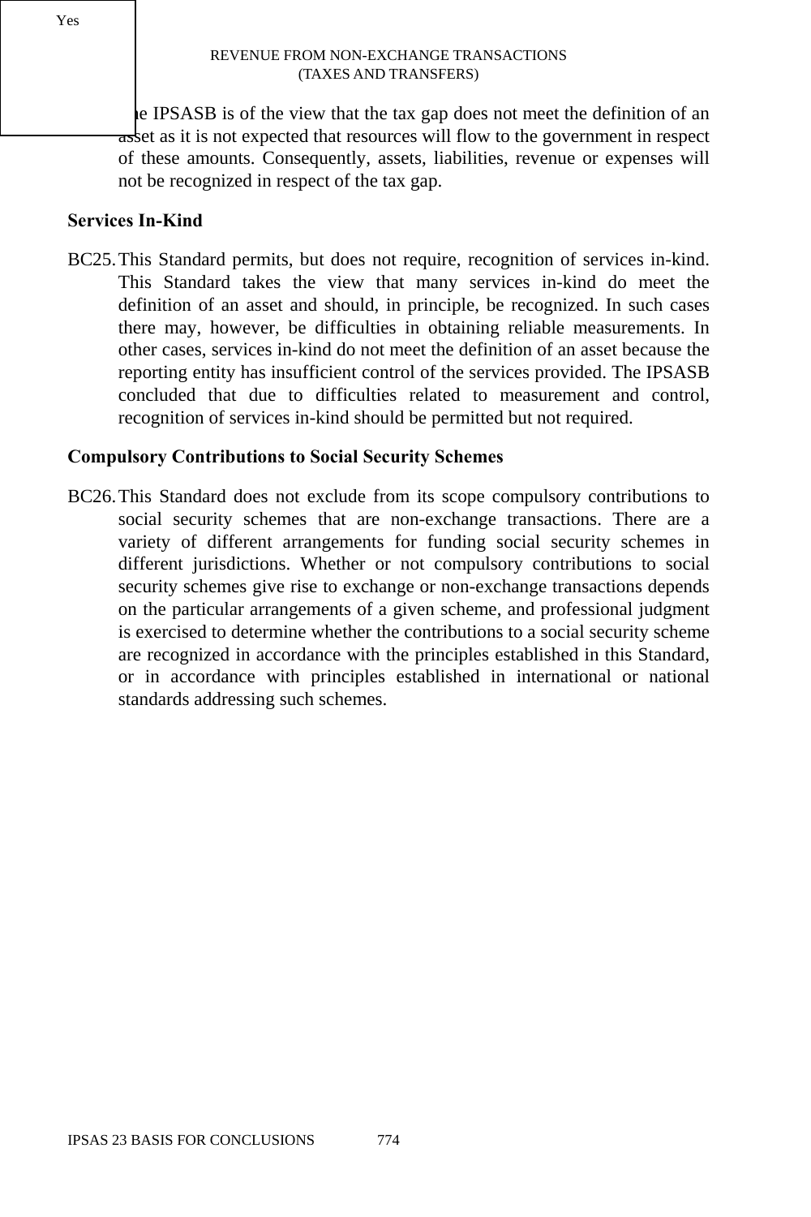The IPSASB is of the view that the tax gap does not meet the definition of an asset as it is not expected that resources will flow to the government in respect of these amounts. Consequently, assets, liabilities, revenue or expenses will not be recognized in respect of the tax gap.

**Services In-Kind**

BC25. This Standard permits, but does not require, recognition of services in-kind. This Standard takes the view that many services in-kind do meet the definition of an asset and should, in principle, be recognized. In such cases there may, however, be difficulties in obtaining reliable measurements. In other cases, services in-kind do not meet the definition of an asset because the reporting entity has insufficient control of the services provided. The IPSASB concluded that due to difficulties related to measurement and control, recognition of services in-kind should be permitted but not required.

**Compulsory Contributions to Social Security Schemes**

BC26. This Standard does not exclude from its scope compulsory contributions to social security schemes that are non-exchange transactions. There are a variety of different arrangements for funding social security schemes in different jurisdictions. Whether or not compulsory contributions to social security schemes give rise to exchange or non-exchange transactions depends on the particular arrangements of a given scheme, and professional judgment is exercised to determine whether the contributions to a social security scheme are recognized in accordance with the principles established in this Standard, or in accordance with principles established in international or national standards addressing such schemes.